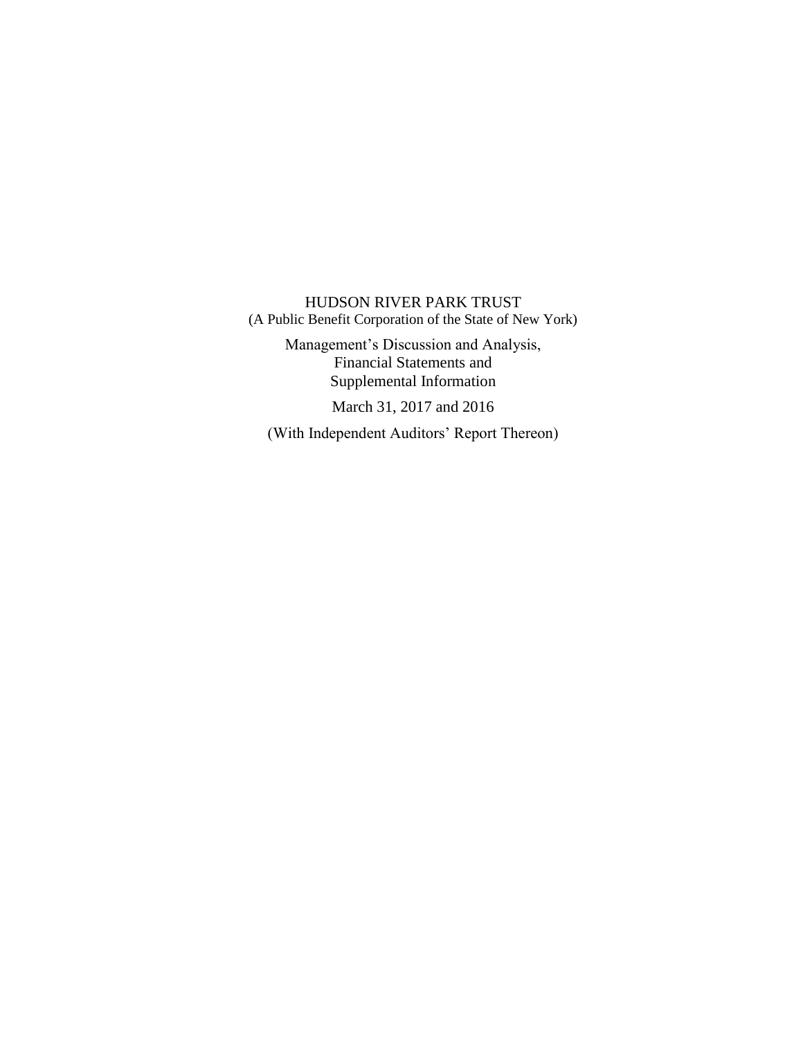# HUDSON RIVER PARK TRUST

(A Public Benefit Corporation of the State of New York)

Management's Discussion and Analysis,
Financial Statements and
Supplemental Information

March 31, 2017 and 2016

(With Independent Auditors' Report Thereon)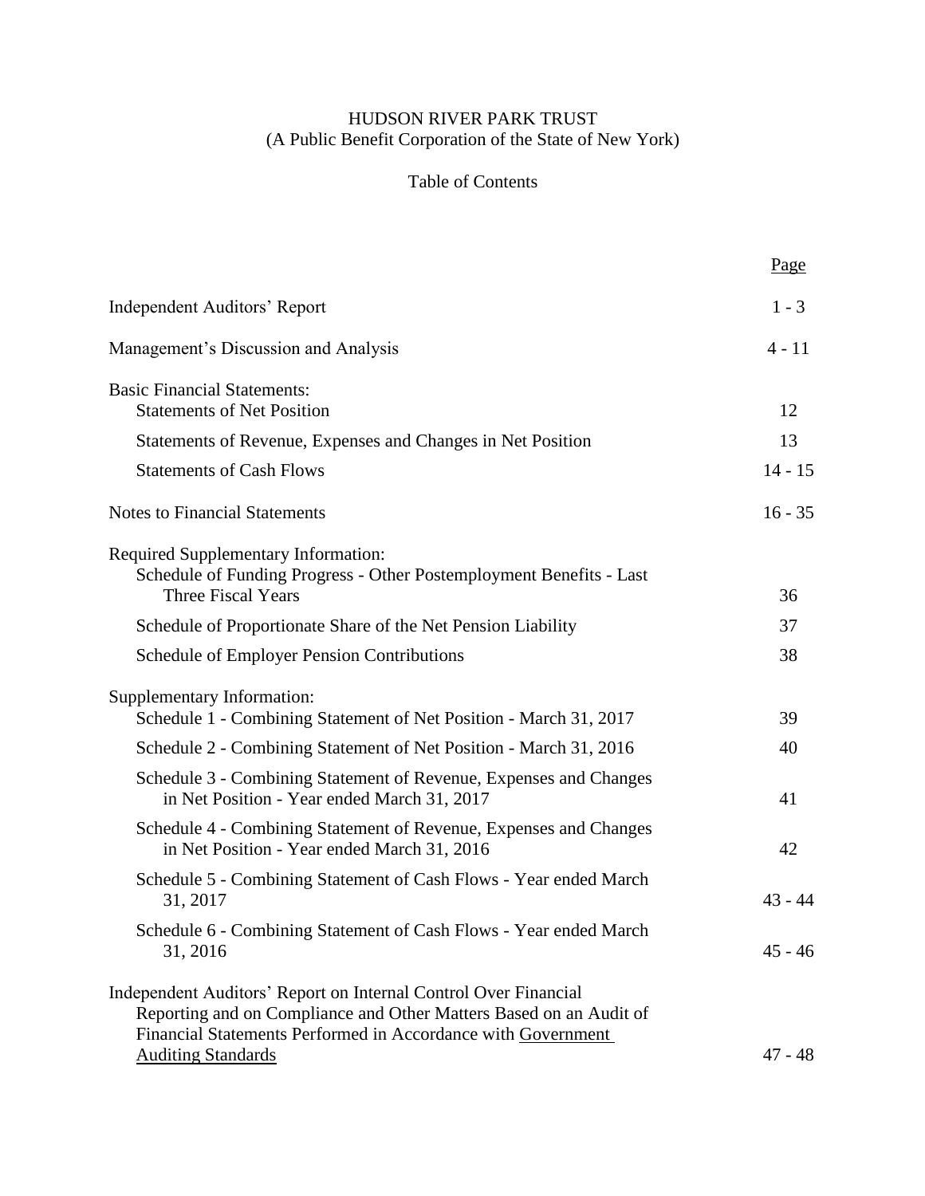# HUDSON RIVER PARK TRUST
## (A Public Benefit Corporation of the State of New York)

### Table of Contents

| | Page |
|---|---|
| Independent Auditors' Report | 1 - 3 |
| Management's Discussion and Analysis | 4 - 11 |
| Basic Financial Statements: | |
| Statements of Net Position | 12 |
| Statements of Revenue, Expenses and Changes in Net Position | 13 |
| Statements of Cash Flows | 14 - 15 |
| Notes to Financial Statements | 16 - 35 |
| Required Supplementary Information: | |
| Schedule of Funding Progress - Other Postemployment Benefits - Last Three Fiscal Years | 36 |
| Schedule of Proportionate Share of the Net Pension Liability | 37 |
| Schedule of Employer Pension Contributions | 38 |
| Supplementary Information: | |
| Schedule 1 - Combining Statement of Net Position - March 31, 2017 | 39 |
| Schedule 2 - Combining Statement of Net Position - March 31, 2016 | 40 |
| Schedule 3 - Combining Statement of Revenue, Expenses and Changes in Net Position - Year ended March 31, 2017 | 41 |
| Schedule 4 - Combining Statement of Revenue, Expenses and Changes in Net Position - Year ended March 31, 2016 | 42 |
| Schedule 5 - Combining Statement of Cash Flows - Year ended March 31, 2017 | 43 - 44 |
| Schedule 6 - Combining Statement of Cash Flows - Year ended March 31, 2016 | 45 - 46 |
| Independent Auditors' Report on Internal Control Over Financial Reporting and on Compliance and Other Matters Based on an Audit of Financial Statements Performed in Accordance with Government Auditing Standards | 47 - 48 |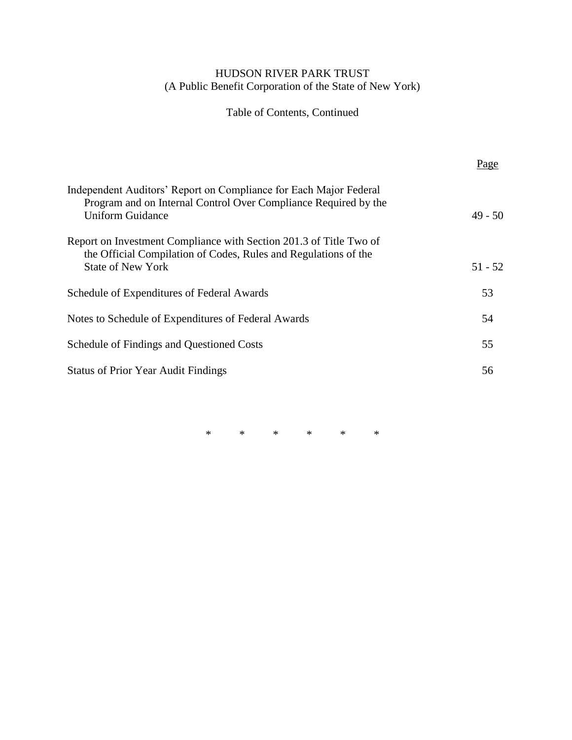HUDSON RIVER PARK TRUST
(A Public Benefit Corporation of the State of New York)

Table of Contents, Continued

| | Page |
|---|---|
| Independent Auditors' Report on Compliance for Each Major Federal Program and on Internal Control Over Compliance Required by the Uniform Guidance | 49 - 50 |
| Report on Investment Compliance with Section 201.3 of Title Two of the Official Compilation of Codes, Rules and Regulations of the State of New York | 51 - 52 |
| Schedule of Expenditures of Federal Awards | 53 |
| Notes to Schedule of Expenditures of Federal Awards | 54 |
| Schedule of Findings and Questioned Costs | 55 |
| Status of Prior Year Audit Findings | 56 |

\* \* \* \* \* \*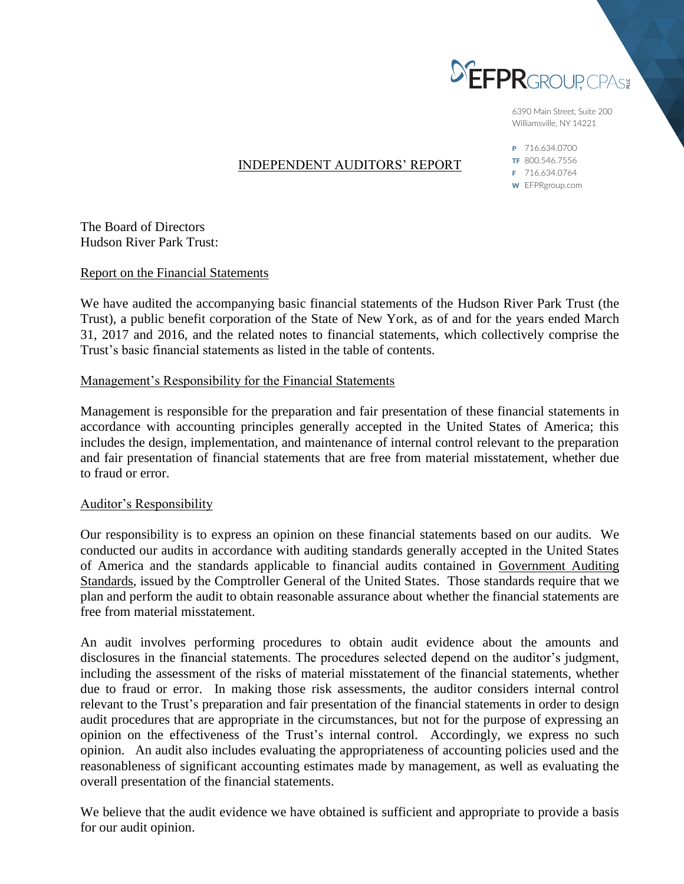EFPR GROUP, CPAs PLLC

6390 Main Street, Suite 200
Williamsville, NY 14221

P 716.634.0700
TF 800.546.7556
F 716.634.0764
W EFPRgroup.com

# INDEPENDENT AUDITORS' REPORT

The Board of Directors
Hudson River Park Trust:

## Report on the Financial Statements

We have audited the accompanying basic financial statements of the Hudson River Park Trust (the Trust), a public benefit corporation of the State of New York, as of and for the years ended March 31, 2017 and 2016, and the related notes to financial statements, which collectively comprise the Trust's basic financial statements as listed in the table of contents.

## Management's Responsibility for the Financial Statements

Management is responsible for the preparation and fair presentation of these financial statements in accordance with accounting principles generally accepted in the United States of America; this includes the design, implementation, and maintenance of internal control relevant to the preparation and fair presentation of financial statements that are free from material misstatement, whether due to fraud or error.

## Auditor's Responsibility

Our responsibility is to express an opinion on these financial statements based on our audits. We conducted our audits in accordance with auditing standards generally accepted in the United States of America and the standards applicable to financial audits contained in Government Auditing Standards, issued by the Comptroller General of the United States. Those standards require that we plan and perform the audit to obtain reasonable assurance about whether the financial statements are free from material misstatement.

An audit involves performing procedures to obtain audit evidence about the amounts and disclosures in the financial statements. The procedures selected depend on the auditor's judgment, including the assessment of the risks of material misstatement of the financial statements, whether due to fraud or error. In making those risk assessments, the auditor considers internal control relevant to the Trust's preparation and fair presentation of the financial statements in order to design audit procedures that are appropriate in the circumstances, but not for the purpose of expressing an opinion on the effectiveness of the Trust's internal control. Accordingly, we express no such opinion. An audit also includes evaluating the appropriateness of accounting policies used and the reasonableness of significant accounting estimates made by management, as well as evaluating the overall presentation of the financial statements.

We believe that the audit evidence we have obtained is sufficient and appropriate to provide a basis for our audit opinion.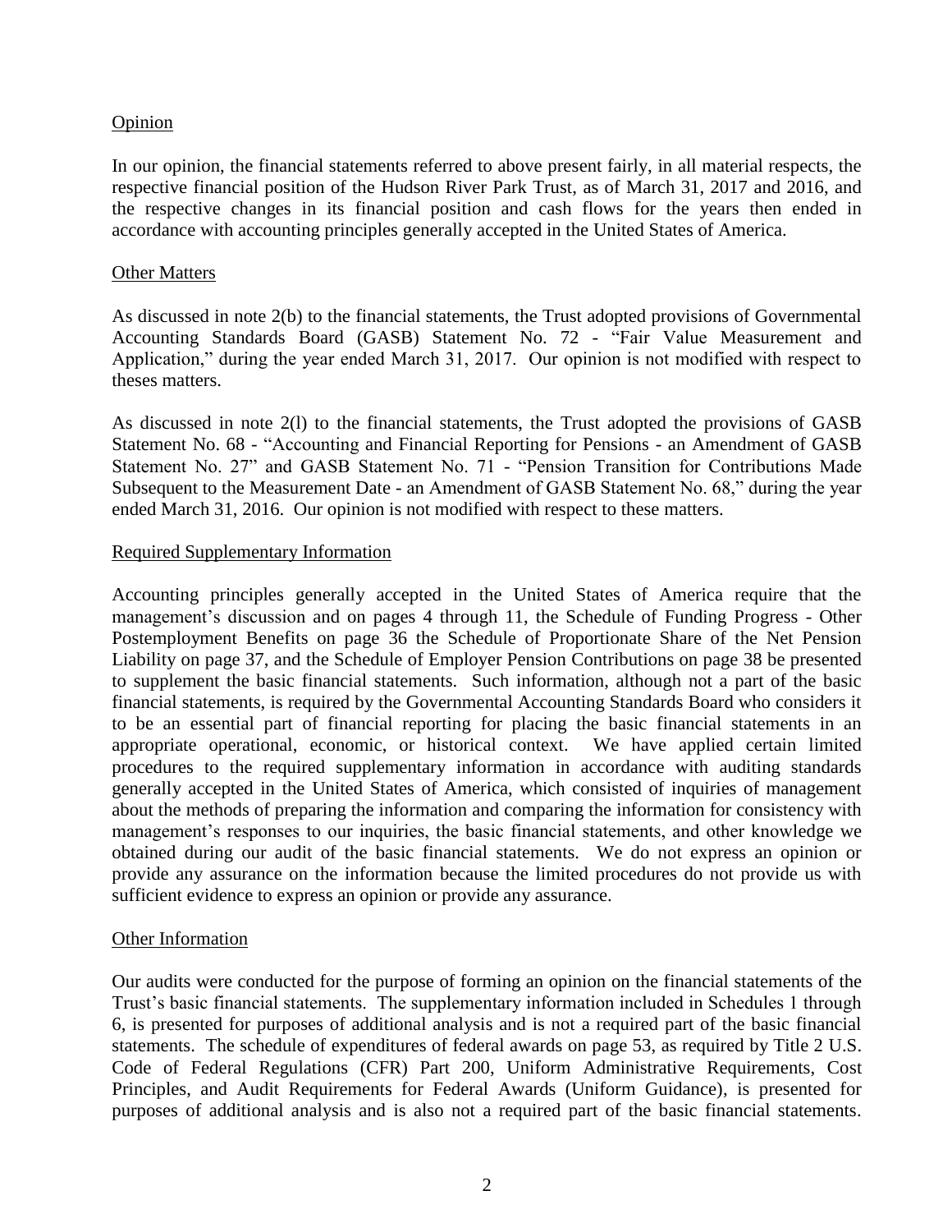Opinion

In our opinion, the financial statements referred to above present fairly, in all material respects, the respective financial position of the Hudson River Park Trust, as of March 31, 2017 and 2016, and the respective changes in its financial position and cash flows for the years then ended in accordance with accounting principles generally accepted in the United States of America.

Other Matters

As discussed in note 2(b) to the financial statements, the Trust adopted provisions of Governmental Accounting Standards Board (GASB) Statement No. 72 - "Fair Value Measurement and Application," during the year ended March 31, 2017. Our opinion is not modified with respect to theses matters.

As discussed in note 2(l) to the financial statements, the Trust adopted the provisions of GASB Statement No. 68 - "Accounting and Financial Reporting for Pensions - an Amendment of GASB Statement No. 27" and GASB Statement No. 71 - "Pension Transition for Contributions Made Subsequent to the Measurement Date - an Amendment of GASB Statement No. 68," during the year ended March 31, 2016. Our opinion is not modified with respect to these matters.

Required Supplementary Information

Accounting principles generally accepted in the United States of America require that the management's discussion and on pages 4 through 11, the Schedule of Funding Progress - Other Postemployment Benefits on page 36 the Schedule of Proportionate Share of the Net Pension Liability on page 37, and the Schedule of Employer Pension Contributions on page 38 be presented to supplement the basic financial statements. Such information, although not a part of the basic financial statements, is required by the Governmental Accounting Standards Board who considers it to be an essential part of financial reporting for placing the basic financial statements in an appropriate operational, economic, or historical context. We have applied certain limited procedures to the required supplementary information in accordance with auditing standards generally accepted in the United States of America, which consisted of inquiries of management about the methods of preparing the information and comparing the information for consistency with management's responses to our inquiries, the basic financial statements, and other knowledge we obtained during our audit of the basic financial statements. We do not express an opinion or provide any assurance on the information because the limited procedures do not provide us with sufficient evidence to express an opinion or provide any assurance.

Other Information

Our audits were conducted for the purpose of forming an opinion on the financial statements of the Trust's basic financial statements. The supplementary information included in Schedules 1 through 6, is presented for purposes of additional analysis and is not a required part of the basic financial statements. The schedule of expenditures of federal awards on page 53, as required by Title 2 U.S. Code of Federal Regulations (CFR) Part 200, Uniform Administrative Requirements, Cost Principles, and Audit Requirements for Federal Awards (Uniform Guidance), is presented for purposes of additional analysis and is also not a required part of the basic financial statements.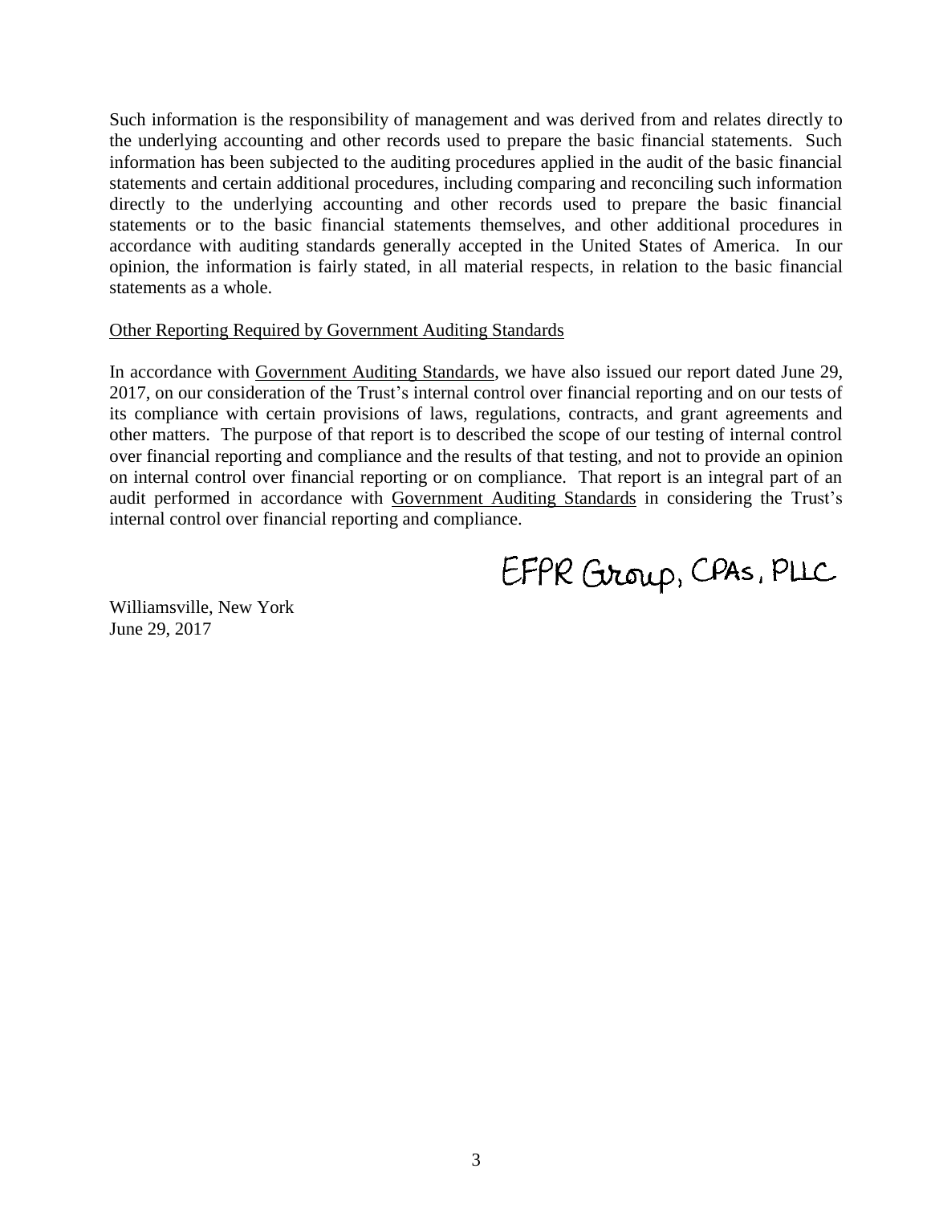Such information is the responsibility of management and was derived from and relates directly to the underlying accounting and other records used to prepare the basic financial statements. Such information has been subjected to the auditing procedures applied in the audit of the basic financial statements and certain additional procedures, including comparing and reconciling such information directly to the underlying accounting and other records used to prepare the basic financial statements or to the basic financial statements themselves, and other additional procedures in accordance with auditing standards generally accepted in the United States of America. In our opinion, the information is fairly stated, in all material respects, in relation to the basic financial statements as a whole.

Other Reporting Required by Government Auditing Standards

In accordance with Government Auditing Standards, we have also issued our report dated June 29, 2017, on our consideration of the Trust's internal control over financial reporting and on our tests of its compliance with certain provisions of laws, regulations, contracts, and grant agreements and other matters. The purpose of that report is to described the scope of our testing of internal control over financial reporting and compliance and the results of that testing, and not to provide an opinion on internal control over financial reporting or on compliance. That report is an integral part of an audit performed in accordance with Government Auditing Standards in considering the Trust's internal control over financial reporting and compliance.

EFPR Group, CPAs, PLLC

Williamsville, New York
June 29, 2017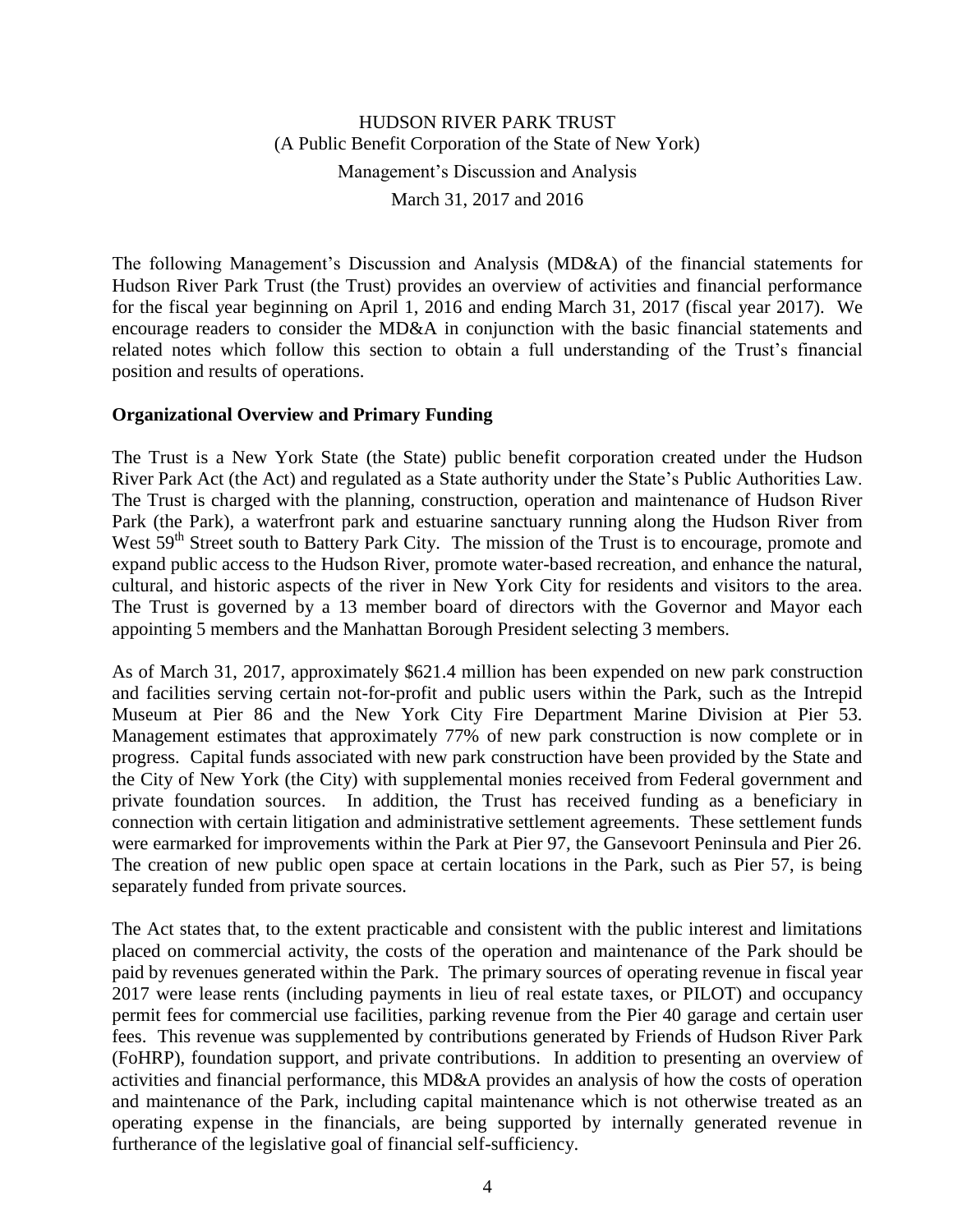# HUDSON RIVER PARK TRUST

(A Public Benefit Corporation of the State of New York)

Management's Discussion and Analysis

March 31, 2017 and 2016

The following Management's Discussion and Analysis (MD&A) of the financial statements for Hudson River Park Trust (the Trust) provides an overview of activities and financial performance for the fiscal year beginning on April 1, 2016 and ending March 31, 2017 (fiscal year 2017). We encourage readers to consider the MD&A in conjunction with the basic financial statements and related notes which follow this section to obtain a full understanding of the Trust's financial position and results of operations.

## Organizational Overview and Primary Funding

The Trust is a New York State (the State) public benefit corporation created under the Hudson River Park Act (the Act) and regulated as a State authority under the State's Public Authorities Law. The Trust is charged with the planning, construction, operation and maintenance of Hudson River Park (the Park), a waterfront park and estuarine sanctuary running along the Hudson River from West 59th Street south to Battery Park City. The mission of the Trust is to encourage, promote and expand public access to the Hudson River, promote water-based recreation, and enhance the natural, cultural, and historic aspects of the river in New York City for residents and visitors to the area. The Trust is governed by a 13 member board of directors with the Governor and Mayor each appointing 5 members and the Manhattan Borough President selecting 3 members.

As of March 31, 2017, approximately $621.4 million has been expended on new park construction and facilities serving certain not-for-profit and public users within the Park, such as the Intrepid Museum at Pier 86 and the New York City Fire Department Marine Division at Pier 53. Management estimates that approximately 77% of new park construction is now complete or in progress. Capital funds associated with new park construction have been provided by the State and the City of New York (the City) with supplemental monies received from Federal government and private foundation sources. In addition, the Trust has received funding as a beneficiary in connection with certain litigation and administrative settlement agreements. These settlement funds were earmarked for improvements within the Park at Pier 97, the Gansevoort Peninsula and Pier 26. The creation of new public open space at certain locations in the Park, such as Pier 57, is being separately funded from private sources.

The Act states that, to the extent practicable and consistent with the public interest and limitations placed on commercial activity, the costs of the operation and maintenance of the Park should be paid by revenues generated within the Park. The primary sources of operating revenue in fiscal year 2017 were lease rents (including payments in lieu of real estate taxes, or PILOT) and occupancy permit fees for commercial use facilities, parking revenue from the Pier 40 garage and certain user fees. This revenue was supplemented by contributions generated by Friends of Hudson River Park (FoHRP), foundation support, and private contributions. In addition to presenting an overview of activities and financial performance, this MD&A provides an analysis of how the costs of operation and maintenance of the Park, including capital maintenance which is not otherwise treated as an operating expense in the financials, are being supported by internally generated revenue in furtherance of the legislative goal of financial self-sufficiency.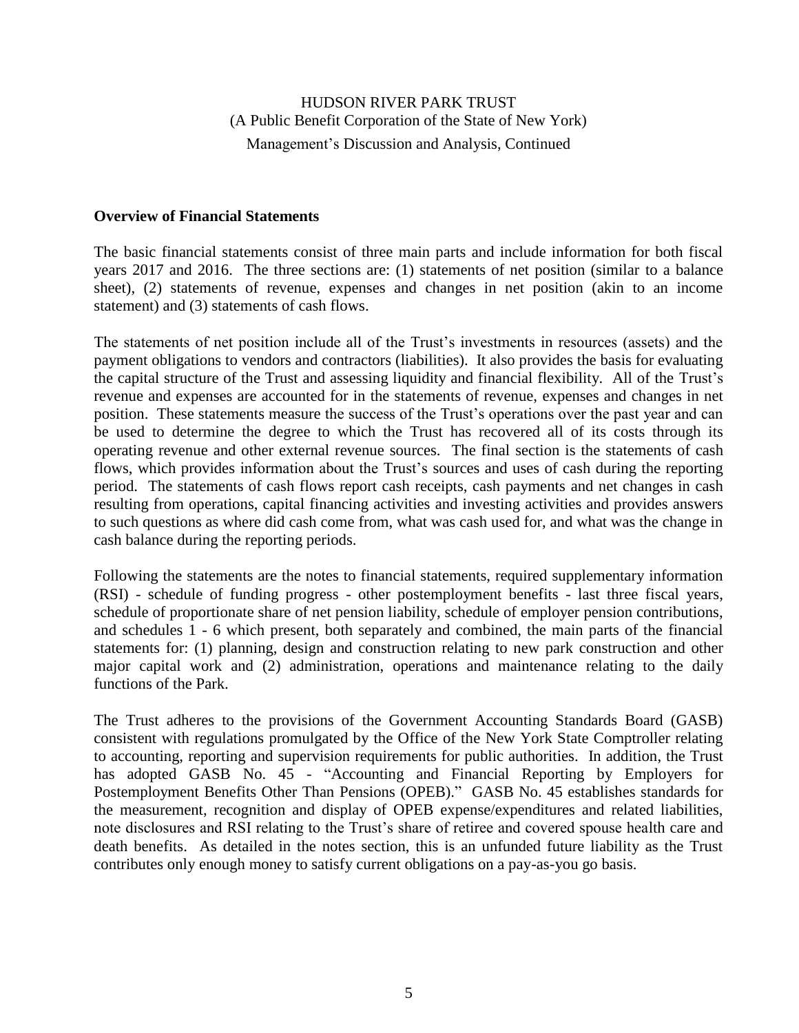## Overview of Financial Statements

The basic financial statements consist of three main parts and include information for both fiscal years 2017 and 2016. The three sections are: (1) statements of net position (similar to a balance sheet), (2) statements of revenue, expenses and changes in net position (akin to an income statement) and (3) statements of cash flows.

The statements of net position include all of the Trust's investments in resources (assets) and the payment obligations to vendors and contractors (liabilities). It also provides the basis for evaluating the capital structure of the Trust and assessing liquidity and financial flexibility. All of the Trust's revenue and expenses are accounted for in the statements of revenue, expenses and changes in net position. These statements measure the success of the Trust's operations over the past year and can be used to determine the degree to which the Trust has recovered all of its costs through its operating revenue and other external revenue sources. The final section is the statements of cash flows, which provides information about the Trust's sources and uses of cash during the reporting period. The statements of cash flows report cash receipts, cash payments and net changes in cash resulting from operations, capital financing activities and investing activities and provides answers to such questions as where did cash come from, what was cash used for, and what was the change in cash balance during the reporting periods.

Following the statements are the notes to financial statements, required supplementary information (RSI) - schedule of funding progress - other postemployment benefits - last three fiscal years, schedule of proportionate share of net pension liability, schedule of employer pension contributions, and schedules 1 - 6 which present, both separately and combined, the main parts of the financial statements for: (1) planning, design and construction relating to new park construction and other major capital work and (2) administration, operations and maintenance relating to the daily functions of the Park.

The Trust adheres to the provisions of the Government Accounting Standards Board (GASB) consistent with regulations promulgated by the Office of the New York State Comptroller relating to accounting, reporting and supervision requirements for public authorities. In addition, the Trust has adopted GASB No. 45 - "Accounting and Financial Reporting by Employers for Postemployment Benefits Other Than Pensions (OPEB)." GASB No. 45 establishes standards for the measurement, recognition and display of OPEB expense/expenditures and related liabilities, note disclosures and RSI relating to the Trust's share of retiree and covered spouse health care and death benefits. As detailed in the notes section, this is an unfunded future liability as the Trust contributes only enough money to satisfy current obligations on a pay-as-you go basis.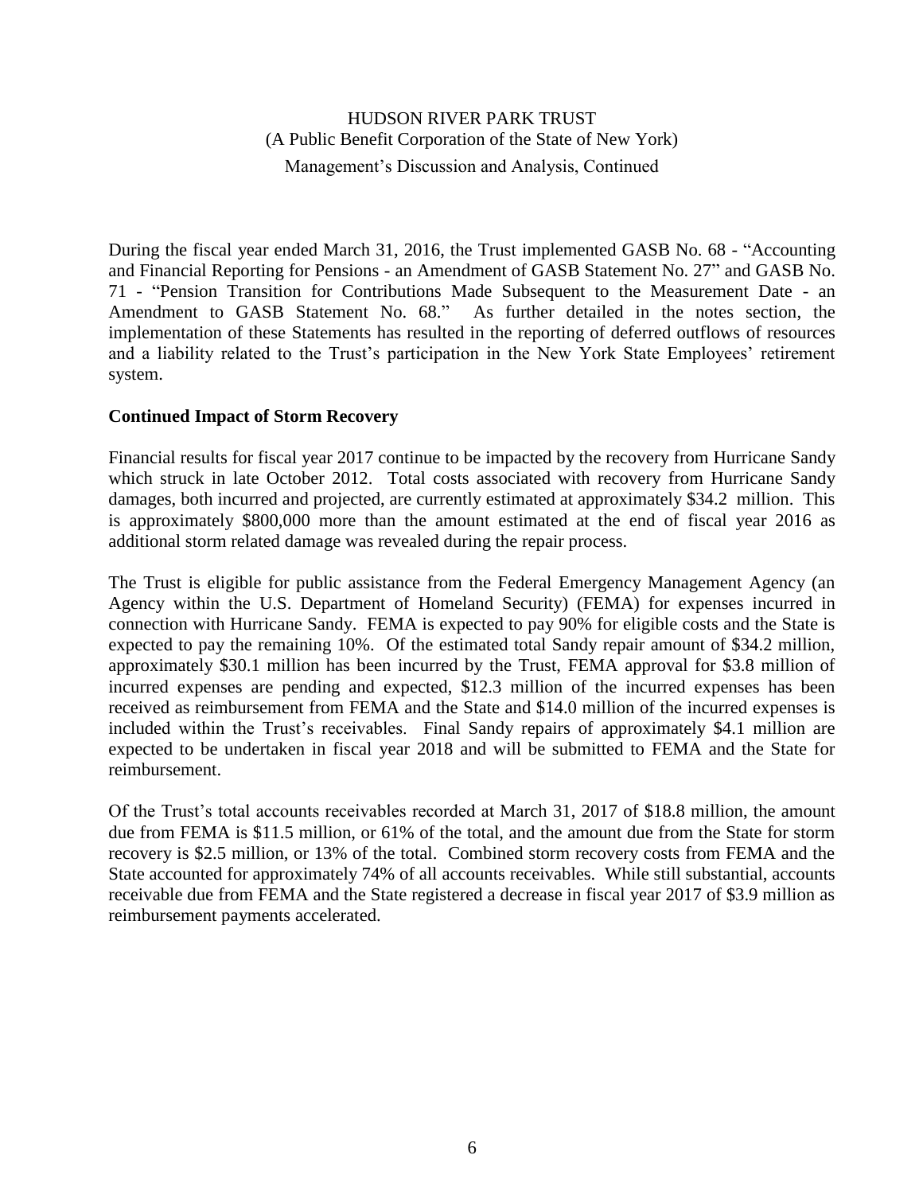During the fiscal year ended March 31, 2016, the Trust implemented GASB No. 68 - "Accounting and Financial Reporting for Pensions - an Amendment of GASB Statement No. 27" and GASB No. 71 - "Pension Transition for Contributions Made Subsequent to the Measurement Date - an Amendment to GASB Statement No. 68." As further detailed in the notes section, the implementation of these Statements has resulted in the reporting of deferred outflows of resources and a liability related to the Trust's participation in the New York State Employees' retirement system.

**Continued Impact of Storm Recovery**

Financial results for fiscal year 2017 continue to be impacted by the recovery from Hurricane Sandy which struck in late October 2012. Total costs associated with recovery from Hurricane Sandy damages, both incurred and projected, are currently estimated at approximately $34.2 million. This is approximately $800,000 more than the amount estimated at the end of fiscal year 2016 as additional storm related damage was revealed during the repair process.

The Trust is eligible for public assistance from the Federal Emergency Management Agency (an Agency within the U.S. Department of Homeland Security) (FEMA) for expenses incurred in connection with Hurricane Sandy. FEMA is expected to pay 90% for eligible costs and the State is expected to pay the remaining 10%. Of the estimated total Sandy repair amount of $34.2 million, approximately $30.1 million has been incurred by the Trust, FEMA approval for $3.8 million of incurred expenses are pending and expected, $12.3 million of the incurred expenses has been received as reimbursement from FEMA and the State and $14.0 million of the incurred expenses is included within the Trust's receivables. Final Sandy repairs of approximately $4.1 million are expected to be undertaken in fiscal year 2018 and will be submitted to FEMA and the State for reimbursement.

Of the Trust's total accounts receivables recorded at March 31, 2017 of $18.8 million, the amount due from FEMA is $11.5 million, or 61% of the total, and the amount due from the State for storm recovery is $2.5 million, or 13% of the total. Combined storm recovery costs from FEMA and the State accounted for approximately 74% of all accounts receivables. While still substantial, accounts receivable due from FEMA and the State registered a decrease in fiscal year 2017 of $3.9 million as reimbursement payments accelerated.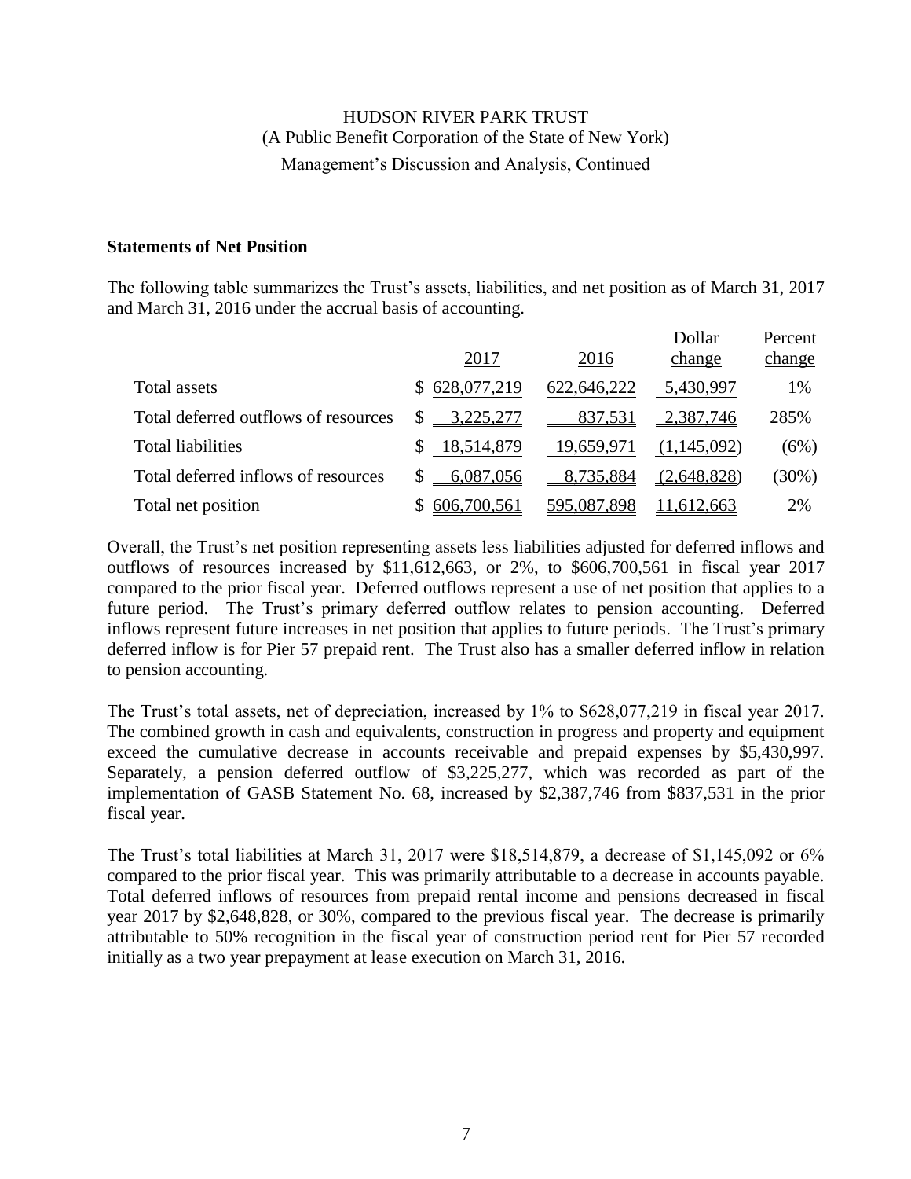## Statements of Net Position

The following table summarizes the Trust's assets, liabilities, and net position as of March 31, 2017 and March 31, 2016 under the accrual basis of accounting.

| | 2017 | 2016 | Dollar change | Percent change |
|---|---|---|---|---|
| Total assets | $ 628,077,219 | 622,646,222 | 5,430,997 | 1% |
| Total deferred outflows of resources | $ 3,225,277 | 837,531 | 2,387,746 | 285% |
| Total liabilities | $ 18,514,879 | 19,659,971 | (1,145,092) | (6%) |
| Total deferred inflows of resources | $ 6,087,056 | 8,735,884 | (2,648,828) | (30%) |
| Total net position | $ 606,700,561 | 595,087,898 | 11,612,663 | 2% |

Overall, the Trust's net position representing assets less liabilities adjusted for deferred inflows and outflows of resources increased by $11,612,663, or 2%, to $606,700,561 in fiscal year 2017 compared to the prior fiscal year. Deferred outflows represent a use of net position that applies to a future period. The Trust's primary deferred outflow relates to pension accounting. Deferred inflows represent future increases in net position that applies to future periods. The Trust's primary deferred inflow is for Pier 57 prepaid rent. The Trust also has a smaller deferred inflow in relation to pension accounting.

The Trust's total assets, net of depreciation, increased by 1% to $628,077,219 in fiscal year 2017. The combined growth in cash and equivalents, construction in progress and property and equipment exceed the cumulative decrease in accounts receivable and prepaid expenses by $5,430,997. Separately, a pension deferred outflow of $3,225,277, which was recorded as part of the implementation of GASB Statement No. 68, increased by $2,387,746 from $837,531 in the prior fiscal year.

The Trust's total liabilities at March 31, 2017 were $18,514,879, a decrease of $1,145,092 or 6% compared to the prior fiscal year. This was primarily attributable to a decrease in accounts payable. Total deferred inflows of resources from prepaid rental income and pensions decreased in fiscal year 2017 by $2,648,828, or 30%, compared to the previous fiscal year. The decrease is primarily attributable to 50% recognition in the fiscal year of construction period rent for Pier 57 recorded initially as a two year prepayment at lease execution on March 31, 2016.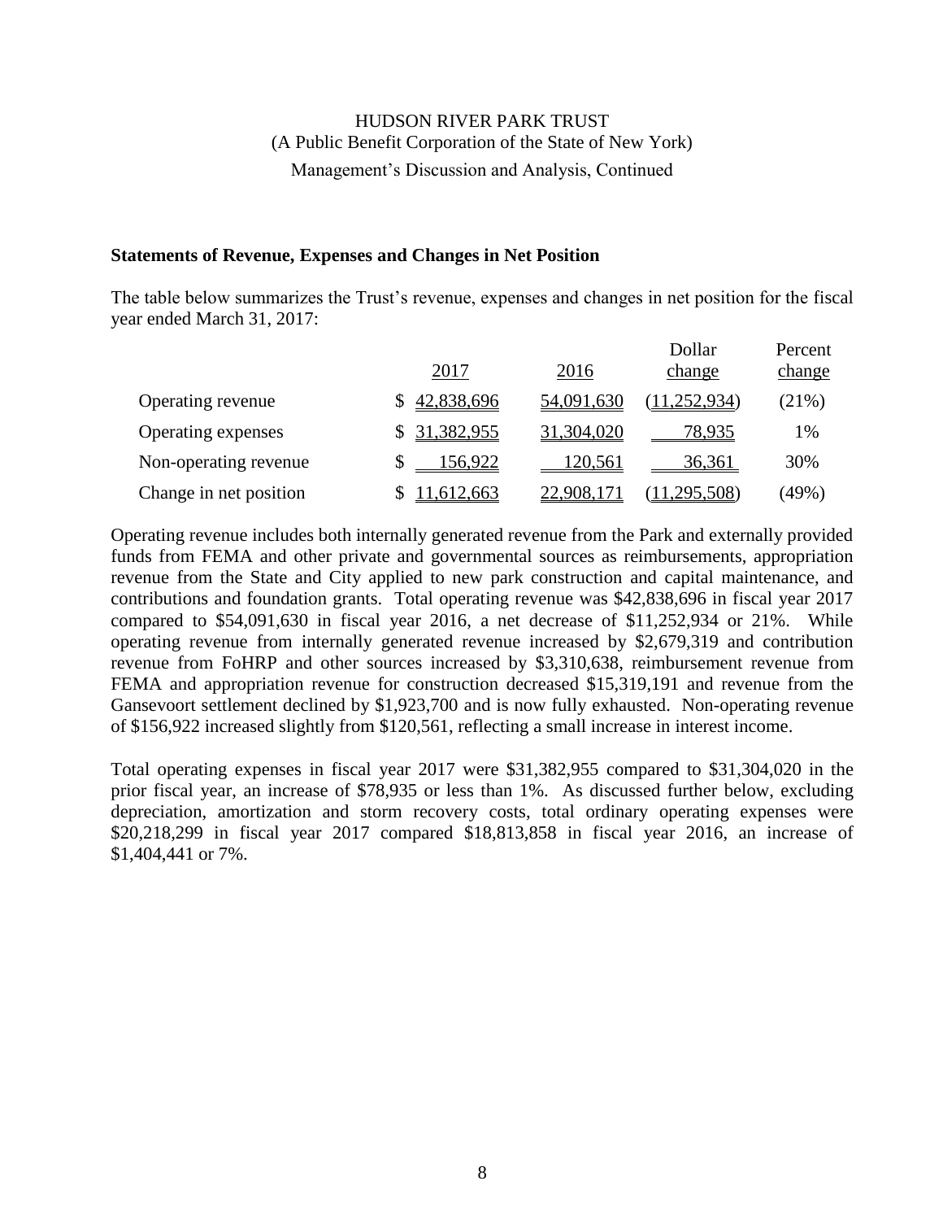HUDSON RIVER PARK TRUST
(A Public Benefit Corporation of the State of New York)
Management's Discussion and Analysis, Continued

### Statements of Revenue, Expenses and Changes in Net Position

The table below summarizes the Trust's revenue, expenses and changes in net position for the fiscal year ended March 31, 2017:

| | 2017 | 2016 | Dollar change | Percent change |
|---|---|---|---|---|
| Operating revenue | $ 42,838,696 | 54,091,630 | (11,252,934) | (21%) |
| Operating expenses | $ 31,382,955 | 31,304,020 | 78,935 | 1% |
| Non-operating revenue | $ 156,922 | 120,561 | 36,361 | 30% |
| Change in net position | $ 11,612,663 | 22,908,171 | (11,295,508) | (49%) |

Operating revenue includes both internally generated revenue from the Park and externally provided funds from FEMA and other private and governmental sources as reimbursements, appropriation revenue from the State and City applied to new park construction and capital maintenance, and contributions and foundation grants. Total operating revenue was $42,838,696 in fiscal year 2017 compared to $54,091,630 in fiscal year 2016, a net decrease of $11,252,934 or 21%. While operating revenue from internally generated revenue increased by $2,679,319 and contribution revenue from FoHRP and other sources increased by $3,310,638, reimbursement revenue from FEMA and appropriation revenue for construction decreased $15,319,191 and revenue from the Gansevoort settlement declined by $1,923,700 and is now fully exhausted. Non-operating revenue of $156,922 increased slightly from $120,561, reflecting a small increase in interest income.

Total operating expenses in fiscal year 2017 were $31,382,955 compared to $31,304,020 in the prior fiscal year, an increase of $78,935 or less than 1%. As discussed further below, excluding depreciation, amortization and storm recovery costs, total ordinary operating expenses were $20,218,299 in fiscal year 2017 compared $18,813,858 in fiscal year 2016, an increase of $1,404,441 or 7%.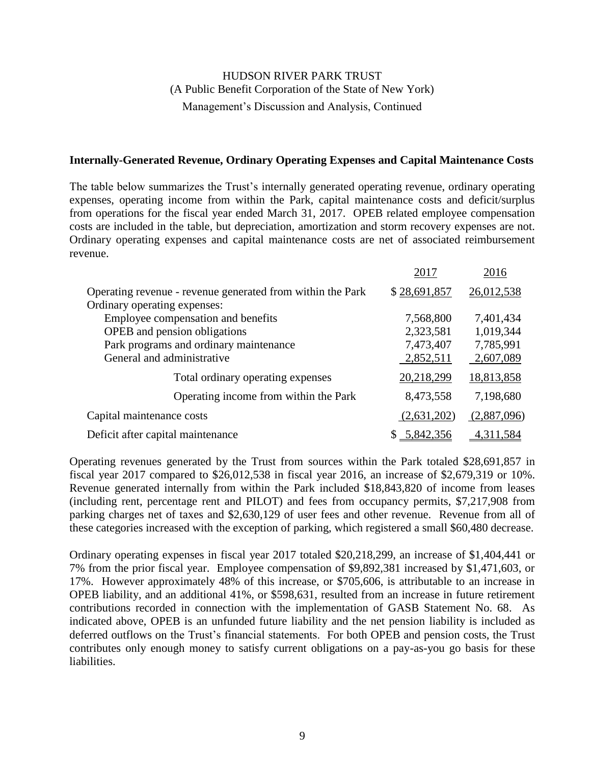HUDSON RIVER PARK TRUST
(A Public Benefit Corporation of the State of New York)
Management's Discussion and Analysis, Continued

## Internally-Generated Revenue, Ordinary Operating Expenses and Capital Maintenance Costs

The table below summarizes the Trust's internally generated operating revenue, ordinary operating expenses, operating income from within the Park, capital maintenance costs and deficit/surplus from operations for the fiscal year ended March 31, 2017. OPEB related employee compensation costs are included in the table, but depreciation, amortization and storm recovery expenses are not. Ordinary operating expenses and capital maintenance costs are net of associated reimbursement revenue.

| | 2017 | 2016 |
|---|---|---|
| Operating revenue - revenue generated from within the Park | $ 28,691,857 | 26,012,538 |
| Ordinary operating expenses: | | |
| Employee compensation and benefits | 7,568,800 | 7,401,434 |
| OPEB and pension obligations | 2,323,581 | 1,019,344 |
| Park programs and ordinary maintenance | 7,473,407 | 7,785,991 |
| General and administrative | 2,852,511 | 2,607,089 |
| Total ordinary operating expenses | 20,218,299 | 18,813,858 |
| Operating income from within the Park | 8,473,558 | 7,198,680 |
| Capital maintenance costs | (2,631,202) | (2,887,096) |
| Deficit after capital maintenance | $ 5,842,356 | 4,311,584 |

Operating revenues generated by the Trust from sources within the Park totaled $28,691,857 in fiscal year 2017 compared to $26,012,538 in fiscal year 2016, an increase of $2,679,319 or 10%. Revenue generated internally from within the Park included $18,843,820 of income from leases (including rent, percentage rent and PILOT) and fees from occupancy permits, $7,217,908 from parking charges net of taxes and $2,630,129 of user fees and other revenue. Revenue from all of these categories increased with the exception of parking, which registered a small $60,480 decrease.

Ordinary operating expenses in fiscal year 2017 totaled $20,218,299, an increase of $1,404,441 or 7% from the prior fiscal year. Employee compensation of $9,892,381 increased by $1,471,603, or 17%. However approximately 48% of this increase, or $705,606, is attributable to an increase in OPEB liability, and an additional 41%, or $598,631, resulted from an increase in future retirement contributions recorded in connection with the implementation of GASB Statement No. 68. As indicated above, OPEB is an unfunded future liability and the net pension liability is included as deferred outflows on the Trust's financial statements. For both OPEB and pension costs, the Trust contributes only enough money to satisfy current obligations on a pay-as-you go basis for these liabilities.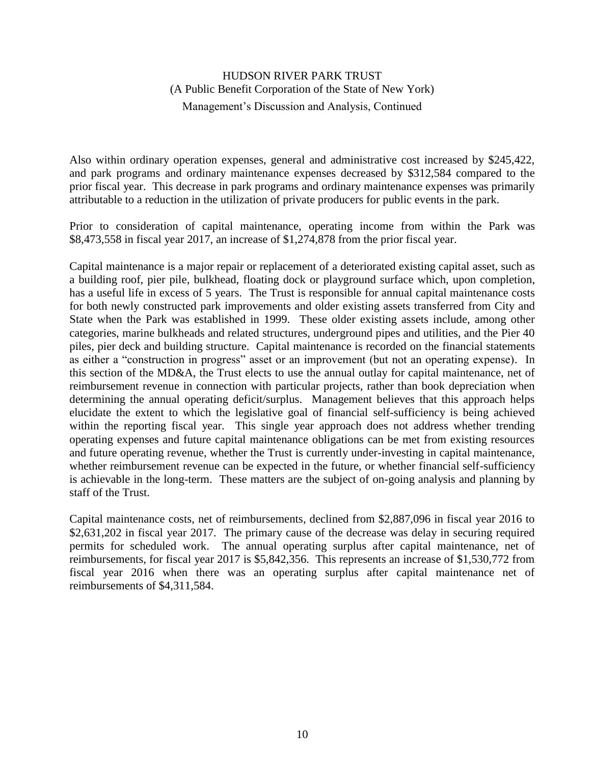Also within ordinary operation expenses, general and administrative cost increased by $245,422, and park programs and ordinary maintenance expenses decreased by $312,584 compared to the prior fiscal year. This decrease in park programs and ordinary maintenance expenses was primarily attributable to a reduction in the utilization of private producers for public events in the park.

Prior to consideration of capital maintenance, operating income from within the Park was $8,473,558 in fiscal year 2017, an increase of $1,274,878 from the prior fiscal year.

Capital maintenance is a major repair or replacement of a deteriorated existing capital asset, such as a building roof, pier pile, bulkhead, floating dock or playground surface which, upon completion, has a useful life in excess of 5 years. The Trust is responsible for annual capital maintenance costs for both newly constructed park improvements and older existing assets transferred from City and State when the Park was established in 1999. These older existing assets include, among other categories, marine bulkheads and related structures, underground pipes and utilities, and the Pier 40 piles, pier deck and building structure. Capital maintenance is recorded on the financial statements as either a "construction in progress" asset or an improvement (but not an operating expense). In this section of the MD&A, the Trust elects to use the annual outlay for capital maintenance, net of reimbursement revenue in connection with particular projects, rather than book depreciation when determining the annual operating deficit/surplus. Management believes that this approach helps elucidate the extent to which the legislative goal of financial self-sufficiency is being achieved within the reporting fiscal year. This single year approach does not address whether trending operating expenses and future capital maintenance obligations can be met from existing resources and future operating revenue, whether the Trust is currently under-investing in capital maintenance, whether reimbursement revenue can be expected in the future, or whether financial self-sufficiency is achievable in the long-term. These matters are the subject of on-going analysis and planning by staff of the Trust.

Capital maintenance costs, net of reimbursements, declined from $2,887,096 in fiscal year 2016 to $2,631,202 in fiscal year 2017. The primary cause of the decrease was delay in securing required permits for scheduled work. The annual operating surplus after capital maintenance, net of reimbursements, for fiscal year 2017 is $5,842,356. This represents an increase of $1,530,772 from fiscal year 2016 when there was an operating surplus after capital maintenance net of reimbursements of $4,311,584.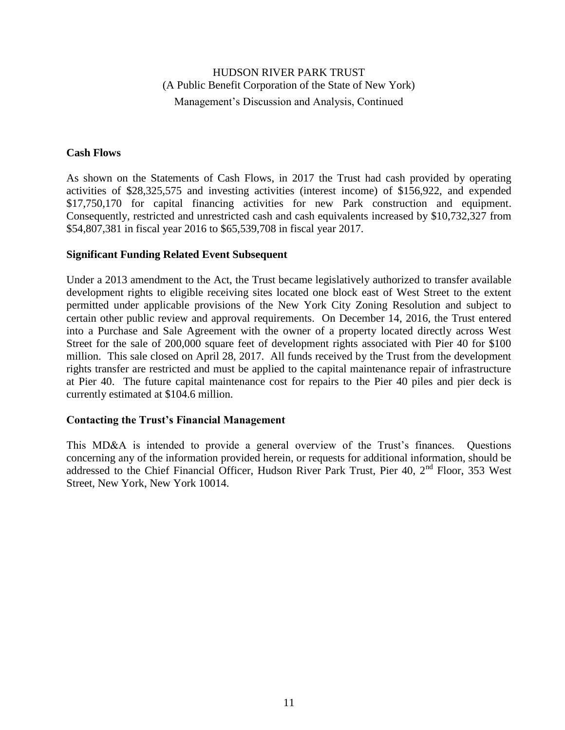## Cash Flows

As shown on the Statements of Cash Flows, in 2017 the Trust had cash provided by operating activities of $28,325,575 and investing activities (interest income) of $156,922, and expended $17,750,170 for capital financing activities for new Park construction and equipment. Consequently, restricted and unrestricted cash and cash equivalents increased by $10,732,327 from $54,807,381 in fiscal year 2016 to $65,539,708 in fiscal year 2017.

## Significant Funding Related Event Subsequent

Under a 2013 amendment to the Act, the Trust became legislatively authorized to transfer available development rights to eligible receiving sites located one block east of West Street to the extent permitted under applicable provisions of the New York City Zoning Resolution and subject to certain other public review and approval requirements. On December 14, 2016, the Trust entered into a Purchase and Sale Agreement with the owner of a property located directly across West Street for the sale of 200,000 square feet of development rights associated with Pier 40 for $100 million. This sale closed on April 28, 2017. All funds received by the Trust from the development rights transfer are restricted and must be applied to the capital maintenance repair of infrastructure at Pier 40. The future capital maintenance cost for repairs to the Pier 40 piles and pier deck is currently estimated at $104.6 million.

## Contacting the Trust's Financial Management

This MD&A is intended to provide a general overview of the Trust's finances. Questions concerning any of the information provided herein, or requests for additional information, should be addressed to the Chief Financial Officer, Hudson River Park Trust, Pier 40, 2nd Floor, 353 West Street, New York, New York 10014.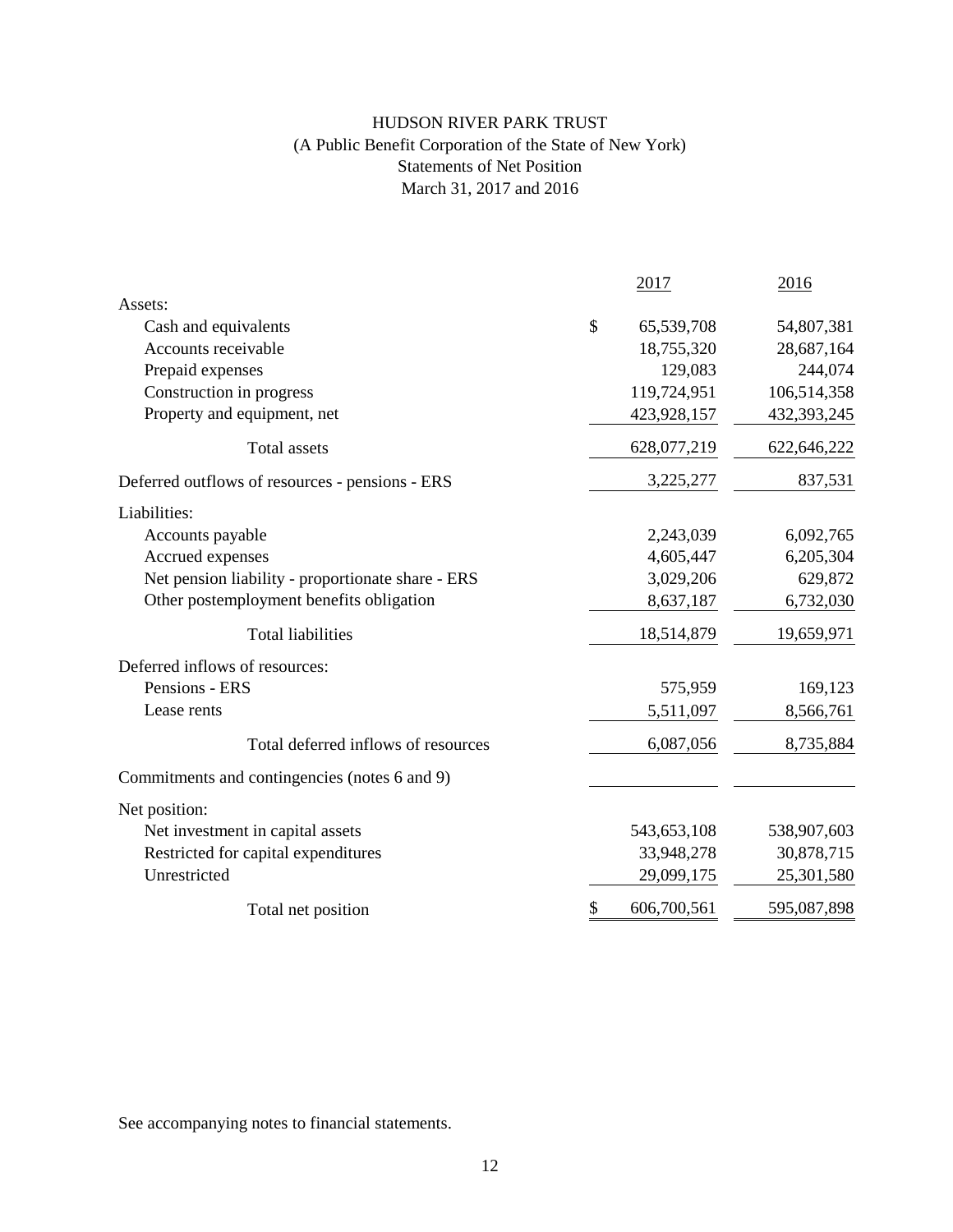# HUDSON RIVER PARK TRUST

(A Public Benefit Corporation of the State of New York)

Statements of Net Position

March 31, 2017 and 2016

| | 2017 | 2016 |
|---|---|---|
| Assets: | | |
| Cash and equivalents | $ 65,539,708 | 54,807,381 |
| Accounts receivable | 18,755,320 | 28,687,164 |
| Prepaid expenses | 129,083 | 244,074 |
| Construction in progress | 119,724,951 | 106,514,358 |
| Property and equipment, net | 423,928,157 | 432,393,245 |
| Total assets | 628,077,219 | 622,646,222 |
| Deferred outflows of resources - pensions - ERS | 3,225,277 | 837,531 |
| Liabilities: | | |
| Accounts payable | 2,243,039 | 6,092,765 |
| Accrued expenses | 4,605,447 | 6,205,304 |
| Net pension liability - proportionate share - ERS | 3,029,206 | 629,872 |
| Other postemployment benefits obligation | 8,637,187 | 6,732,030 |
| Total liabilities | 18,514,879 | 19,659,971 |
| Deferred inflows of resources: | | |
| Pensions - ERS | 575,959 | 169,123 |
| Lease rents | 5,511,097 | 8,566,761 |
| Total deferred inflows of resources | 6,087,056 | 8,735,884 |
| Commitments and contingencies (notes 6 and 9) | | |
| Net position: | | |
| Net investment in capital assets | 543,653,108 | 538,907,603 |
| Restricted for capital expenditures | 33,948,278 | 30,878,715 |
| Unrestricted | 29,099,175 | 25,301,580 |
| Total net position | $ 606,700,561 | 595,087,898 |

See accompanying notes to financial statements.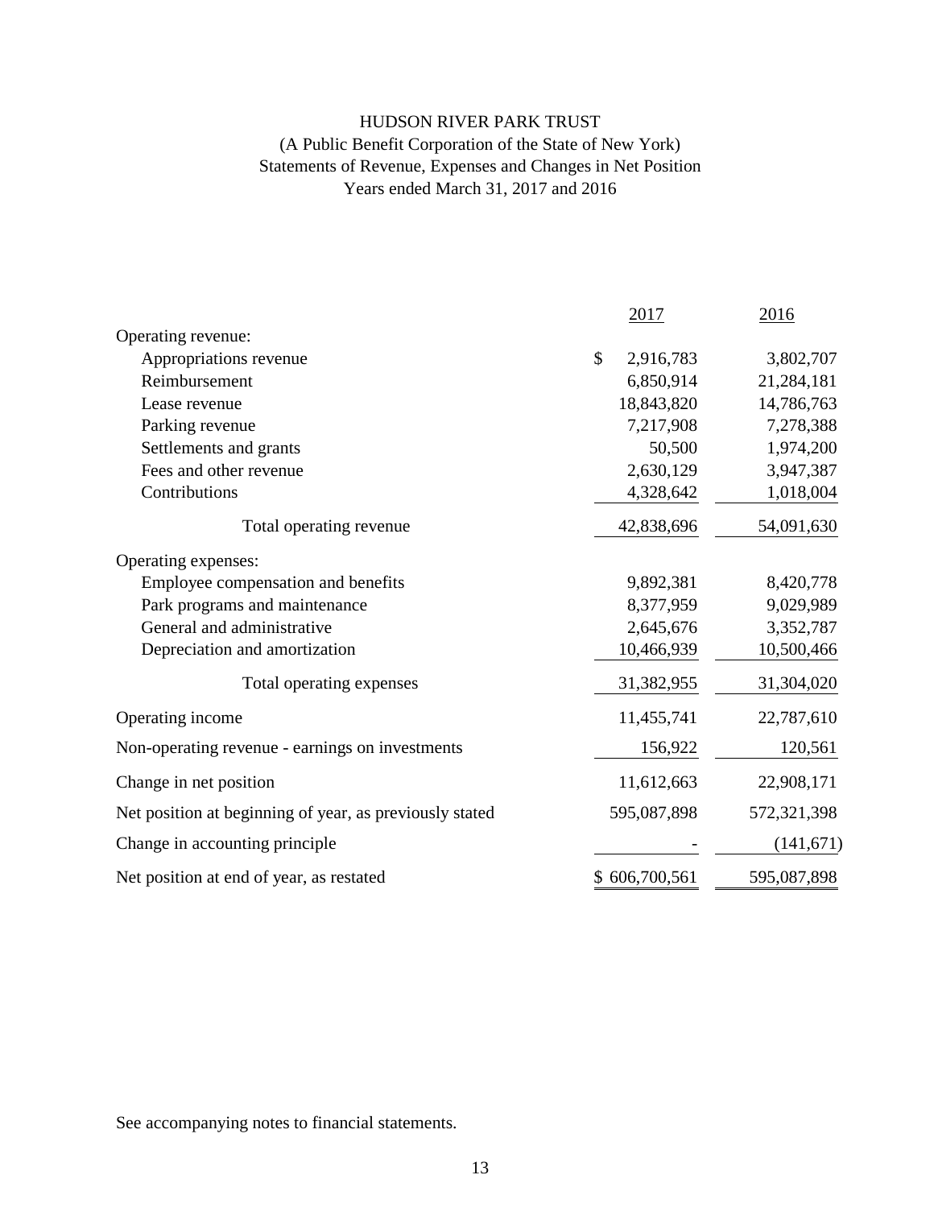# HUDSON RIVER PARK TRUST

(A Public Benefit Corporation of the State of New York)
Statements of Revenue, Expenses and Changes in Net Position
Years ended March 31, 2017 and 2016

| | 2017 | 2016 |
|---|---|---|
| Operating revenue: | | |
| Appropriations revenue | $ 2,916,783 | 3,802,707 |
| Reimbursement | 6,850,914 | 21,284,181 |
| Lease revenue | 18,843,820 | 14,786,763 |
| Parking revenue | 7,217,908 | 7,278,388 |
| Settlements and grants | 50,500 | 1,974,200 |
| Fees and other revenue | 2,630,129 | 3,947,387 |
| Contributions | 4,328,642 | 1,018,004 |
| Total operating revenue | 42,838,696 | 54,091,630 |
| Operating expenses: | | |
| Employee compensation and benefits | 9,892,381 | 8,420,778 |
| Park programs and maintenance | 8,377,959 | 9,029,989 |
| General and administrative | 2,645,676 | 3,352,787 |
| Depreciation and amortization | 10,466,939 | 10,500,466 |
| Total operating expenses | 31,382,955 | 31,304,020 |
| Operating income | 11,455,741 | 22,787,610 |
| Non-operating revenue - earnings on investments | 156,922 | 120,561 |
| Change in net position | 11,612,663 | 22,908,171 |
| Net position at beginning of year, as previously stated | 595,087,898 | 572,321,398 |
| Change in accounting principle | - | (141,671) |
| Net position at end of year, as restated | $ 606,700,561 | 595,087,898 |

See accompanying notes to financial statements.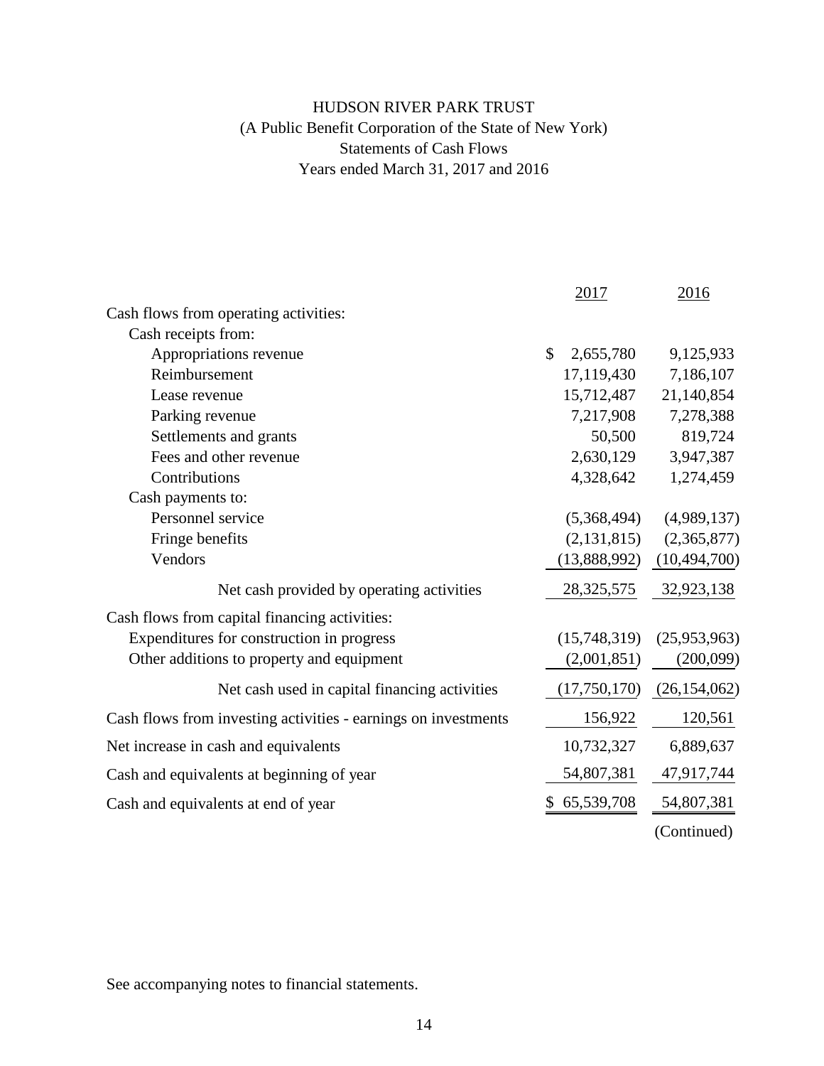# HUDSON RIVER PARK TRUST

(A Public Benefit Corporation of the State of New York)

Statements of Cash Flows

Years ended March 31, 2017 and 2016

| | 2017 | 2016 |
|---|---|---|
| Cash flows from operating activities: | | |
| Cash receipts from: | | |
| Appropriations revenue | $ 2,655,780 | 9,125,933 |
| Reimbursement | 17,119,430 | 7,186,107 |
| Lease revenue | 15,712,487 | 21,140,854 |
| Parking revenue | 7,217,908 | 7,278,388 |
| Settlements and grants | 50,500 | 819,724 |
| Fees and other revenue | 2,630,129 | 3,947,387 |
| Contributions | 4,328,642 | 1,274,459 |
| Cash payments to: | | |
| Personnel service | (5,368,494) | (4,989,137) |
| Fringe benefits | (2,131,815) | (2,365,877) |
| Vendors | (13,888,992) | (10,494,700) |
| Net cash provided by operating activities | 28,325,575 | 32,923,138 |
| Cash flows from capital financing activities: | | |
| Expenditures for construction in progress | (15,748,319) | (25,953,963) |
| Other additions to property and equipment | (2,001,851) | (200,099) |
| Net cash used in capital financing activities | (17,750,170) | (26,154,062) |
| Cash flows from investing activities - earnings on investments | 156,922 | 120,561 |
| Net increase in cash and equivalents | 10,732,327 | 6,889,637 |
| Cash and equivalents at beginning of year | 54,807,381 | 47,917,744 |
| Cash and equivalents at end of year | $ 65,539,708 | 54,807,381 |

(Continued)

See accompanying notes to financial statements.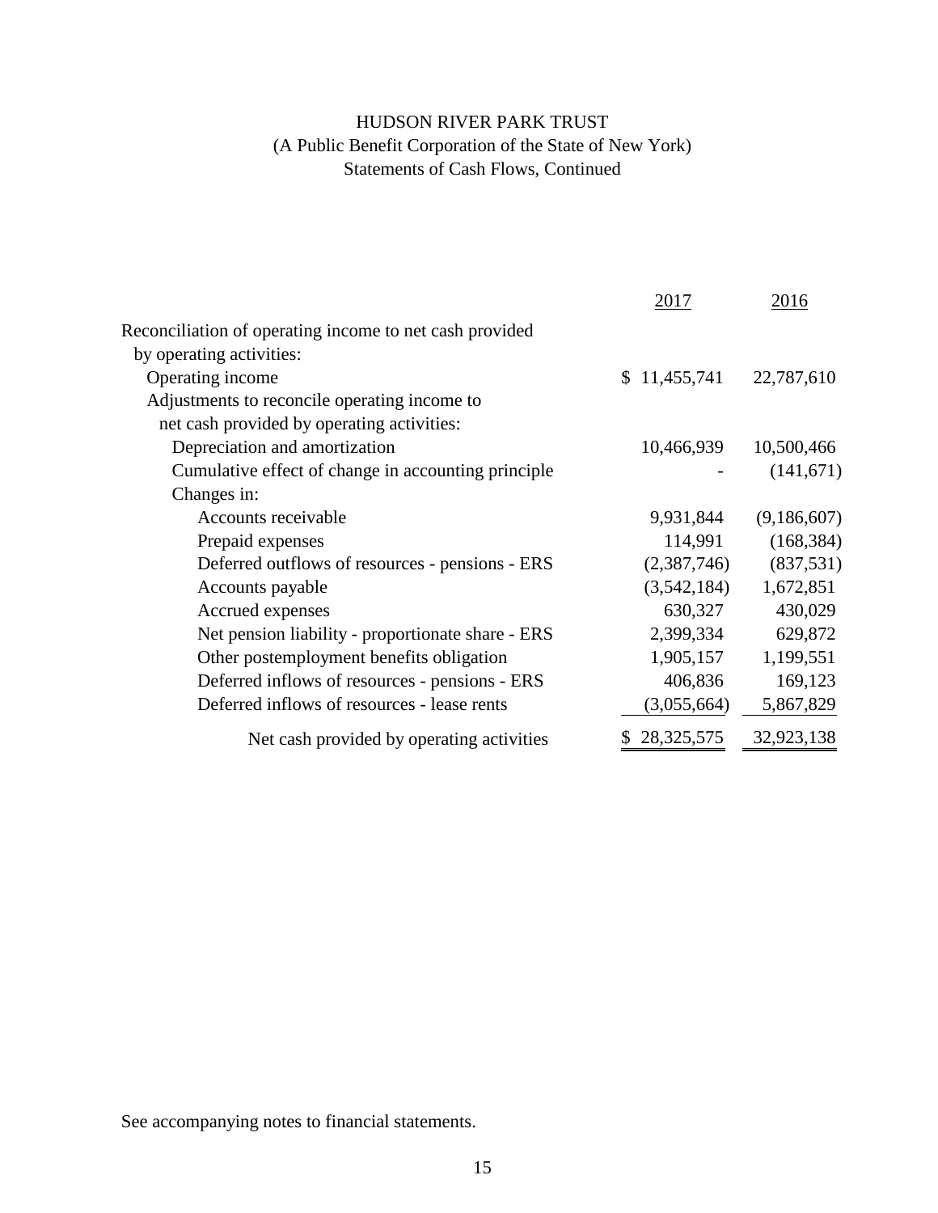# HUDSON RIVER PARK TRUST

(A Public Benefit Corporation of the State of New York)

Statements of Cash Flows, Continued

| | 2017 | 2016 |
|---|---|---|
| Reconciliation of operating income to net cash provided by operating activities: | | |
| Operating income | $ 11,455,741 | 22,787,610 |
| Adjustments to reconcile operating income to net cash provided by operating activities: | | |
| Depreciation and amortization | 10,466,939 | 10,500,466 |
| Cumulative effect of change in accounting principle | - | (141,671) |
| Changes in: | | |
| Accounts receivable | 9,931,844 | (9,186,607) |
| Prepaid expenses | 114,991 | (168,384) |
| Deferred outflows of resources - pensions - ERS | (2,387,746) | (837,531) |
| Accounts payable | (3,542,184) | 1,672,851 |
| Accrued expenses | 630,327 | 430,029 |
| Net pension liability - proportionate share - ERS | 2,399,334 | 629,872 |
| Other postemployment benefits obligation | 1,905,157 | 1,199,551 |
| Deferred inflows of resources - pensions - ERS | 406,836 | 169,123 |
| Deferred inflows of resources - lease rents | (3,055,664) | 5,867,829 |
| Net cash provided by operating activities | $ 28,325,575 | 32,923,138 |

See accompanying notes to financial statements.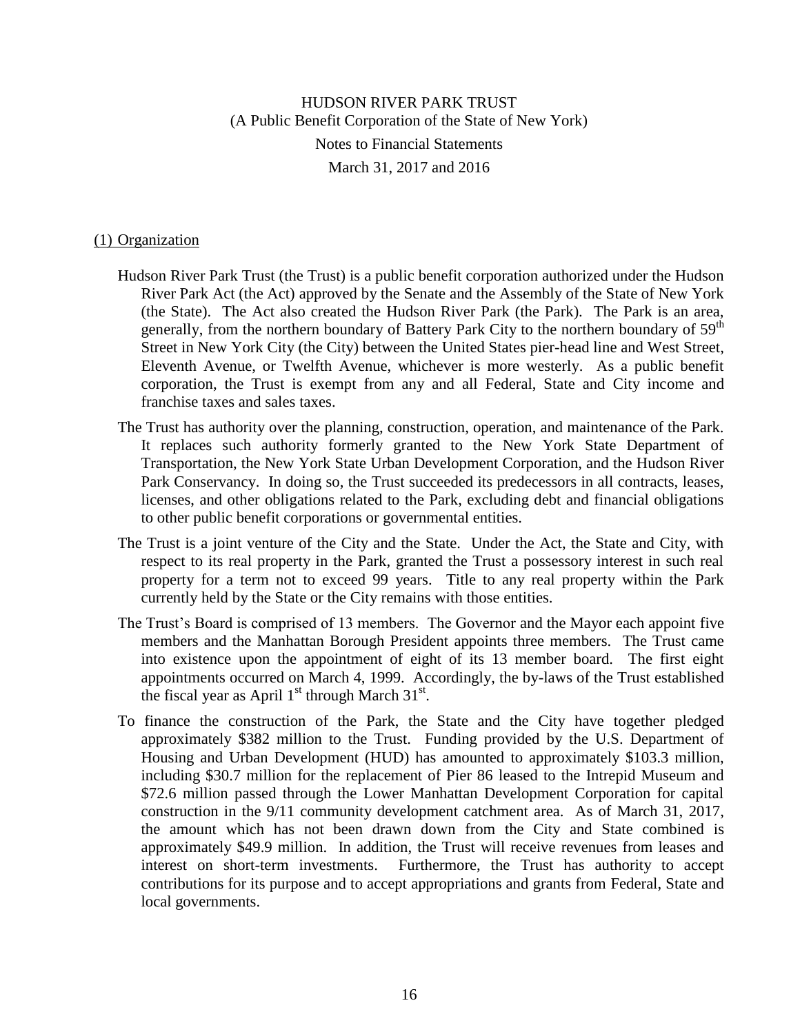# HUDSON RIVER PARK TRUST

(A Public Benefit Corporation of the State of New York)

Notes to Financial Statements

March 31, 2017 and 2016

## (1) Organization

Hudson River Park Trust (the Trust) is a public benefit corporation authorized under the Hudson River Park Act (the Act) approved by the Senate and the Assembly of the State of New York (the State). The Act also created the Hudson River Park (the Park). The Park is an area, generally, from the northern boundary of Battery Park City to the northern boundary of 59th Street in New York City (the City) between the United States pier-head line and West Street, Eleventh Avenue, or Twelfth Avenue, whichever is more westerly. As a public benefit corporation, the Trust is exempt from any and all Federal, State and City income and franchise taxes and sales taxes.

The Trust has authority over the planning, construction, operation, and maintenance of the Park. It replaces such authority formerly granted to the New York State Department of Transportation, the New York State Urban Development Corporation, and the Hudson River Park Conservancy. In doing so, the Trust succeeded its predecessors in all contracts, leases, licenses, and other obligations related to the Park, excluding debt and financial obligations to other public benefit corporations or governmental entities.

The Trust is a joint venture of the City and the State. Under the Act, the State and City, with respect to its real property in the Park, granted the Trust a possessory interest in such real property for a term not to exceed 99 years. Title to any real property within the Park currently held by the State or the City remains with those entities.

The Trust's Board is comprised of 13 members. The Governor and the Mayor each appoint five members and the Manhattan Borough President appoints three members. The Trust came into existence upon the appointment of eight of its 13 member board. The first eight appointments occurred on March 4, 1999. Accordingly, the by-laws of the Trust established the fiscal year as April 1st through March 31st.

To finance the construction of the Park, the State and the City have together pledged approximately $382 million to the Trust. Funding provided by the U.S. Department of Housing and Urban Development (HUD) has amounted to approximately $103.3 million, including $30.7 million for the replacement of Pier 86 leased to the Intrepid Museum and $72.6 million passed through the Lower Manhattan Development Corporation for capital construction in the 9/11 community development catchment area. As of March 31, 2017, the amount which has not been drawn down from the City and State combined is approximately $49.9 million. In addition, the Trust will receive revenues from leases and interest on short-term investments. Furthermore, the Trust has authority to accept contributions for its purpose and to accept appropriations and grants from Federal, State and local governments.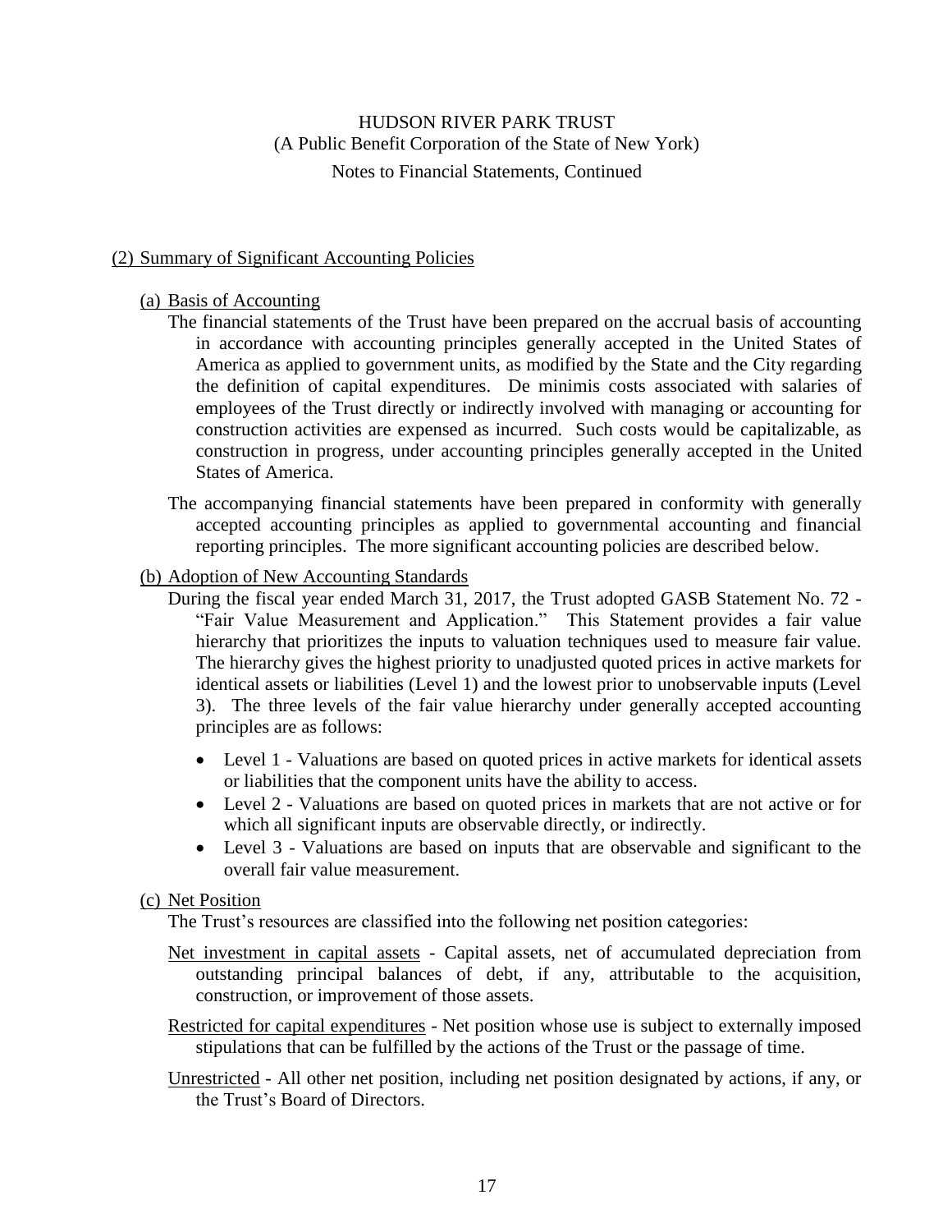## (2) Summary of Significant Accounting Policies

### (a) Basis of Accounting

The financial statements of the Trust have been prepared on the accrual basis of accounting in accordance with accounting principles generally accepted in the United States of America as applied to government units, as modified by the State and the City regarding the definition of capital expenditures. De minimis costs associated with salaries of employees of the Trust directly or indirectly involved with managing or accounting for construction activities are expensed as incurred. Such costs would be capitalizable, as construction in progress, under accounting principles generally accepted in the United States of America.

The accompanying financial statements have been prepared in conformity with generally accepted accounting principles as applied to governmental accounting and financial reporting principles. The more significant accounting policies are described below.

### (b) Adoption of New Accounting Standards

During the fiscal year ended March 31, 2017, the Trust adopted GASB Statement No. 72 - "Fair Value Measurement and Application." This Statement provides a fair value hierarchy that prioritizes the inputs to valuation techniques used to measure fair value. The hierarchy gives the highest priority to unadjusted quoted prices in active markets for identical assets or liabilities (Level 1) and the lowest prior to unobservable inputs (Level 3). The three levels of the fair value hierarchy under generally accepted accounting principles are as follows:

- Level 1 - Valuations are based on quoted prices in active markets for identical assets or liabilities that the component units have the ability to access.
- Level 2 - Valuations are based on quoted prices in markets that are not active or for which all significant inputs are observable directly, or indirectly.
- Level 3 - Valuations are based on inputs that are observable and significant to the overall fair value measurement.

### (c) Net Position

The Trust's resources are classified into the following net position categories:

Net investment in capital assets - Capital assets, net of accumulated depreciation from outstanding principal balances of debt, if any, attributable to the acquisition, construction, or improvement of those assets.

Restricted for capital expenditures - Net position whose use is subject to externally imposed stipulations that can be fulfilled by the actions of the Trust or the passage of time.

Unrestricted - All other net position, including net position designated by actions, if any, or the Trust's Board of Directors.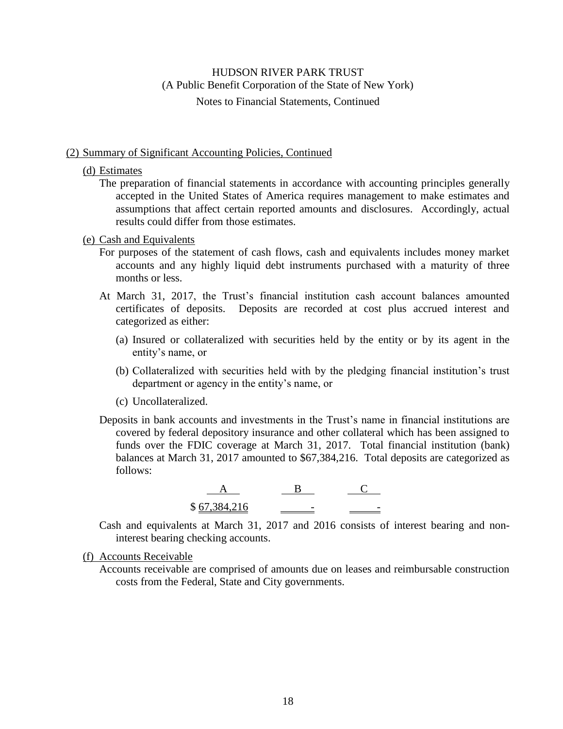HUDSON RIVER PARK TRUST
(A Public Benefit Corporation of the State of New York)
Notes to Financial Statements, Continued

## (2) Summary of Significant Accounting Policies, Continued

### (d) Estimates

The preparation of financial statements in accordance with accounting principles generally accepted in the United States of America requires management to make estimates and assumptions that affect certain reported amounts and disclosures. Accordingly, actual results could differ from those estimates.

### (e) Cash and Equivalents

For purposes of the statement of cash flows, cash and equivalents includes money market accounts and any highly liquid debt instruments purchased with a maturity of three months or less.

At March 31, 2017, the Trust's financial institution cash account balances amounted certificates of deposits. Deposits are recorded at cost plus accrued interest and categorized as either:

(a) Insured or collateralized with securities held by the entity or by its agent in the entity's name, or

(b) Collateralized with securities held with by the pledging financial institution's trust department or agency in the entity's name, or

(c) Uncollateralized.

Deposits in bank accounts and investments in the Trust's name in financial institutions are covered by federal depository insurance and other collateral which has been assigned to funds over the FDIC coverage at March 31, 2017. Total financial institution (bank) balances at March 31, 2017 amounted to $67,384,216. Total deposits are categorized as follows:

| A | B | C |
|---|---|---|
| $ 67,384,216 | - | - |

Cash and equivalents at March 31, 2017 and 2016 consists of interest bearing and non-interest bearing checking accounts.

### (f) Accounts Receivable

Accounts receivable are comprised of amounts due on leases and reimbursable construction costs from the Federal, State and City governments.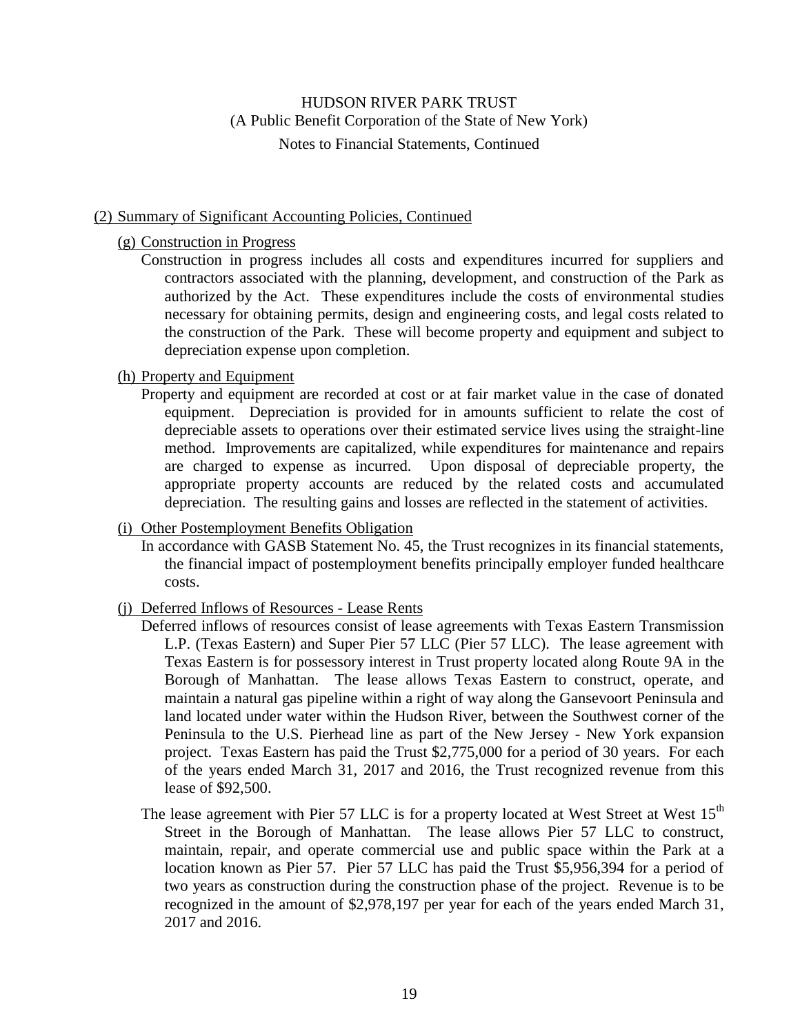(2) Summary of Significant Accounting Policies, Continued

(g) Construction in Progress

Construction in progress includes all costs and expenditures incurred for suppliers and contractors associated with the planning, development, and construction of the Park as authorized by the Act. These expenditures include the costs of environmental studies necessary for obtaining permits, design and engineering costs, and legal costs related to the construction of the Park. These will become property and equipment and subject to depreciation expense upon completion.

(h) Property and Equipment

Property and equipment are recorded at cost or at fair market value in the case of donated equipment. Depreciation is provided for in amounts sufficient to relate the cost of depreciable assets to operations over their estimated service lives using the straight-line method. Improvements are capitalized, while expenditures for maintenance and repairs are charged to expense as incurred. Upon disposal of depreciable property, the appropriate property accounts are reduced by the related costs and accumulated depreciation. The resulting gains and losses are reflected in the statement of activities.

(i) Other Postemployment Benefits Obligation

In accordance with GASB Statement No. 45, the Trust recognizes in its financial statements, the financial impact of postemployment benefits principally employer funded healthcare costs.

(j) Deferred Inflows of Resources - Lease Rents

Deferred inflows of resources consist of lease agreements with Texas Eastern Transmission L.P. (Texas Eastern) and Super Pier 57 LLC (Pier 57 LLC). The lease agreement with Texas Eastern is for possessory interest in Trust property located along Route 9A in the Borough of Manhattan. The lease allows Texas Eastern to construct, operate, and maintain a natural gas pipeline within a right of way along the Gansevoort Peninsula and land located under water within the Hudson River, between the Southwest corner of the Peninsula to the U.S. Pierhead line as part of the New Jersey - New York expansion project. Texas Eastern has paid the Trust $2,775,000 for a period of 30 years. For each of the years ended March 31, 2017 and 2016, the Trust recognized revenue from this lease of $92,500.

The lease agreement with Pier 57 LLC is for a property located at West Street at West 15th Street in the Borough of Manhattan. The lease allows Pier 57 LLC to construct, maintain, repair, and operate commercial use and public space within the Park at a location known as Pier 57. Pier 57 LLC has paid the Trust $5,956,394 for a period of two years as construction during the construction phase of the project. Revenue is to be recognized in the amount of $2,978,197 per year for each of the years ended March 31, 2017 and 2016.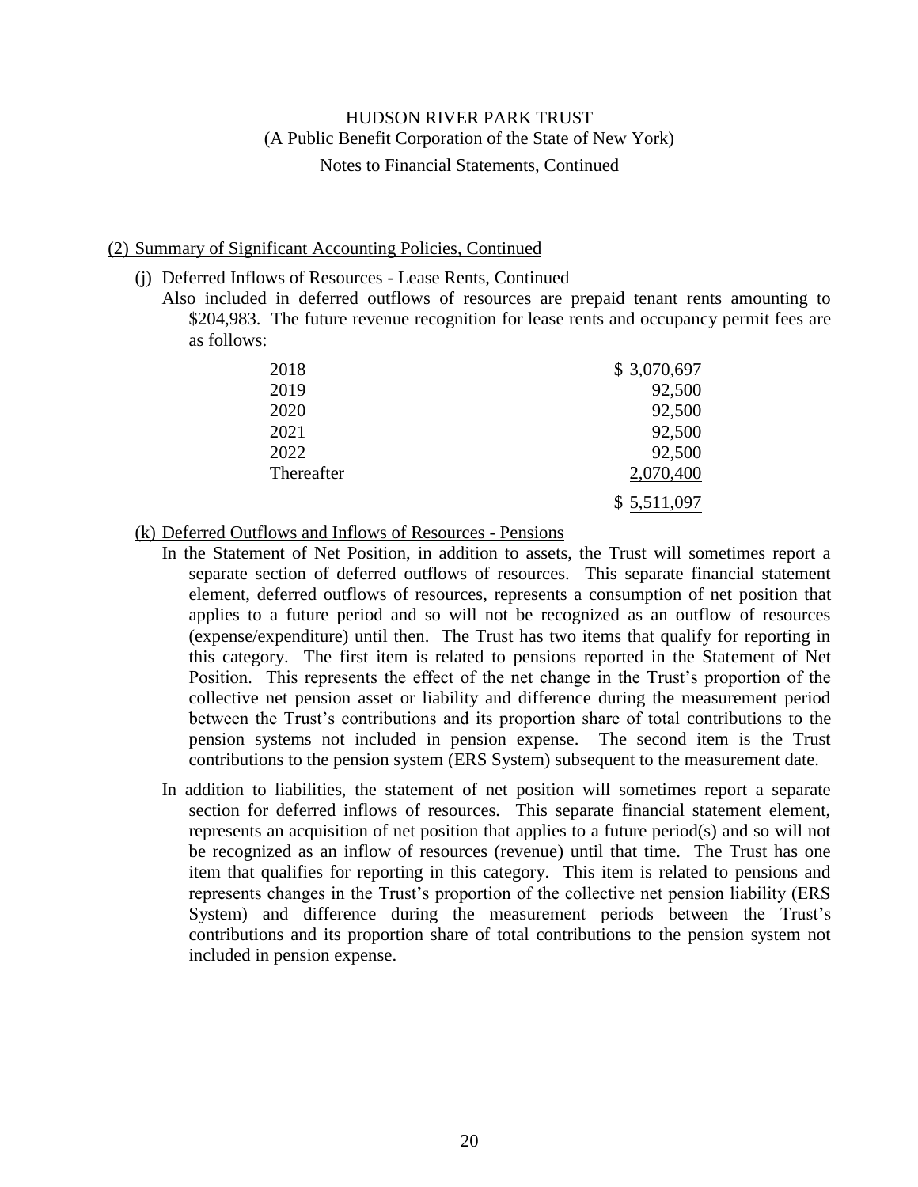HUDSON RIVER PARK TRUST
(A Public Benefit Corporation of the State of New York)
Notes to Financial Statements, Continued

(2) Summary of Significant Accounting Policies, Continued

(j) Deferred Inflows of Resources - Lease Rents, Continued

Also included in deferred outflows of resources are prepaid tenant rents amounting to $204,983. The future revenue recognition for lease rents and occupancy permit fees are as follows:

| | |
|---|---|
| 2018 | $ 3,070,697 |
| 2019 | 92,500 |
| 2020 | 92,500 |
| 2021 | 92,500 |
| 2022 | 92,500 |
| Thereafter | 2,070,400 |
| | $ 5,511,097 |

(k) Deferred Outflows and Inflows of Resources - Pensions

In the Statement of Net Position, in addition to assets, the Trust will sometimes report a separate section of deferred outflows of resources. This separate financial statement element, deferred outflows of resources, represents a consumption of net position that applies to a future period and so will not be recognized as an outflow of resources (expense/expenditure) until then. The Trust has two items that qualify for reporting in this category. The first item is related to pensions reported in the Statement of Net Position. This represents the effect of the net change in the Trust's proportion of the collective net pension asset or liability and difference during the measurement period between the Trust's contributions and its proportion share of total contributions to the pension systems not included in pension expense. The second item is the Trust contributions to the pension system (ERS System) subsequent to the measurement date.

In addition to liabilities, the statement of net position will sometimes report a separate section for deferred inflows of resources. This separate financial statement element, represents an acquisition of net position that applies to a future period(s) and so will not be recognized as an inflow of resources (revenue) until that time. The Trust has one item that qualifies for reporting in this category. This item is related to pensions and represents changes in the Trust's proportion of the collective net pension liability (ERS System) and difference during the measurement periods between the Trust's contributions and its proportion share of total contributions to the pension system not included in pension expense.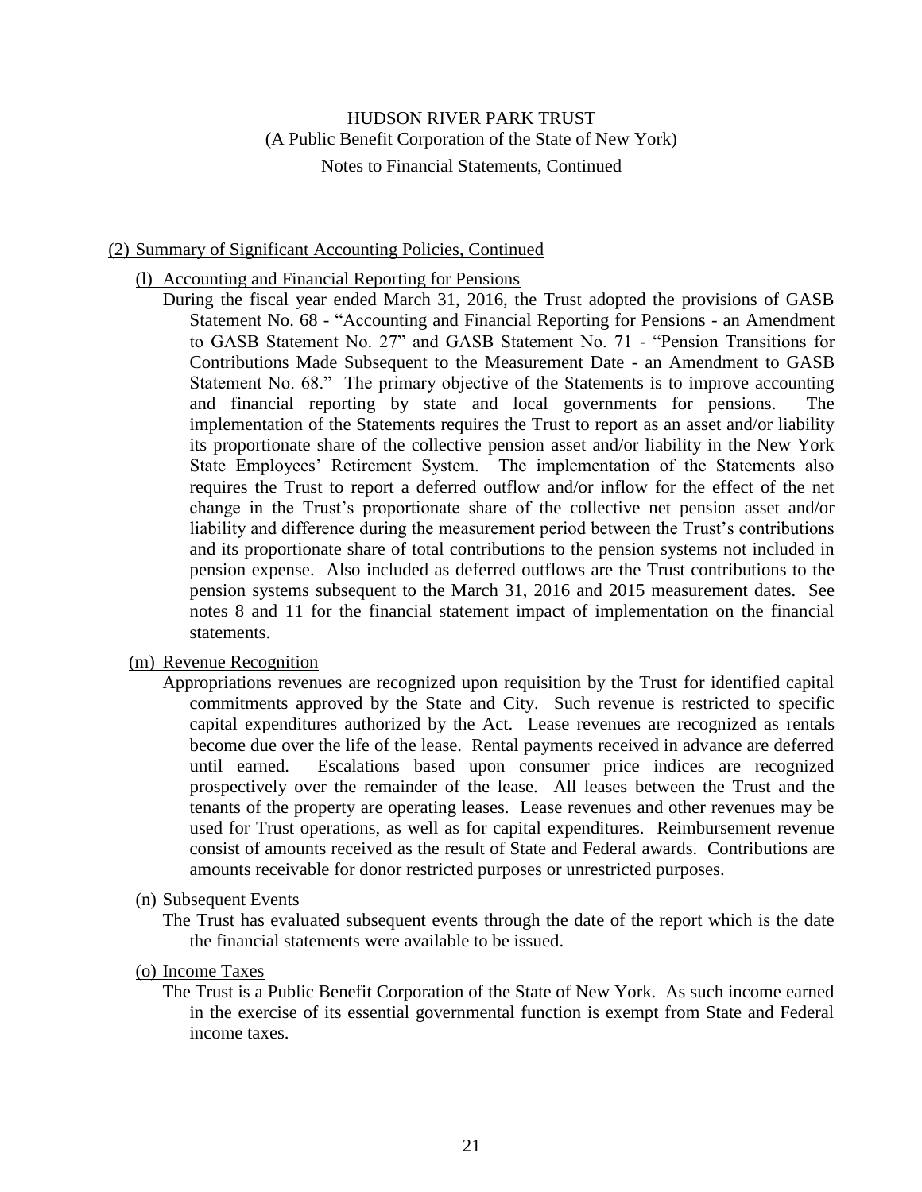HUDSON RIVER PARK TRUST
(A Public Benefit Corporation of the State of New York)
Notes to Financial Statements, Continued

## (2) Summary of Significant Accounting Policies, Continued

### (l) Accounting and Financial Reporting for Pensions

During the fiscal year ended March 31, 2016, the Trust adopted the provisions of GASB Statement No. 68 - "Accounting and Financial Reporting for Pensions - an Amendment to GASB Statement No. 27" and GASB Statement No. 71 - "Pension Transitions for Contributions Made Subsequent to the Measurement Date - an Amendment to GASB Statement No. 68." The primary objective of the Statements is to improve accounting and financial reporting by state and local governments for pensions. The implementation of the Statements requires the Trust to report as an asset and/or liability its proportionate share of the collective pension asset and/or liability in the New York State Employees' Retirement System. The implementation of the Statements also requires the Trust to report a deferred outflow and/or inflow for the effect of the net change in the Trust's proportionate share of the collective net pension asset and/or liability and difference during the measurement period between the Trust's contributions and its proportionate share of total contributions to the pension systems not included in pension expense. Also included as deferred outflows are the Trust contributions to the pension systems subsequent to the March 31, 2016 and 2015 measurement dates. See notes 8 and 11 for the financial statement impact of implementation on the financial statements.

### (m) Revenue Recognition

Appropriations revenues are recognized upon requisition by the Trust for identified capital commitments approved by the State and City. Such revenue is restricted to specific capital expenditures authorized by the Act. Lease revenues are recognized as rentals become due over the life of the lease. Rental payments received in advance are deferred until earned. Escalations based upon consumer price indices are recognized prospectively over the remainder of the lease. All leases between the Trust and the tenants of the property are operating leases. Lease revenues and other revenues may be used for Trust operations, as well as for capital expenditures. Reimbursement revenue consist of amounts received as the result of State and Federal awards. Contributions are amounts receivable for donor restricted purposes or unrestricted purposes.

### (n) Subsequent Events

The Trust has evaluated subsequent events through the date of the report which is the date the financial statements were available to be issued.

### (o) Income Taxes

The Trust is a Public Benefit Corporation of the State of New York. As such income earned in the exercise of its essential governmental function is exempt from State and Federal income taxes.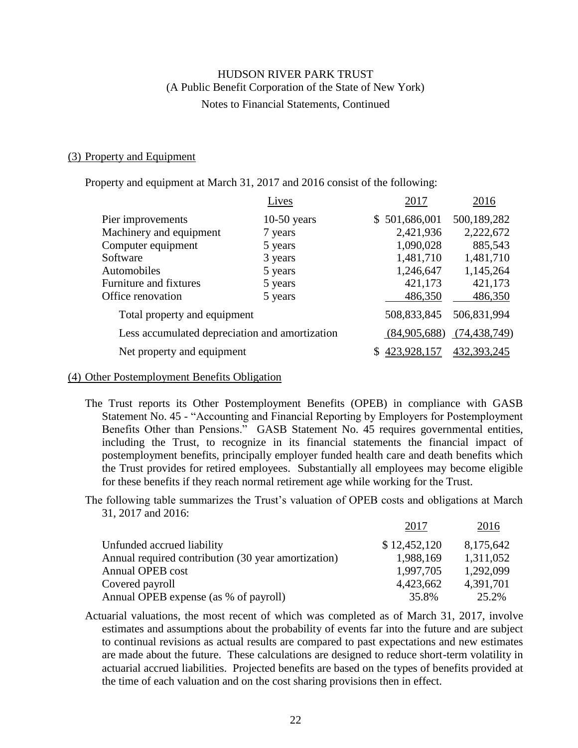HUDSON RIVER PARK TRUST
(A Public Benefit Corporation of the State of New York)
Notes to Financial Statements, Continued

## (3) Property and Equipment

Property and equipment at March 31, 2017 and 2016 consist of the following:

| | Lives | 2017 | 2016 |
|---|---|---|---|
| Pier improvements | 10-50 years | $ 501,686,001 | 500,189,282 |
| Machinery and equipment | 7 years | 2,421,936 | 2,222,672 |
| Computer equipment | 5 years | 1,090,028 | 885,543 |
| Software | 3 years | 1,481,710 | 1,481,710 |
| Automobiles | 5 years | 1,246,647 | 1,145,264 |
| Furniture and fixtures | 5 years | 421,173 | 421,173 |
| Office renovation | 5 years | 486,350 | 486,350 |
| Total property and equipment | | 508,833,845 | 506,831,994 |
| Less accumulated depreciation and amortization | | (84,905,688) | (74,438,749) |
| Net property and equipment | | $ 423,928,157 | 432,393,245 |

## (4) Other Postemployment Benefits Obligation

The Trust reports its Other Postemployment Benefits (OPEB) in compliance with GASB Statement No. 45 - "Accounting and Financial Reporting by Employers for Postemployment Benefits Other than Pensions." GASB Statement No. 45 requires governmental entities, including the Trust, to recognize in its financial statements the financial impact of postemployment benefits, principally employer funded health care and death benefits which the Trust provides for retired employees. Substantially all employees may become eligible for these benefits if they reach normal retirement age while working for the Trust.

The following table summarizes the Trust's valuation of OPEB costs and obligations at March 31, 2017 and 2016:

| | 2017 | 2016 |
|---|---|---|
| Unfunded accrued liability | $ 12,452,120 | 8,175,642 |
| Annual required contribution (30 year amortization) | 1,988,169 | 1,311,052 |
| Annual OPEB cost | 1,997,705 | 1,292,099 |
| Covered payroll | 4,423,662 | 4,391,701 |
| Annual OPEB expense (as % of payroll) | 35.8% | 25.2% |

Actuarial valuations, the most recent of which was completed as of March 31, 2017, involve estimates and assumptions about the probability of events far into the future and are subject to continual revisions as actual results are compared to past expectations and new estimates are made about the future. These calculations are designed to reduce short-term volatility in actuarial accrued liabilities. Projected benefits are based on the types of benefits provided at the time of each valuation and on the cost sharing provisions then in effect.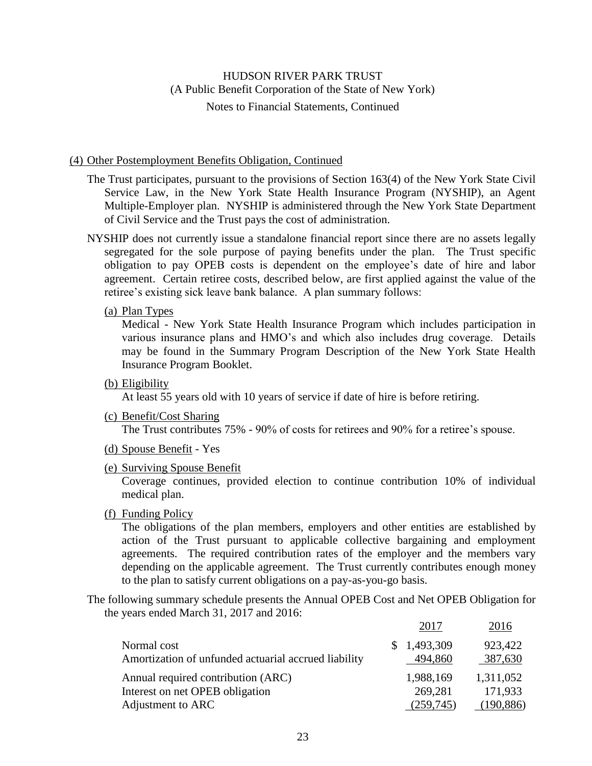(4) Other Postemployment Benefits Obligation, Continued

The Trust participates, pursuant to the provisions of Section 163(4) of the New York State Civil Service Law, in the New York State Health Insurance Program (NYSHIP), an Agent Multiple-Employer plan. NYSHIP is administered through the New York State Department of Civil Service and the Trust pays the cost of administration.

NYSHIP does not currently issue a standalone financial report since there are no assets legally segregated for the sole purpose of paying benefits under the plan. The Trust specific obligation to pay OPEB costs is dependent on the employee's date of hire and labor agreement. Certain retiree costs, described below, are first applied against the value of the retiree's existing sick leave bank balance. A plan summary follows:

(a) Plan Types

Medical - New York State Health Insurance Program which includes participation in various insurance plans and HMO's and which also includes drug coverage. Details may be found in the Summary Program Description of the New York State Health Insurance Program Booklet.

(b) Eligibility

At least 55 years old with 10 years of service if date of hire is before retiring.

(c) Benefit/Cost Sharing

The Trust contributes 75% - 90% of costs for retirees and 90% for a retiree's spouse.

(d) Spouse Benefit - Yes

(e) Surviving Spouse Benefit

Coverage continues, provided election to continue contribution 10% of individual medical plan.

(f) Funding Policy

The obligations of the plan members, employers and other entities are established by action of the Trust pursuant to applicable collective bargaining and employment agreements. The required contribution rates of the employer and the members vary depending on the applicable agreement. The Trust currently contributes enough money to the plan to satisfy current obligations on a pay-as-you-go basis.

The following summary schedule presents the Annual OPEB Cost and Net OPEB Obligation for the years ended March 31, 2017 and 2016:

| | 2017 | 2016 |
|---|---|---|
| Normal cost | $ 1,493,309 | 923,422 |
| Amortization of unfunded actuarial accrued liability | 494,860 | 387,630 |
| Annual required contribution (ARC) | 1,988,169 | 1,311,052 |
| Interest on net OPEB obligation | 269,281 | 171,933 |
| Adjustment to ARC | (259,745) | (190,886) |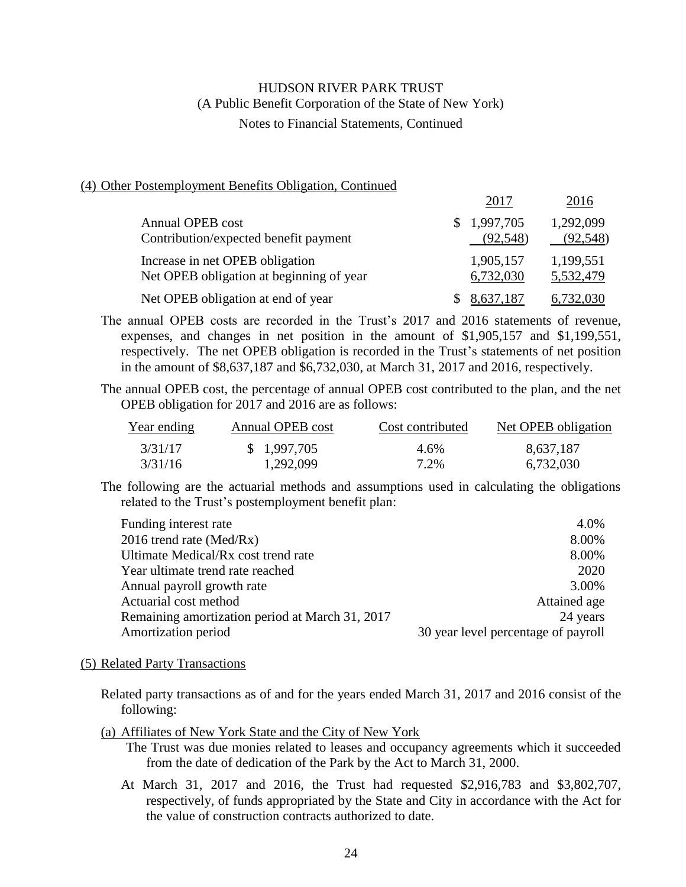(4) Other Postemployment Benefits Obligation, Continued

| | 2017 | 2016 |
|---|---|---|
| Annual OPEB cost | $ 1,997,705 | 1,292,099 |
| Contribution/expected benefit payment | (92,548) | (92,548) |
| Increase in net OPEB obligation | 1,905,157 | 1,199,551 |
| Net OPEB obligation at beginning of year | 6,732,030 | 5,532,479 |
| Net OPEB obligation at end of year | $ 8,637,187 | 6,732,030 |

The annual OPEB costs are recorded in the Trust's 2017 and 2016 statements of revenue, expenses, and changes in net position in the amount of $1,905,157 and $1,199,551, respectively. The net OPEB obligation is recorded in the Trust's statements of net position in the amount of $8,637,187 and $6,732,030, at March 31, 2017 and 2016, respectively.

The annual OPEB cost, the percentage of annual OPEB cost contributed to the plan, and the net OPEB obligation for 2017 and 2016 are as follows:

| Year ending | Annual OPEB cost | Cost contributed | Net OPEB obligation |
|---|---|---|---|
| 3/31/17 | $ 1,997,705 | 4.6% | 8,637,187 |
| 3/31/16 | 1,292,099 | 7.2% | 6,732,030 |

The following are the actuarial methods and assumptions used in calculating the obligations related to the Trust's postemployment benefit plan:

| | |
|---|---|
| Funding interest rate | 4.0% |
| 2016 trend rate (Med/Rx) | 8.00% |
| Ultimate Medical/Rx cost trend rate | 8.00% |
| Year ultimate trend rate reached | 2020 |
| Annual payroll growth rate | 3.00% |
| Actuarial cost method | Attained age |
| Remaining amortization period at March 31, 2017 | 24 years |
| Amortization period | 30 year level percentage of payroll |

(5) Related Party Transactions

Related party transactions as of and for the years ended March 31, 2017 and 2016 consist of the following:

(a) Affiliates of New York State and the City of New York

The Trust was due monies related to leases and occupancy agreements which it succeeded from the date of dedication of the Park by the Act to March 31, 2000.

At March 31, 2017 and 2016, the Trust had requested $2,916,783 and $3,802,707, respectively, of funds appropriated by the State and City in accordance with the Act for the value of construction contracts authorized to date.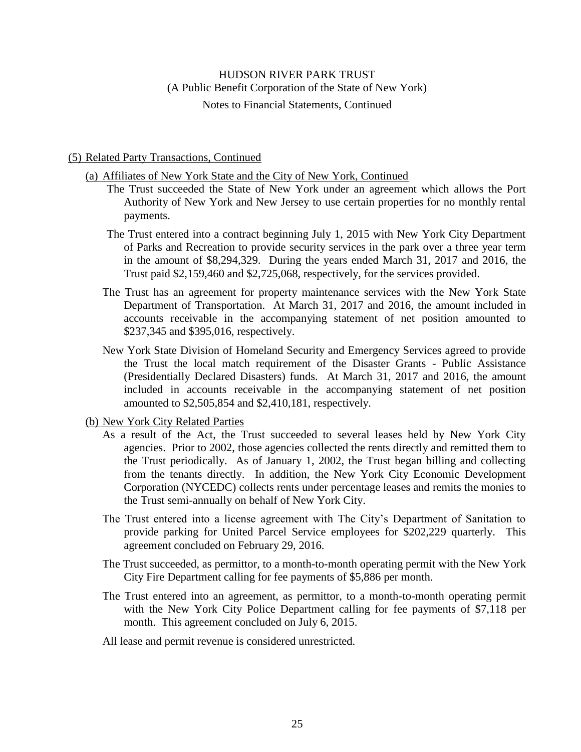# HUDSON RIVER PARK TRUST

(A Public Benefit Corporation of the State of New York)

Notes to Financial Statements, Continued

## (5) Related Party Transactions, Continued

### (a) Affiliates of New York State and the City of New York, Continued

The Trust succeeded the State of New York under an agreement which allows the Port Authority of New York and New Jersey to use certain properties for no monthly rental payments.

The Trust entered into a contract beginning July 1, 2015 with New York City Department of Parks and Recreation to provide security services in the park over a three year term in the amount of \$8,294,329. During the years ended March 31, 2017 and 2016, the Trust paid \$2,159,460 and \$2,725,068, respectively, for the services provided.

The Trust has an agreement for property maintenance services with the New York State Department of Transportation. At March 31, 2017 and 2016, the amount included in accounts receivable in the accompanying statement of net position amounted to \$237,345 and \$395,016, respectively.

New York State Division of Homeland Security and Emergency Services agreed to provide the Trust the local match requirement of the Disaster Grants - Public Assistance (Presidentially Declared Disasters) funds. At March 31, 2017 and 2016, the amount included in accounts receivable in the accompanying statement of net position amounted to \$2,505,854 and \$2,410,181, respectively.

### (b) New York City Related Parties

As a result of the Act, the Trust succeeded to several leases held by New York City agencies. Prior to 2002, those agencies collected the rents directly and remitted them to the Trust periodically. As of January 1, 2002, the Trust began billing and collecting from the tenants directly. In addition, the New York City Economic Development Corporation (NYCEDC) collects rents under percentage leases and remits the monies to the Trust semi-annually on behalf of New York City.

The Trust entered into a license agreement with The City's Department of Sanitation to provide parking for United Parcel Service employees for \$202,229 quarterly. This agreement concluded on February 29, 2016.

The Trust succeeded, as permittor, to a month-to-month operating permit with the New York City Fire Department calling for fee payments of \$5,886 per month.

The Trust entered into an agreement, as permittor, to a month-to-month operating permit with the New York City Police Department calling for fee payments of \$7,118 per month. This agreement concluded on July 6, 2015.

All lease and permit revenue is considered unrestricted.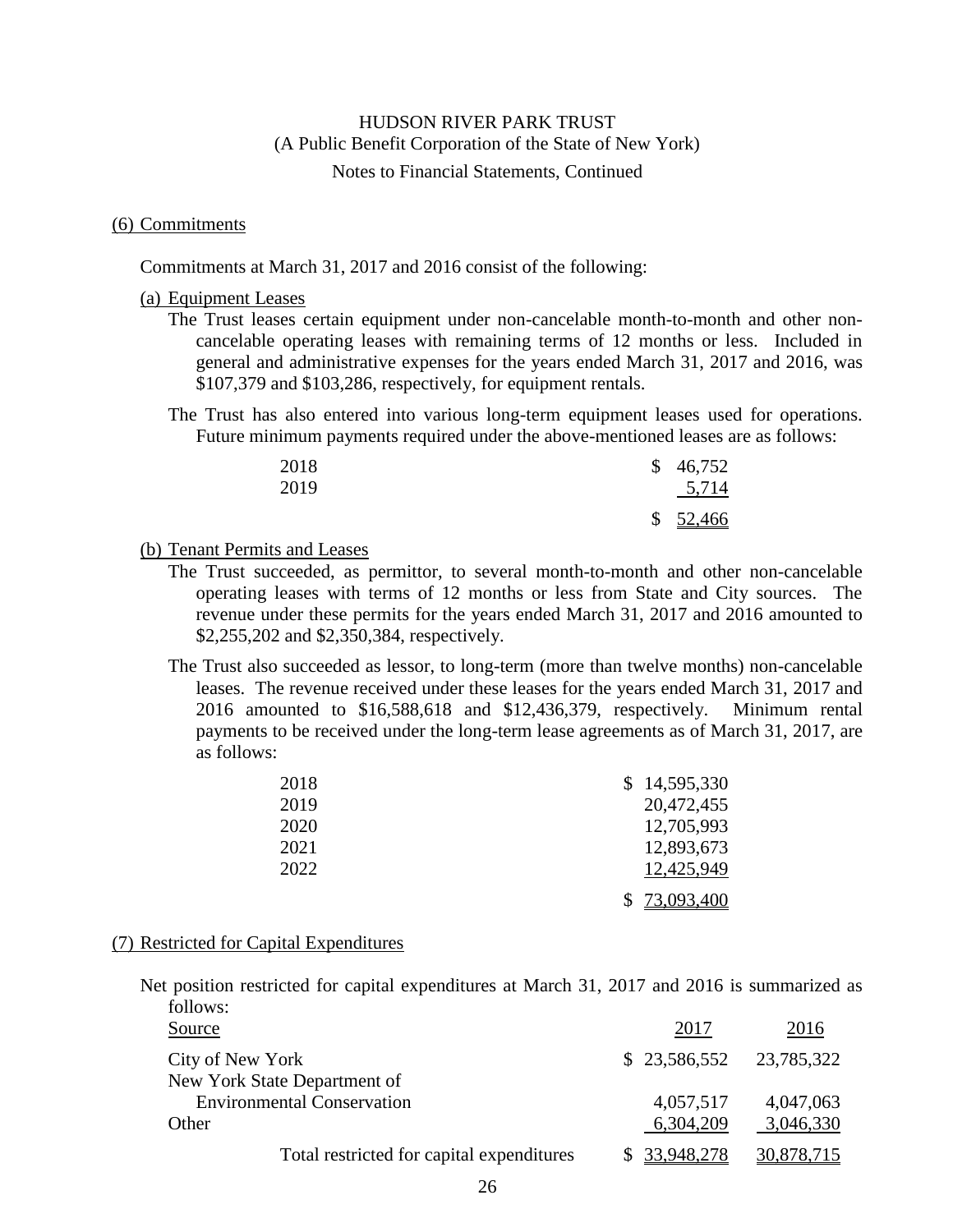HUDSON RIVER PARK TRUST
(A Public Benefit Corporation of the State of New York)
Notes to Financial Statements, Continued

## (6) Commitments

Commitments at March 31, 2017 and 2016 consist of the following:

### (a) Equipment Leases

The Trust leases certain equipment under non-cancelable month-to-month and other non-cancelable operating leases with remaining terms of 12 months or less. Included in general and administrative expenses for the years ended March 31, 2017 and 2016, was \$107,379 and \$103,286, respectively, for equipment rentals.

The Trust has also entered into various long-term equipment leases used for operations. Future minimum payments required under the above-mentioned leases are as follows:

| | |
|---|---|
| 2018 | $ 46,752 |
| 2019 | 5,714 |
| | $ 52,466 |

### (b) Tenant Permits and Leases

The Trust succeeded, as permittor, to several month-to-month and other non-cancelable operating leases with terms of 12 months or less from State and City sources. The revenue under these permits for the years ended March 31, 2017 and 2016 amounted to \$2,255,202 and \$2,350,384, respectively.

The Trust also succeeded as lessor, to long-term (more than twelve months) non-cancelable leases. The revenue received under these leases for the years ended March 31, 2017 and 2016 amounted to \$16,588,618 and \$12,436,379, respectively. Minimum rental payments to be received under the long-term lease agreements as of March 31, 2017, are as follows:

| | |
|---|---|
| 2018 | $ 14,595,330 |
| 2019 | 20,472,455 |
| 2020 | 12,705,993 |
| 2021 | 12,893,673 |
| 2022 | 12,425,949 |
| | $ 73,093,400 |

## (7) Restricted for Capital Expenditures

Net position restricted for capital expenditures at March 31, 2017 and 2016 is summarized as follows:

| Source | 2017 | 2016 |
|---|---|---|
| City of New York | $ 23,586,552 | 23,785,322 |
| New York State Department of Environmental Conservation | 4,057,517 | 4,047,063 |
| Other | 6,304,209 | 3,046,330 |
| Total restricted for capital expenditures | $ 33,948,278 | 30,878,715 |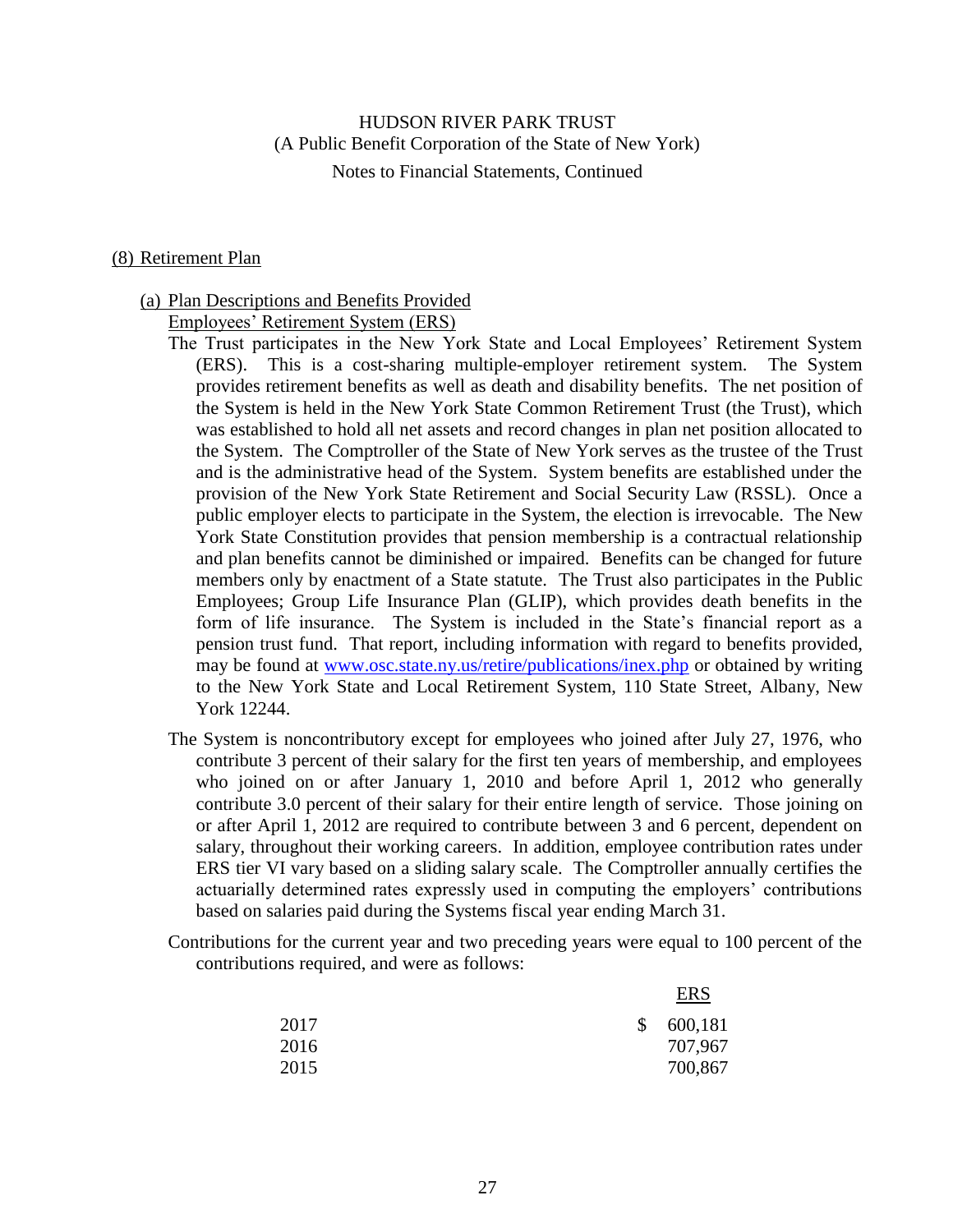## (8) Retirement Plan

### (a) Plan Descriptions and Benefits Provided

Employees' Retirement System (ERS)

The Trust participates in the New York State and Local Employees' Retirement System (ERS). This is a cost-sharing multiple-employer retirement system. The System provides retirement benefits as well as death and disability benefits. The net position of the System is held in the New York State Common Retirement Trust (the Trust), which was established to hold all net assets and record changes in plan net position allocated to the System. The Comptroller of the State of New York serves as the trustee of the Trust and is the administrative head of the System. System benefits are established under the provision of the New York State Retirement and Social Security Law (RSSL). Once a public employer elects to participate in the System, the election is irrevocable. The New York State Constitution provides that pension membership is a contractual relationship and plan benefits cannot be diminished or impaired. Benefits can be changed for future members only by enactment of a State statute. The Trust also participates in the Public Employees; Group Life Insurance Plan (GLIP), which provides death benefits in the form of life insurance. The System is included in the State's financial report as a pension trust fund. That report, including information with regard to benefits provided, may be found at www.osc.state.ny.us/retire/publications/inex.php or obtained by writing to the New York State and Local Retirement System, 110 State Street, Albany, New York 12244.

The System is noncontributory except for employees who joined after July 27, 1976, who contribute 3 percent of their salary for the first ten years of membership, and employees who joined on or after January 1, 2010 and before April 1, 2012 who generally contribute 3.0 percent of their salary for their entire length of service. Those joining on or after April 1, 2012 are required to contribute between 3 and 6 percent, dependent on salary, throughout their working careers. In addition, employee contribution rates under ERS tier VI vary based on a sliding salary scale. The Comptroller annually certifies the actuarially determined rates expressly used in computing the employers' contributions based on salaries paid during the Systems fiscal year ending March 31.

Contributions for the current year and two preceding years were equal to 100 percent of the contributions required, and were as follows:

| | ERS |
|---|---|
| 2017 | $ 600,181 |
| 2016 | 707,967 |
| 2015 | 700,867 |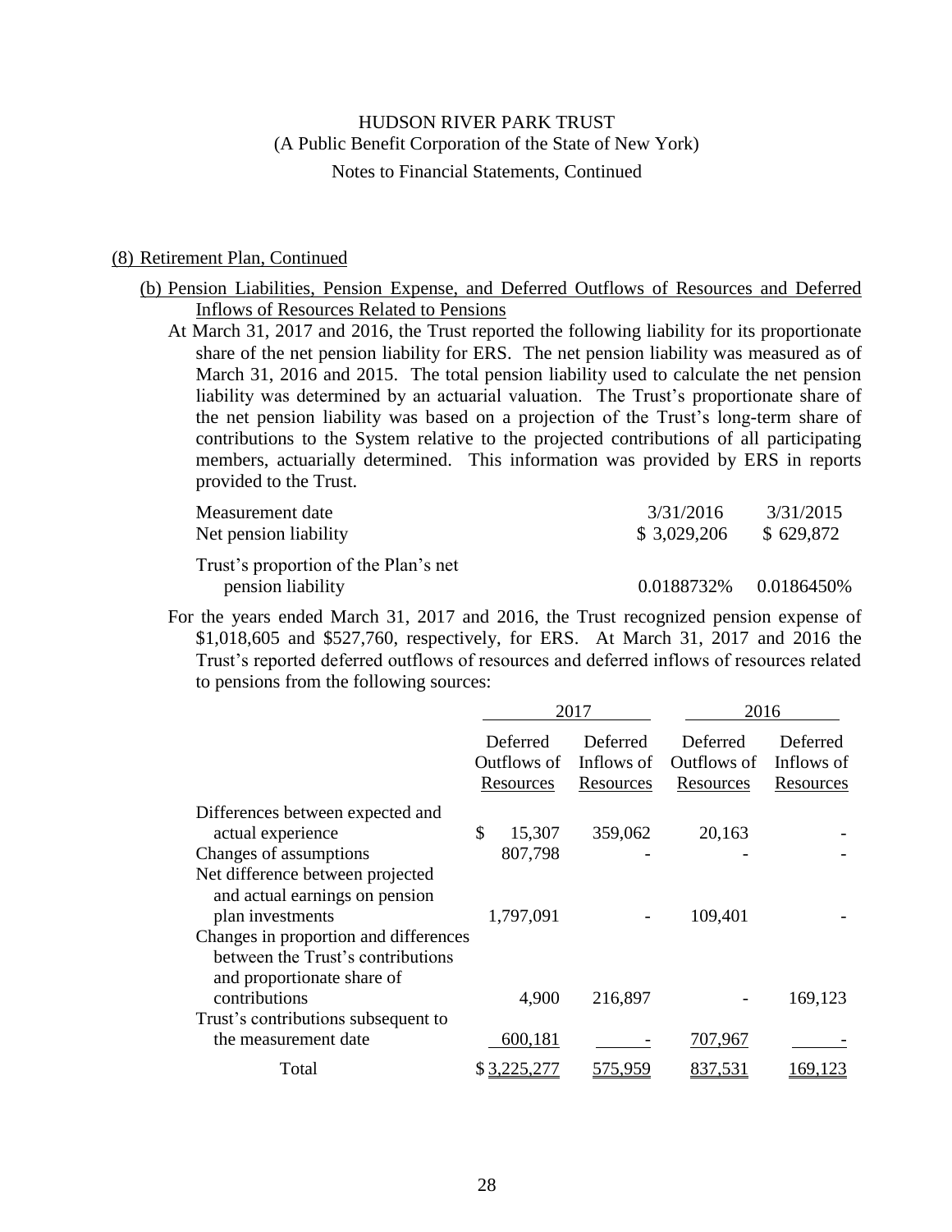HUDSON RIVER PARK TRUST
(A Public Benefit Corporation of the State of New York)
Notes to Financial Statements, Continued

(8) Retirement Plan, Continued

(b) Pension Liabilities, Pension Expense, and Deferred Outflows of Resources and Deferred Inflows of Resources Related to Pensions

At March 31, 2017 and 2016, the Trust reported the following liability for its proportionate share of the net pension liability for ERS. The net pension liability was measured as of March 31, 2016 and 2015. The total pension liability used to calculate the net pension liability was determined by an actuarial valuation. The Trust's proportionate share of the net pension liability was based on a projection of the Trust's long-term share of contributions to the System relative to the projected contributions of all participating members, actuarially determined. This information was provided by ERS in reports provided to the Trust.

| | | |
|---|---|---|
| Measurement date | 3/31/2016 | 3/31/2015 |
| Net pension liability | $ 3,029,206 | $ 629,872 |
| Trust's proportion of the Plan's net pension liability | 0.0188732% | 0.0186450% |

For the years ended March 31, 2017 and 2016, the Trust recognized pension expense of $1,018,605 and $527,760, respectively, for ERS. At March 31, 2017 and 2016 the Trust's reported deferred outflows of resources and deferred inflows of resources related to pensions from the following sources:

| | 2017 | | 2016 | |
|---|---|---|---|---|
| | Deferred Outflows of Resources | Deferred Inflows of Resources | Deferred Outflows of Resources | Deferred Inflows of Resources |
| Differences between expected and actual experience | $ 15,307 | 359,062 | 20,163 | - |
| Changes of assumptions | 807,798 | - | - | - |
| Net difference between projected and actual earnings on pension plan investments | 1,797,091 | - | 109,401 | - |
| Changes in proportion and differences between the Trust's contributions and proportionate share of contributions | 4,900 | 216,897 | - | 169,123 |
| Trust's contributions subsequent to the measurement date | 600,181 | - | 707,967 | - |
| Total | $ 3,225,277 | 575,959 | 837,531 | 169,123 |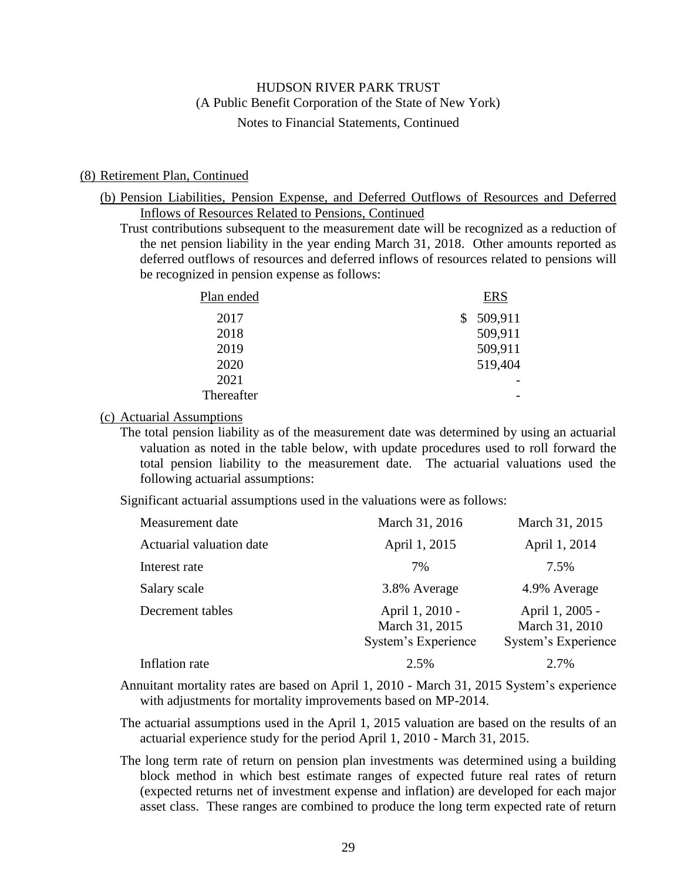(8) Retirement Plan, Continued

(b) Pension Liabilities, Pension Expense, and Deferred Outflows of Resources and Deferred Inflows of Resources Related to Pensions, Continued

Trust contributions subsequent to the measurement date will be recognized as a reduction of the net pension liability in the year ending March 31, 2018. Other amounts reported as deferred outflows of resources and deferred inflows of resources related to pensions will be recognized in pension expense as follows:

| Plan ended | ERS |
|---|---|
| 2017 | $ 509,911 |
| 2018 | 509,911 |
| 2019 | 509,911 |
| 2020 | 519,404 |
| 2021 | - |
| Thereafter | - |

(c) Actuarial Assumptions

The total pension liability as of the measurement date was determined by using an actuarial valuation as noted in the table below, with update procedures used to roll forward the total pension liability to the measurement date. The actuarial valuations used the following actuarial assumptions:

Significant actuarial assumptions used in the valuations were as follows:

| | | |
|---|---|---|
| Measurement date | March 31, 2016 | March 31, 2015 |
| Actuarial valuation date | April 1, 2015 | April 1, 2014 |
| Interest rate | 7% | 7.5% |
| Salary scale | 3.8% Average | 4.9% Average |
| Decrement tables | April 1, 2010 - March 31, 2015 System's Experience | April 1, 2005 - March 31, 2010 System's Experience |
| Inflation rate | 2.5% | 2.7% |

Annuitant mortality rates are based on April 1, 2010 - March 31, 2015 System's experience with adjustments for mortality improvements based on MP-2014.

The actuarial assumptions used in the April 1, 2015 valuation are based on the results of an actuarial experience study for the period April 1, 2010 - March 31, 2015.

The long term rate of return on pension plan investments was determined using a building block method in which best estimate ranges of expected future real rates of return (expected returns net of investment expense and inflation) are developed for each major asset class. These ranges are combined to produce the long term expected rate of return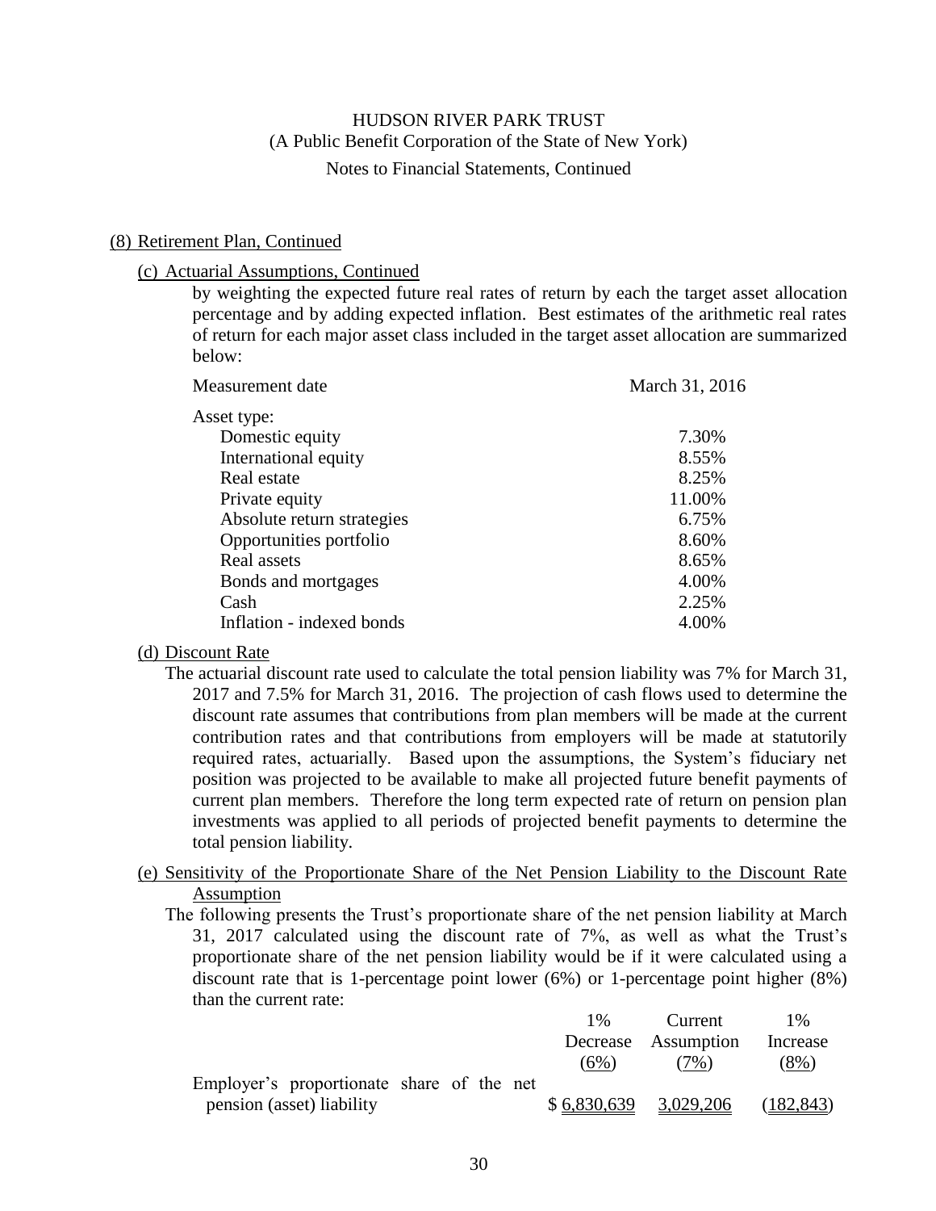### (8) Retirement Plan, Continued

#### (c) Actuarial Assumptions, Continued

by weighting the expected future real rates of return by each the target asset allocation percentage and by adding expected inflation. Best estimates of the arithmetic real rates of return for each major asset class included in the target asset allocation are summarized below:

| Measurement date | March 31, 2016 |
|---|---|
| Asset type: | |
| Domestic equity | 7.30% |
| International equity | 8.55% |
| Real estate | 8.25% |
| Private equity | 11.00% |
| Absolute return strategies | 6.75% |
| Opportunities portfolio | 8.60% |
| Real assets | 8.65% |
| Bonds and mortgages | 4.00% |
| Cash | 2.25% |
| Inflation - indexed bonds | 4.00% |

#### (d) Discount Rate

The actuarial discount rate used to calculate the total pension liability was 7% for March 31, 2017 and 7.5% for March 31, 2016. The projection of cash flows used to determine the discount rate assumes that contributions from plan members will be made at the current contribution rates and that contributions from employers will be made at statutorily required rates, actuarially. Based upon the assumptions, the System's fiduciary net position was projected to be available to make all projected future benefit payments of current plan members. Therefore the long term expected rate of return on pension plan investments was applied to all periods of projected benefit payments to determine the total pension liability.

#### (e) Sensitivity of the Proportionate Share of the Net Pension Liability to the Discount Rate Assumption

The following presents the Trust's proportionate share of the net pension liability at March 31, 2017 calculated using the discount rate of 7%, as well as what the Trust's proportionate share of the net pension liability would be if it were calculated using a discount rate that is 1-percentage point lower (6%) or 1-percentage point higher (8%) than the current rate:

| | 1% Decrease (6%) | Current Assumption (7%) | 1% Increase (8%) |
|---|---|---|---|
| Employer's proportionate share of the net pension (asset) liability | $ 6,830,639 | 3,029,206 | (182,843) |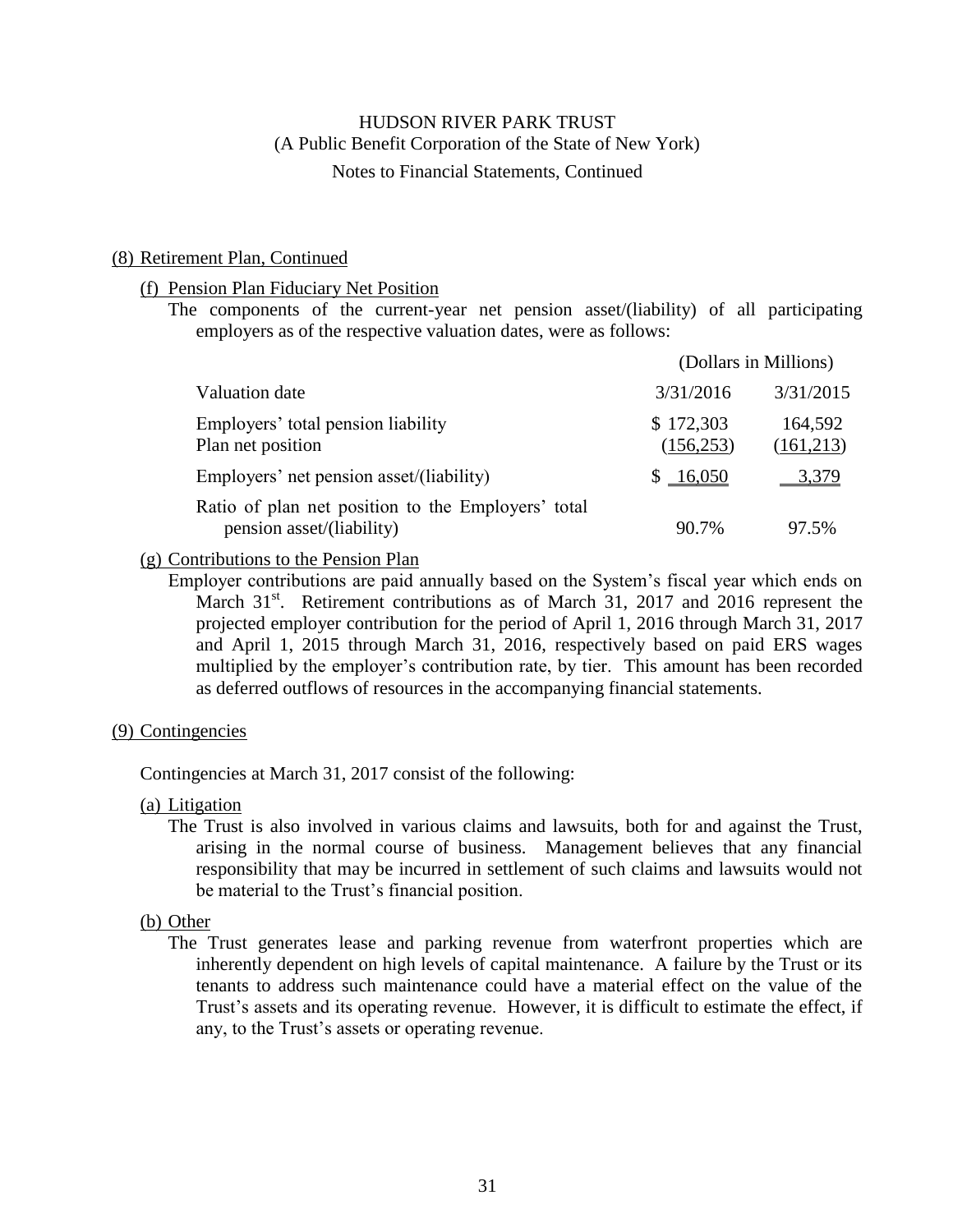(8) Retirement Plan, Continued

(f) Pension Plan Fiduciary Net Position

The components of the current-year net pension asset/(liability) of all participating employers as of the respective valuation dates, were as follows:

| | (Dollars in Millions) | |
|---|---|---|
| Valuation date | 3/31/2016 | 3/31/2015 |
| Employers' total pension liability | $ 172,303 | 164,592 |
| Plan net position | (156,253) | (161,213) |
| Employers' net pension asset/(liability) | $ 16,050 | 3,379 |
| Ratio of plan net position to the Employers' total pension asset/(liability) | 90.7% | 97.5% |

(g) Contributions to the Pension Plan

Employer contributions are paid annually based on the System's fiscal year which ends on March 31st. Retirement contributions as of March 31, 2017 and 2016 represent the projected employer contribution for the period of April 1, 2016 through March 31, 2017 and April 1, 2015 through March 31, 2016, respectively based on paid ERS wages multiplied by the employer's contribution rate, by tier. This amount has been recorded as deferred outflows of resources in the accompanying financial statements.

(9) Contingencies

Contingencies at March 31, 2017 consist of the following:

(a) Litigation

The Trust is also involved in various claims and lawsuits, both for and against the Trust, arising in the normal course of business. Management believes that any financial responsibility that may be incurred in settlement of such claims and lawsuits would not be material to the Trust's financial position.

(b) Other

The Trust generates lease and parking revenue from waterfront properties which are inherently dependent on high levels of capital maintenance. A failure by the Trust or its tenants to address such maintenance could have a material effect on the value of the Trust's assets and its operating revenue. However, it is difficult to estimate the effect, if any, to the Trust's assets or operating revenue.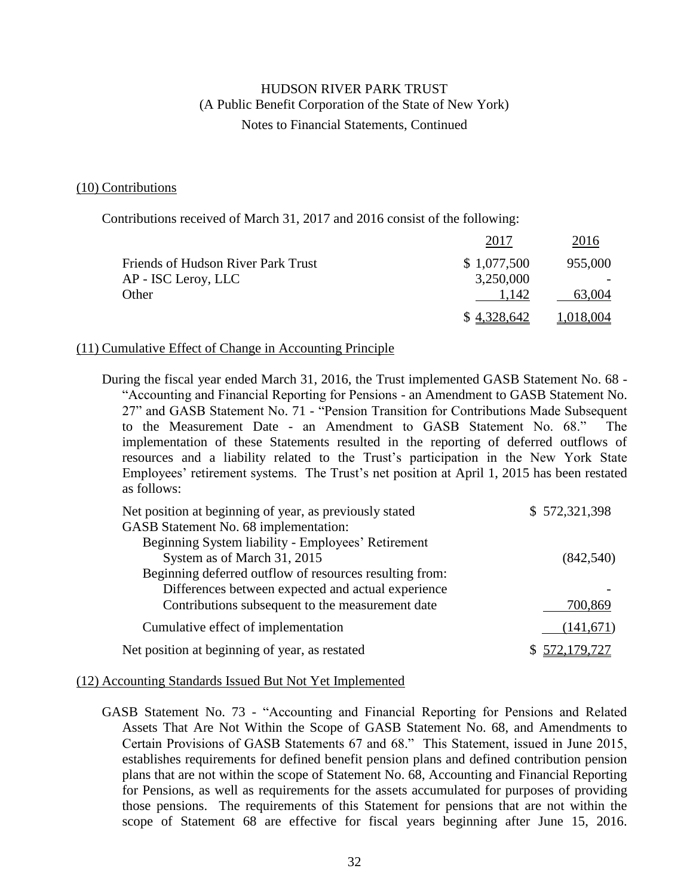HUDSON RIVER PARK TRUST
(A Public Benefit Corporation of the State of New York)
Notes to Financial Statements, Continued

## (10) Contributions

Contributions received of March 31, 2017 and 2016 consist of the following:

| | 2017 | 2016 |
|---|---|---|
| Friends of Hudson River Park Trust | $ 1,077,500 | 955,000 |
| AP - ISC Leroy, LLC | 3,250,000 | - |
| Other | 1,142 | 63,004 |
| | $ 4,328,642 | 1,018,004 |

## (11) Cumulative Effect of Change in Accounting Principle

During the fiscal year ended March 31, 2016, the Trust implemented GASB Statement No. 68 - "Accounting and Financial Reporting for Pensions - an Amendment to GASB Statement No. 27" and GASB Statement No. 71 - "Pension Transition for Contributions Made Subsequent to the Measurement Date - an Amendment to GASB Statement No. 68." The implementation of these Statements resulted in the reporting of deferred outflows of resources and a liability related to the Trust's participation in the New York State Employees' retirement systems. The Trust's net position at April 1, 2015 has been restated as follows:

| | |
|---|---|
| Net position at beginning of year, as previously stated | $ 572,321,398 |
| GASB Statement No. 68 implementation: | |
| Beginning System liability - Employees' Retirement System as of March 31, 2015 | (842,540) |
| Beginning deferred outflow of resources resulting from: | |
| Differences between expected and actual experience | - |
| Contributions subsequent to the measurement date | 700,869 |
| Cumulative effect of implementation | (141,671) |
| Net position at beginning of year, as restated | $ 572,179,727 |

## (12) Accounting Standards Issued But Not Yet Implemented

GASB Statement No. 73 - "Accounting and Financial Reporting for Pensions and Related Assets That Are Not Within the Scope of GASB Statement No. 68, and Amendments to Certain Provisions of GASB Statements 67 and 68." This Statement, issued in June 2015, establishes requirements for defined benefit pension plans and defined contribution pension plans that are not within the scope of Statement No. 68, Accounting and Financial Reporting for Pensions, as well as requirements for the assets accumulated for purposes of providing those pensions. The requirements of this Statement for pensions that are not within the scope of Statement 68 are effective for fiscal years beginning after June 15, 2016.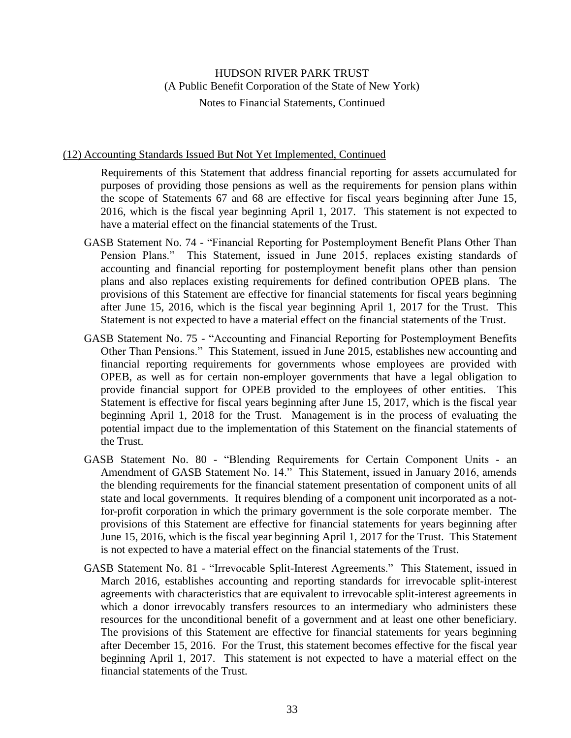(12) Accounting Standards Issued But Not Yet Implemented, Continued

Requirements of this Statement that address financial reporting for assets accumulated for purposes of providing those pensions as well as the requirements for pension plans within the scope of Statements 67 and 68 are effective for fiscal years beginning after June 15, 2016, which is the fiscal year beginning April 1, 2017. This statement is not expected to have a material effect on the financial statements of the Trust.

GASB Statement No. 74 - "Financial Reporting for Postemployment Benefit Plans Other Than Pension Plans." This Statement, issued in June 2015, replaces existing standards of accounting and financial reporting for postemployment benefit plans other than pension plans and also replaces existing requirements for defined contribution OPEB plans. The provisions of this Statement are effective for financial statements for fiscal years beginning after June 15, 2016, which is the fiscal year beginning April 1, 2017 for the Trust. This Statement is not expected to have a material effect on the financial statements of the Trust.

GASB Statement No. 75 - "Accounting and Financial Reporting for Postemployment Benefits Other Than Pensions." This Statement, issued in June 2015, establishes new accounting and financial reporting requirements for governments whose employees are provided with OPEB, as well as for certain non-employer governments that have a legal obligation to provide financial support for OPEB provided to the employees of other entities. This Statement is effective for fiscal years beginning after June 15, 2017, which is the fiscal year beginning April 1, 2018 for the Trust. Management is in the process of evaluating the potential impact due to the implementation of this Statement on the financial statements of the Trust.

GASB Statement No. 80 - "Blending Requirements for Certain Component Units - an Amendment of GASB Statement No. 14." This Statement, issued in January 2016, amends the blending requirements for the financial statement presentation of component units of all state and local governments. It requires blending of a component unit incorporated as a not-for-profit corporation in which the primary government is the sole corporate member. The provisions of this Statement are effective for financial statements for years beginning after June 15, 2016, which is the fiscal year beginning April 1, 2017 for the Trust. This Statement is not expected to have a material effect on the financial statements of the Trust.

GASB Statement No. 81 - "Irrevocable Split-Interest Agreements." This Statement, issued in March 2016, establishes accounting and reporting standards for irrevocable split-interest agreements with characteristics that are equivalent to irrevocable split-interest agreements in which a donor irrevocably transfers resources to an intermediary who administers these resources for the unconditional benefit of a government and at least one other beneficiary. The provisions of this Statement are effective for financial statements for years beginning after December 15, 2016. For the Trust, this statement becomes effective for the fiscal year beginning April 1, 2017. This statement is not expected to have a material effect on the financial statements of the Trust.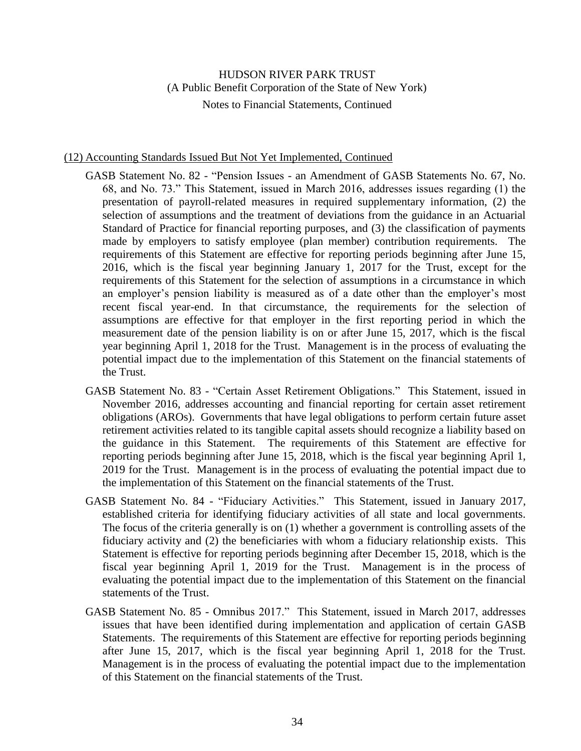HUDSON RIVER PARK TRUST
(A Public Benefit Corporation of the State of New York)
Notes to Financial Statements, Continued

(12) Accounting Standards Issued But Not Yet Implemented, Continued

GASB Statement No. 82 - "Pension Issues - an Amendment of GASB Statements No. 67, No. 68, and No. 73." This Statement, issued in March 2016, addresses issues regarding (1) the presentation of payroll-related measures in required supplementary information, (2) the selection of assumptions and the treatment of deviations from the guidance in an Actuarial Standard of Practice for financial reporting purposes, and (3) the classification of payments made by employers to satisfy employee (plan member) contribution requirements. The requirements of this Statement are effective for reporting periods beginning after June 15, 2016, which is the fiscal year beginning January 1, 2017 for the Trust, except for the requirements of this Statement for the selection of assumptions in a circumstance in which an employer's pension liability is measured as of a date other than the employer's most recent fiscal year-end. In that circumstance, the requirements for the selection of assumptions are effective for that employer in the first reporting period in which the measurement date of the pension liability is on or after June 15, 2017, which is the fiscal year beginning April 1, 2018 for the Trust. Management is in the process of evaluating the potential impact due to the implementation of this Statement on the financial statements of the Trust.

GASB Statement No. 83 - "Certain Asset Retirement Obligations." This Statement, issued in November 2016, addresses accounting and financial reporting for certain asset retirement obligations (AROs). Governments that have legal obligations to perform certain future asset retirement activities related to its tangible capital assets should recognize a liability based on the guidance in this Statement. The requirements of this Statement are effective for reporting periods beginning after June 15, 2018, which is the fiscal year beginning April 1, 2019 for the Trust. Management is in the process of evaluating the potential impact due to the implementation of this Statement on the financial statements of the Trust.

GASB Statement No. 84 - "Fiduciary Activities." This Statement, issued in January 2017, established criteria for identifying fiduciary activities of all state and local governments. The focus of the criteria generally is on (1) whether a government is controlling assets of the fiduciary activity and (2) the beneficiaries with whom a fiduciary relationship exists. This Statement is effective for reporting periods beginning after December 15, 2018, which is the fiscal year beginning April 1, 2019 for the Trust. Management is in the process of evaluating the potential impact due to the implementation of this Statement on the financial statements of the Trust.

GASB Statement No. 85 - Omnibus 2017." This Statement, issued in March 2017, addresses issues that have been identified during implementation and application of certain GASB Statements. The requirements of this Statement are effective for reporting periods beginning after June 15, 2017, which is the fiscal year beginning April 1, 2018 for the Trust. Management is in the process of evaluating the potential impact due to the implementation of this Statement on the financial statements of the Trust.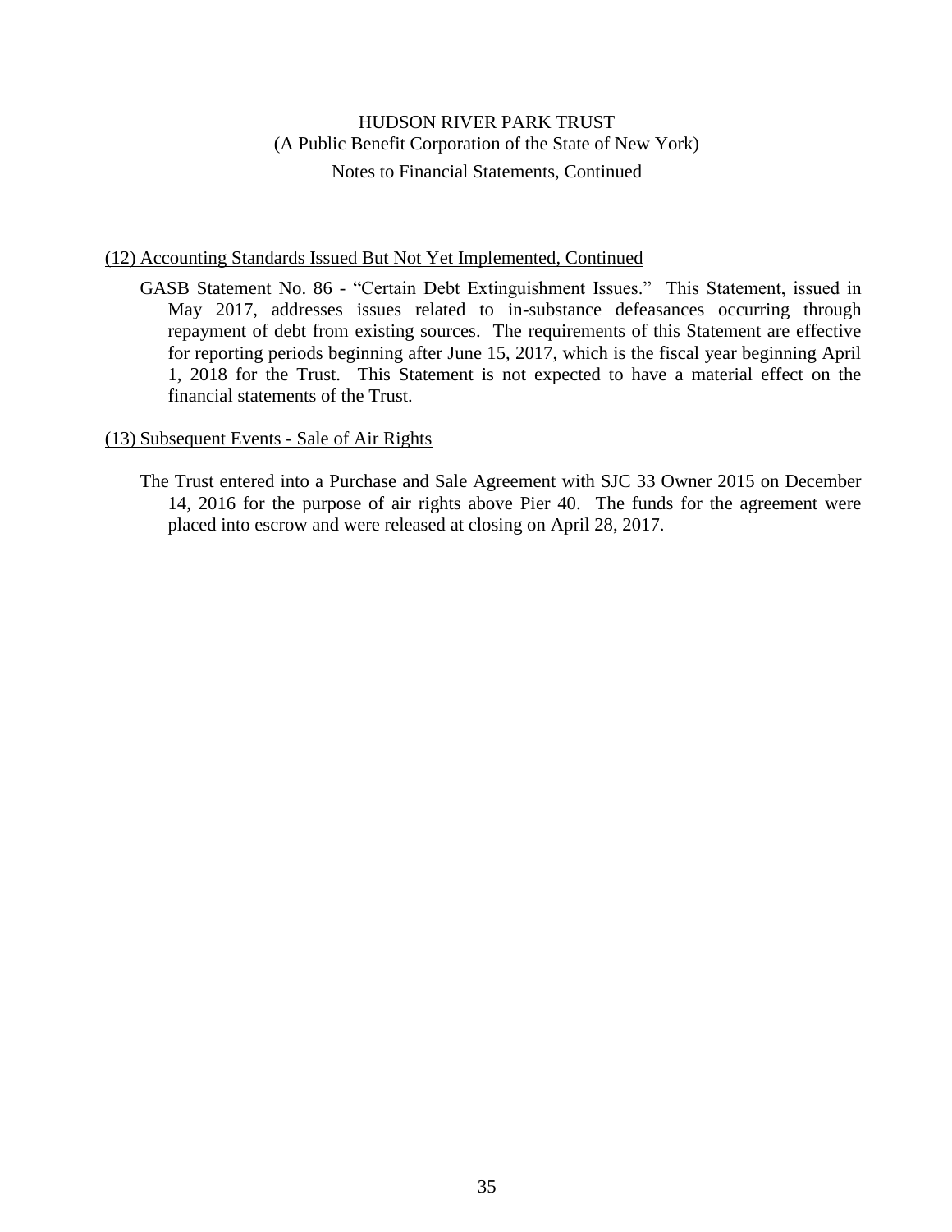HUDSON RIVER PARK TRUST
(A Public Benefit Corporation of the State of New York)
Notes to Financial Statements, Continued

## (12) Accounting Standards Issued But Not Yet Implemented, Continued

GASB Statement No. 86 - "Certain Debt Extinguishment Issues." This Statement, issued in May 2017, addresses issues related to in-substance defeasances occurring through repayment of debt from existing sources. The requirements of this Statement are effective for reporting periods beginning after June 15, 2017, which is the fiscal year beginning April 1, 2018 for the Trust. This Statement is not expected to have a material effect on the financial statements of the Trust.

## (13) Subsequent Events - Sale of Air Rights

The Trust entered into a Purchase and Sale Agreement with SJC 33 Owner 2015 on December 14, 2016 for the purpose of air rights above Pier 40. The funds for the agreement were placed into escrow and were released at closing on April 28, 2017.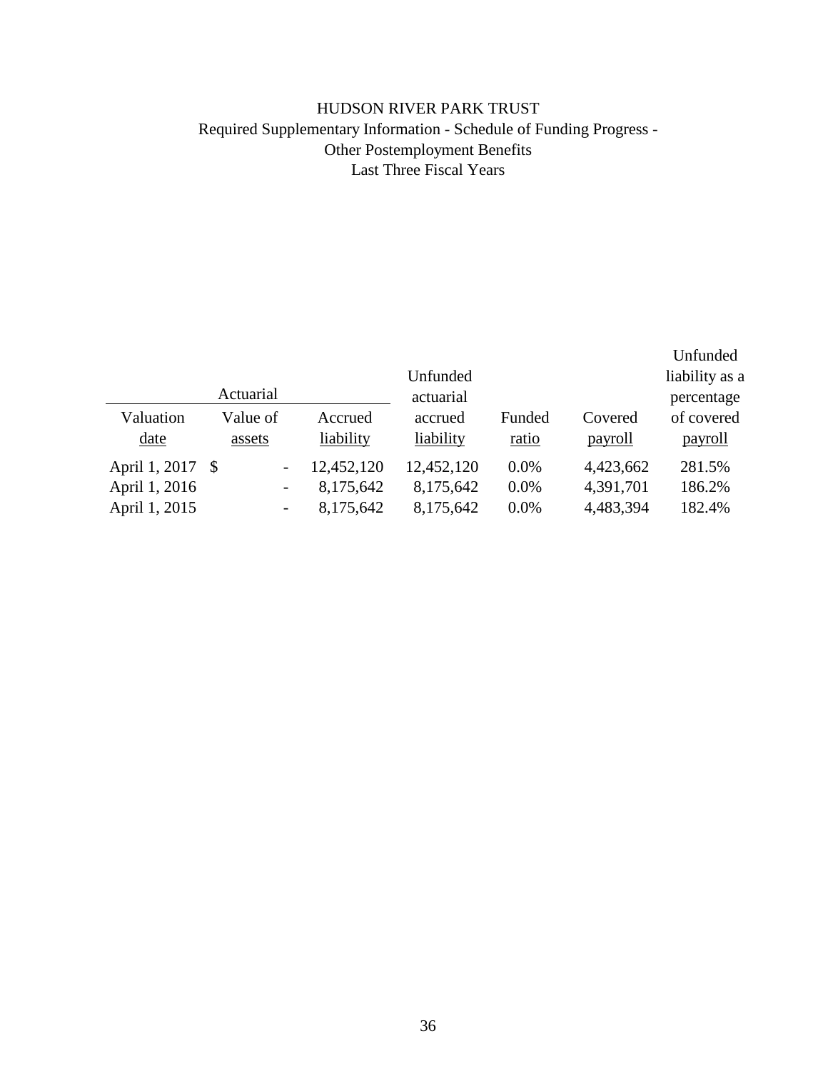# HUDSON RIVER PARK TRUST

Required Supplementary Information - Schedule of Funding Progress -
Other Postemployment Benefits
Last Three Fiscal Years

| Valuation date | Actuarial Value of assets | Accrued liability | Unfunded actuarial accrued liability | Funded ratio | Covered payroll | Unfunded liability as a percentage of covered payroll |
|---|---|---|---|---|---|---|
| April 1, 2017 | $ - | 12,452,120 | 12,452,120 | 0.0% | 4,423,662 | 281.5% |
| April 1, 2016 | - | 8,175,642 | 8,175,642 | 0.0% | 4,391,701 | 186.2% |
| April 1, 2015 | - | 8,175,642 | 8,175,642 | 0.0% | 4,483,394 | 182.4% |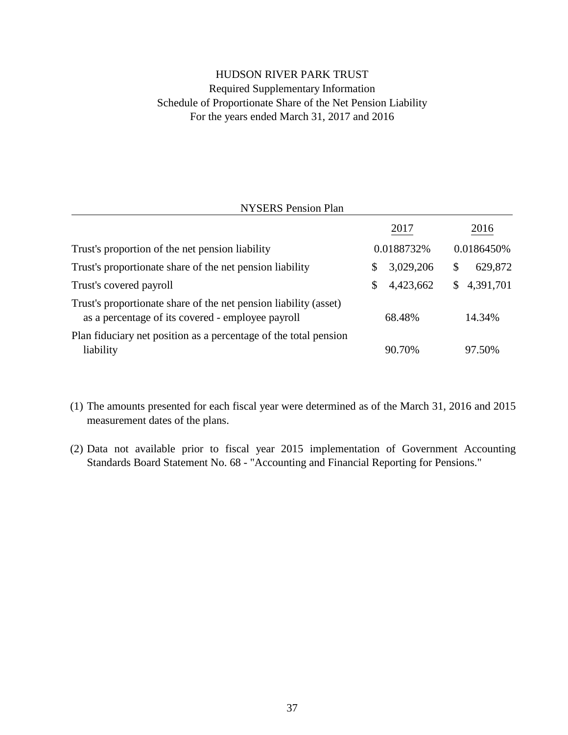# HUDSON RIVER PARK TRUST

## Required Supplementary Information
## Schedule of Proportionate Share of the Net Pension Liability
## For the years ended March 31, 2017 and 2016

| NYSERS Pension Plan | 2017 | 2016 |
|---|---|---|
| Trust's proportion of the net pension liability | 0.0188732% | 0.0186450% |
| Trust's proportionate share of the net pension liability | $ 3,029,206 | $ 629,872 |
| Trust's covered payroll | $ 4,423,662 | $ 4,391,701 |
| Trust's proportionate share of the net pension liability (asset) as a percentage of its covered - employee payroll | 68.48% | 14.34% |
| Plan fiduciary net position as a percentage of the total pension liability | 90.70% | 97.50% |

(1) The amounts presented for each fiscal year were determined as of the March 31, 2016 and 2015 measurement dates of the plans.

(2) Data not available prior to fiscal year 2015 implementation of Government Accounting Standards Board Statement No. 68 - "Accounting and Financial Reporting for Pensions."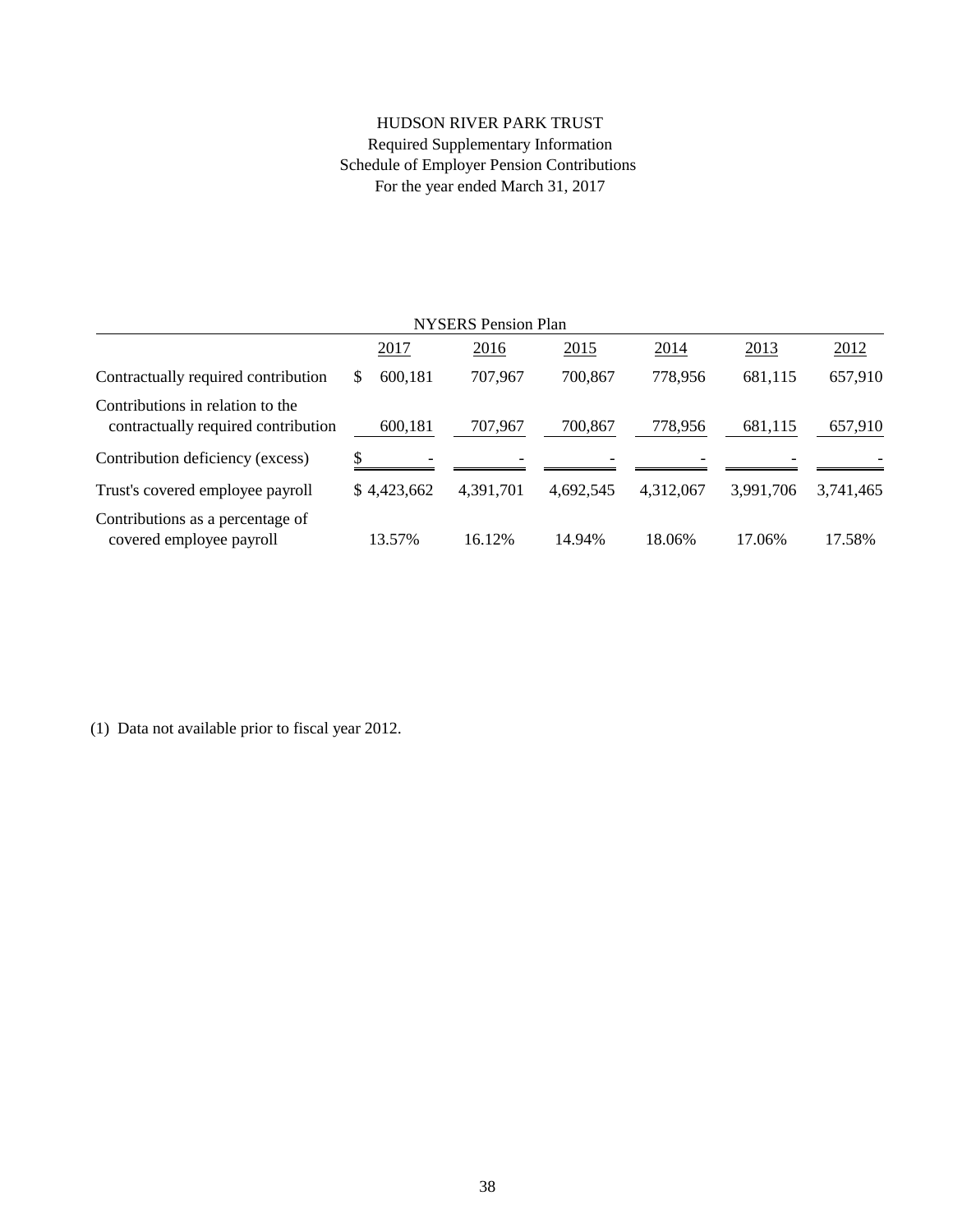# HUDSON RIVER PARK TRUST

Required Supplementary Information

Schedule of Employer Pension Contributions

For the year ended March 31, 2017

| NYSERS Pension Plan | | | | | | |
|---|---|---|---|---|---|---|
| | 2017 | 2016 | 2015 | 2014 | 2013 | 2012 |
| Contractually required contribution | $ 600,181 | 707,967 | 700,867 | 778,956 | 681,115 | 657,910 |
| Contributions in relation to the contractually required contribution | 600,181 | 707,967 | 700,867 | 778,956 | 681,115 | 657,910 |
| Contribution deficiency (excess) | $ - | - | - | - | - | - |
| Trust's covered employee payroll | $ 4,423,662 | 4,391,701 | 4,692,545 | 4,312,067 | 3,991,706 | 3,741,465 |
| Contributions as a percentage of covered employee payroll | 13.57% | 16.12% | 14.94% | 18.06% | 17.06% | 17.58% |

(1) Data not available prior to fiscal year 2012.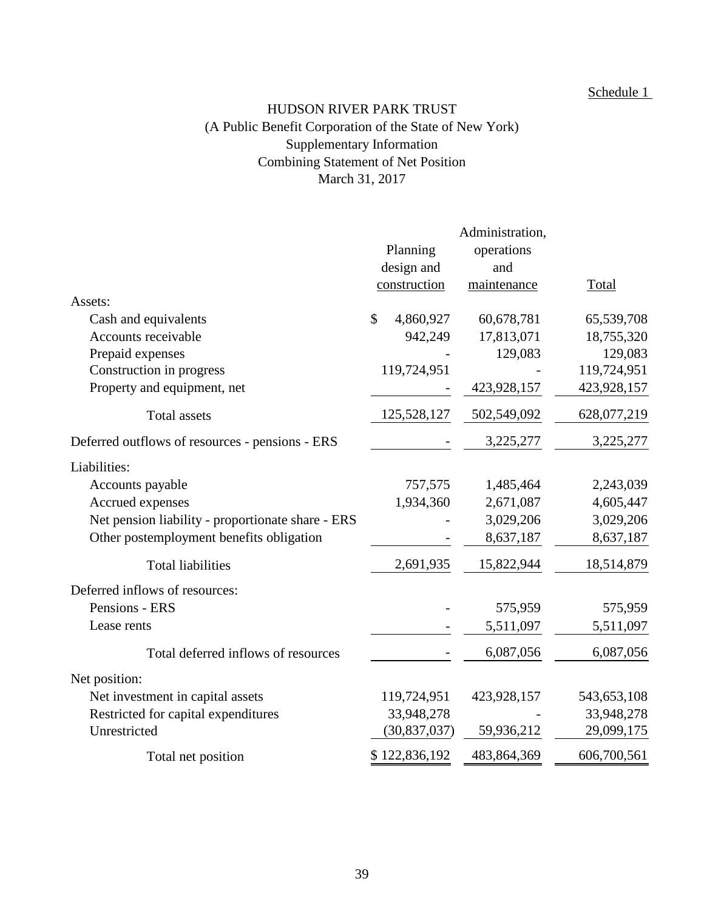Schedule 1

# HUDSON RIVER PARK TRUST

(A Public Benefit Corporation of the State of New York)

Supplementary Information

Combining Statement of Net Position

March 31, 2017

| | Planning design and construction | Administration, operations and maintenance | Total |
|---|---|---|---|
| Assets: | | | |
| Cash and equivalents | $ 4,860,927 | 60,678,781 | 65,539,708 |
| Accounts receivable | 942,249 | 17,813,071 | 18,755,320 |
| Prepaid expenses | - | 129,083 | 129,083 |
| Construction in progress | 119,724,951 | - | 119,724,951 |
| Property and equipment, net | - | 423,928,157 | 423,928,157 |
| Total assets | 125,528,127 | 502,549,092 | 628,077,219 |
| Deferred outflows of resources - pensions - ERS | - | 3,225,277 | 3,225,277 |
| Liabilities: | | | |
| Accounts payable | 757,575 | 1,485,464 | 2,243,039 |
| Accrued expenses | 1,934,360 | 2,671,087 | 4,605,447 |
| Net pension liability - proportionate share - ERS | - | 3,029,206 | 3,029,206 |
| Other postemployment benefits obligation | - | 8,637,187 | 8,637,187 |
| Total liabilities | 2,691,935 | 15,822,944 | 18,514,879 |
| Deferred inflows of resources: | | | |
| Pensions - ERS | - | 575,959 | 575,959 |
| Lease rents | - | 5,511,097 | 5,511,097 |
| Total deferred inflows of resources | - | 6,087,056 | 6,087,056 |
| Net position: | | | |
| Net investment in capital assets | 119,724,951 | 423,928,157 | 543,653,108 |
| Restricted for capital expenditures | 33,948,278 | - | 33,948,278 |
| Unrestricted | (30,837,037) | 59,936,212 | 29,099,175 |
| Total net position | $ 122,836,192 | 483,864,369 | 606,700,561 |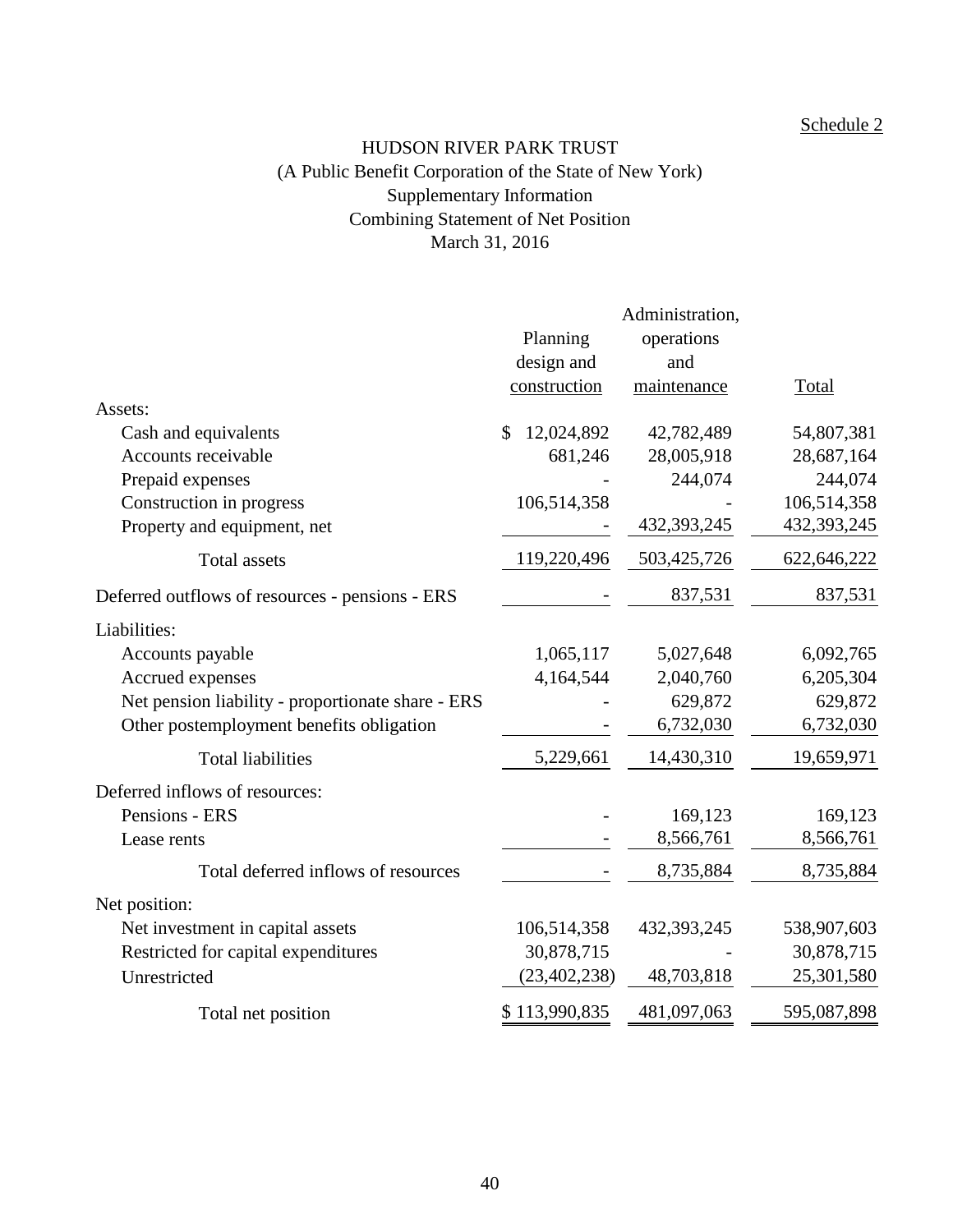Schedule 2

# HUDSON RIVER PARK TRUST

(A Public Benefit Corporation of the State of New York)

Supplementary Information

Combining Statement of Net Position

March 31, 2016

| | Planning design and construction | Administration, operations and maintenance | Total |
|---|---|---|---|
| Assets: | | | |
| Cash and equivalents | $ 12,024,892 | 42,782,489 | 54,807,381 |
| Accounts receivable | 681,246 | 28,005,918 | 28,687,164 |
| Prepaid expenses | - | 244,074 | 244,074 |
| Construction in progress | 106,514,358 | - | 106,514,358 |
| Property and equipment, net | - | 432,393,245 | 432,393,245 |
| Total assets | 119,220,496 | 503,425,726 | 622,646,222 |
| Deferred outflows of resources - pensions - ERS | - | 837,531 | 837,531 |
| Liabilities: | | | |
| Accounts payable | 1,065,117 | 5,027,648 | 6,092,765 |
| Accrued expenses | 4,164,544 | 2,040,760 | 6,205,304 |
| Net pension liability - proportionate share - ERS | - | 629,872 | 629,872 |
| Other postemployment benefits obligation | - | 6,732,030 | 6,732,030 |
| Total liabilities | 5,229,661 | 14,430,310 | 19,659,971 |
| Deferred inflows of resources: | | | |
| Pensions - ERS | - | 169,123 | 169,123 |
| Lease rents | - | 8,566,761 | 8,566,761 |
| Total deferred inflows of resources | - | 8,735,884 | 8,735,884 |
| Net position: | | | |
| Net investment in capital assets | 106,514,358 | 432,393,245 | 538,907,603 |
| Restricted for capital expenditures | 30,878,715 | - | 30,878,715 |
| Unrestricted | (23,402,238) | 48,703,818 | 25,301,580 |
| Total net position | $ 113,990,835 | 481,097,063 | 595,087,898 |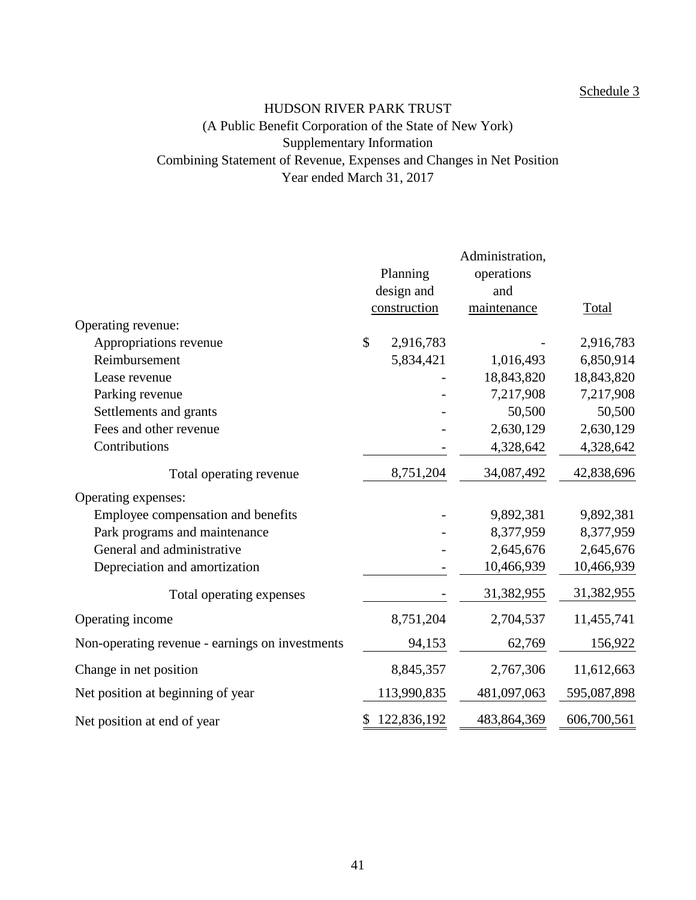Schedule 3

# HUDSON RIVER PARK TRUST

(A Public Benefit Corporation of the State of New York)

Supplementary Information

Combining Statement of Revenue, Expenses and Changes in Net Position

Year ended March 31, 2017

| | Planning design and construction | Administration, operations and maintenance | Total |
|---|---|---|---|
| Operating revenue: | | | |
| Appropriations revenue | $ 2,916,783 | - | 2,916,783 |
| Reimbursement | 5,834,421 | 1,016,493 | 6,850,914 |
| Lease revenue | - | 18,843,820 | 18,843,820 |
| Parking revenue | - | 7,217,908 | 7,217,908 |
| Settlements and grants | - | 50,500 | 50,500 |
| Fees and other revenue | - | 2,630,129 | 2,630,129 |
| Contributions | - | 4,328,642 | 4,328,642 |
| Total operating revenue | 8,751,204 | 34,087,492 | 42,838,696 |
| Operating expenses: | | | |
| Employee compensation and benefits | - | 9,892,381 | 9,892,381 |
| Park programs and maintenance | - | 8,377,959 | 8,377,959 |
| General and administrative | - | 2,645,676 | 2,645,676 |
| Depreciation and amortization | - | 10,466,939 | 10,466,939 |
| Total operating expenses | - | 31,382,955 | 31,382,955 |
| Operating income | 8,751,204 | 2,704,537 | 11,455,741 |
| Non-operating revenue - earnings on investments | 94,153 | 62,769 | 156,922 |
| Change in net position | 8,845,357 | 2,767,306 | 11,612,663 |
| Net position at beginning of year | 113,990,835 | 481,097,063 | 595,087,898 |
| Net position at end of year | $ 122,836,192 | 483,864,369 | 606,700,561 |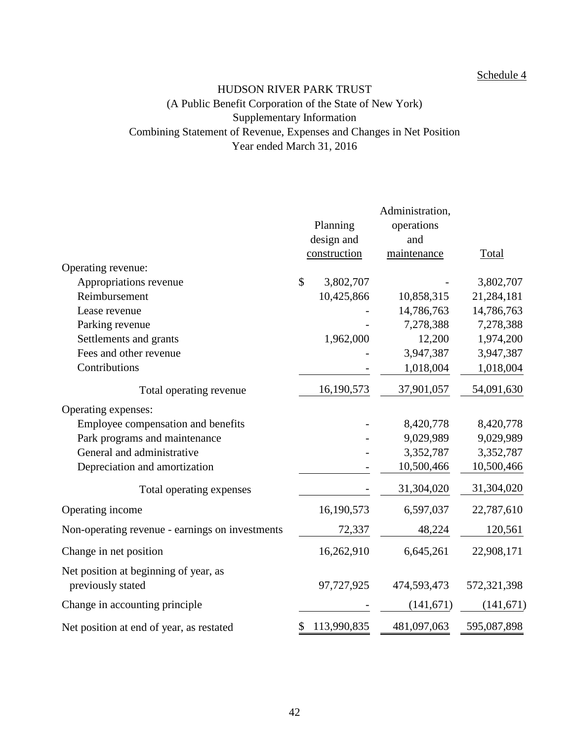Schedule 4

# HUDSON RIVER PARK TRUST

(A Public Benefit Corporation of the State of New York)

Supplementary Information

Combining Statement of Revenue, Expenses and Changes in Net Position

Year ended March 31, 2016

| | Planning design and construction | Administration, operations and maintenance | Total |
|---|---|---|---|
| Operating revenue: | | | |
| Appropriations revenue | $ 3,802,707 | - | 3,802,707 |
| Reimbursement | 10,425,866 | 10,858,315 | 21,284,181 |
| Lease revenue | - | 14,786,763 | 14,786,763 |
| Parking revenue | - | 7,278,388 | 7,278,388 |
| Settlements and grants | 1,962,000 | 12,200 | 1,974,200 |
| Fees and other revenue | - | 3,947,387 | 3,947,387 |
| Contributions | - | 1,018,004 | 1,018,004 |
| Total operating revenue | 16,190,573 | 37,901,057 | 54,091,630 |
| Operating expenses: | | | |
| Employee compensation and benefits | - | 8,420,778 | 8,420,778 |
| Park programs and maintenance | - | 9,029,989 | 9,029,989 |
| General and administrative | - | 3,352,787 | 3,352,787 |
| Depreciation and amortization | - | 10,500,466 | 10,500,466 |
| Total operating expenses | - | 31,304,020 | 31,304,020 |
| Operating income | 16,190,573 | 6,597,037 | 22,787,610 |
| Non-operating revenue - earnings on investments | 72,337 | 48,224 | 120,561 |
| Change in net position | 16,262,910 | 6,645,261 | 22,908,171 |
| Net position at beginning of year, as previously stated | 97,727,925 | 474,593,473 | 572,321,398 |
| Change in accounting principle | - | (141,671) | (141,671) |
| Net position at end of year, as restated | $ 113,990,835 | 481,097,063 | 595,087,898 |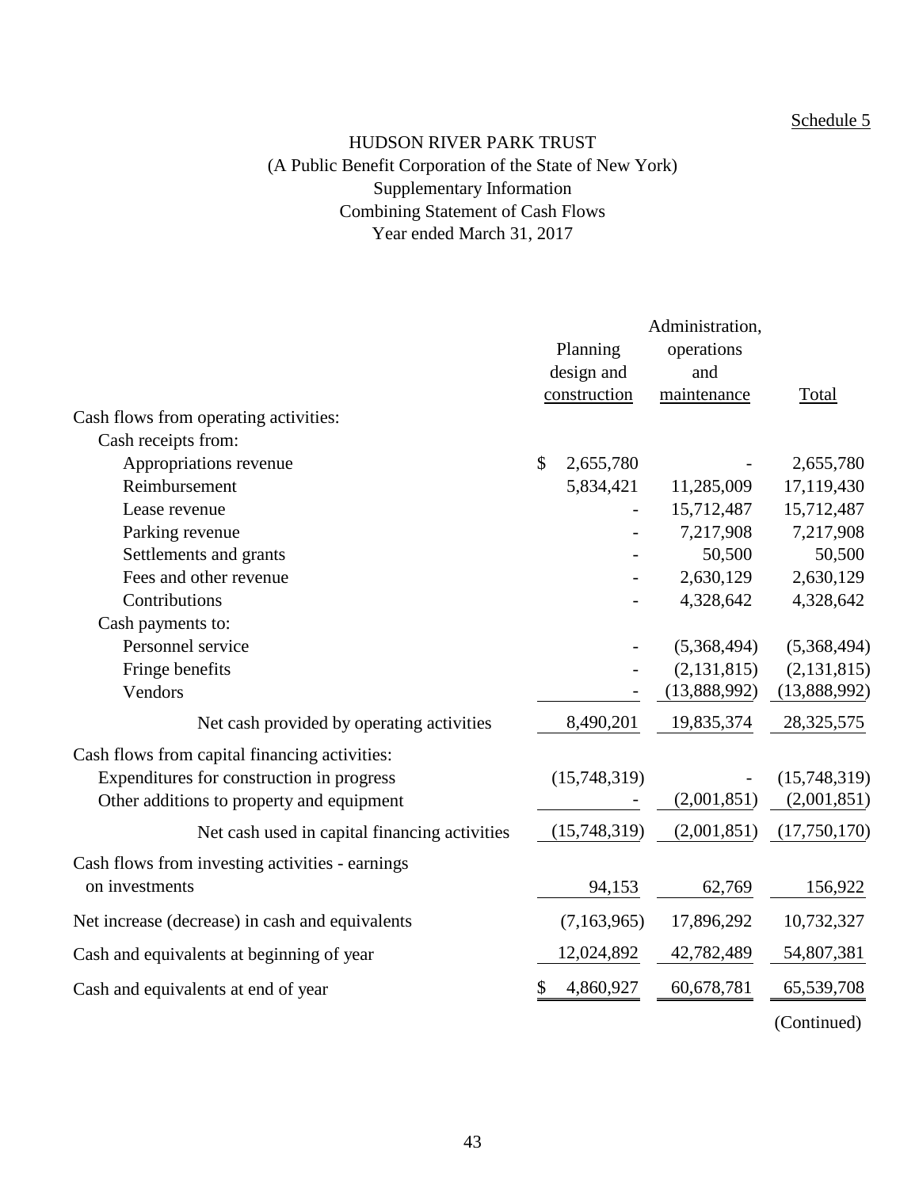Schedule 5

# HUDSON RIVER PARK TRUST
(A Public Benefit Corporation of the State of New York)
Supplementary Information
Combining Statement of Cash Flows
Year ended March 31, 2017

| | Planning design and construction | Administration, operations and maintenance | Total |
|---|---|---|---|
| Cash flows from operating activities: | | | |
| Cash receipts from: | | | |
| Appropriations revenue | $ 2,655,780 | - | 2,655,780 |
| Reimbursement | 5,834,421 | 11,285,009 | 17,119,430 |
| Lease revenue | - | 15,712,487 | 15,712,487 |
| Parking revenue | - | 7,217,908 | 7,217,908 |
| Settlements and grants | - | 50,500 | 50,500 |
| Fees and other revenue | - | 2,630,129 | 2,630,129 |
| Contributions | - | 4,328,642 | 4,328,642 |
| Cash payments to: | | | |
| Personnel service | - | (5,368,494) | (5,368,494) |
| Fringe benefits | - | (2,131,815) | (2,131,815) |
| Vendors | - | (13,888,992) | (13,888,992) |
| Net cash provided by operating activities | 8,490,201 | 19,835,374 | 28,325,575 |
| Cash flows from capital financing activities: | | | |
| Expenditures for construction in progress | (15,748,319) | - | (15,748,319) |
| Other additions to property and equipment | - | (2,001,851) | (2,001,851) |
| Net cash used in capital financing activities | (15,748,319) | (2,001,851) | (17,750,170) |
| Cash flows from investing activities - earnings on investments | 94,153 | 62,769 | 156,922 |
| Net increase (decrease) in cash and equivalents | (7,163,965) | 17,896,292 | 10,732,327 |
| Cash and equivalents at beginning of year | 12,024,892 | 42,782,489 | 54,807,381 |
| Cash and equivalents at end of year | $ 4,860,927 | 60,678,781 | 65,539,708 |

(Continued)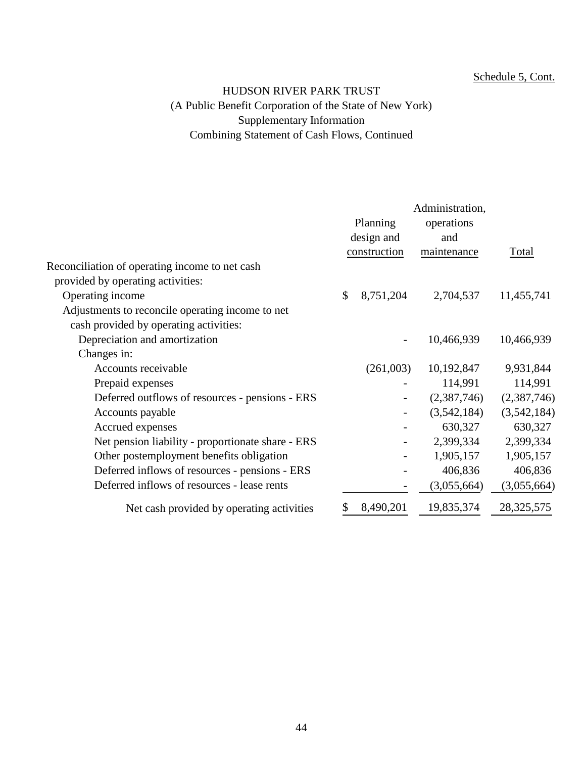Schedule 5, Cont.

# HUDSON RIVER PARK TRUST
## (A Public Benefit Corporation of the State of New York)
## Supplementary Information
## Combining Statement of Cash Flows, Continued

| | Planning design and construction | Administration, operations and maintenance | Total |
|---|---|---|---|
| Reconciliation of operating income to net cash provided by operating activities: | | | |
| Operating income | $ 8,751,204 | 2,704,537 | 11,455,741 |
| Adjustments to reconcile operating income to net cash provided by operating activities: | | | |
| Depreciation and amortization | - | 10,466,939 | 10,466,939 |
| Changes in: | | | |
| Accounts receivable | (261,003) | 10,192,847 | 9,931,844 |
| Prepaid expenses | - | 114,991 | 114,991 |
| Deferred outflows of resources - pensions - ERS | - | (2,387,746) | (2,387,746) |
| Accounts payable | - | (3,542,184) | (3,542,184) |
| Accrued expenses | - | 630,327 | 630,327 |
| Net pension liability - proportionate share - ERS | - | 2,399,334 | 2,399,334 |
| Other postemployment benefits obligation | - | 1,905,157 | 1,905,157 |
| Deferred inflows of resources - pensions - ERS | - | 406,836 | 406,836 |
| Deferred inflows of resources - lease rents | - | (3,055,664) | (3,055,664) |
| Net cash provided by operating activities | $ 8,490,201 | 19,835,374 | 28,325,575 |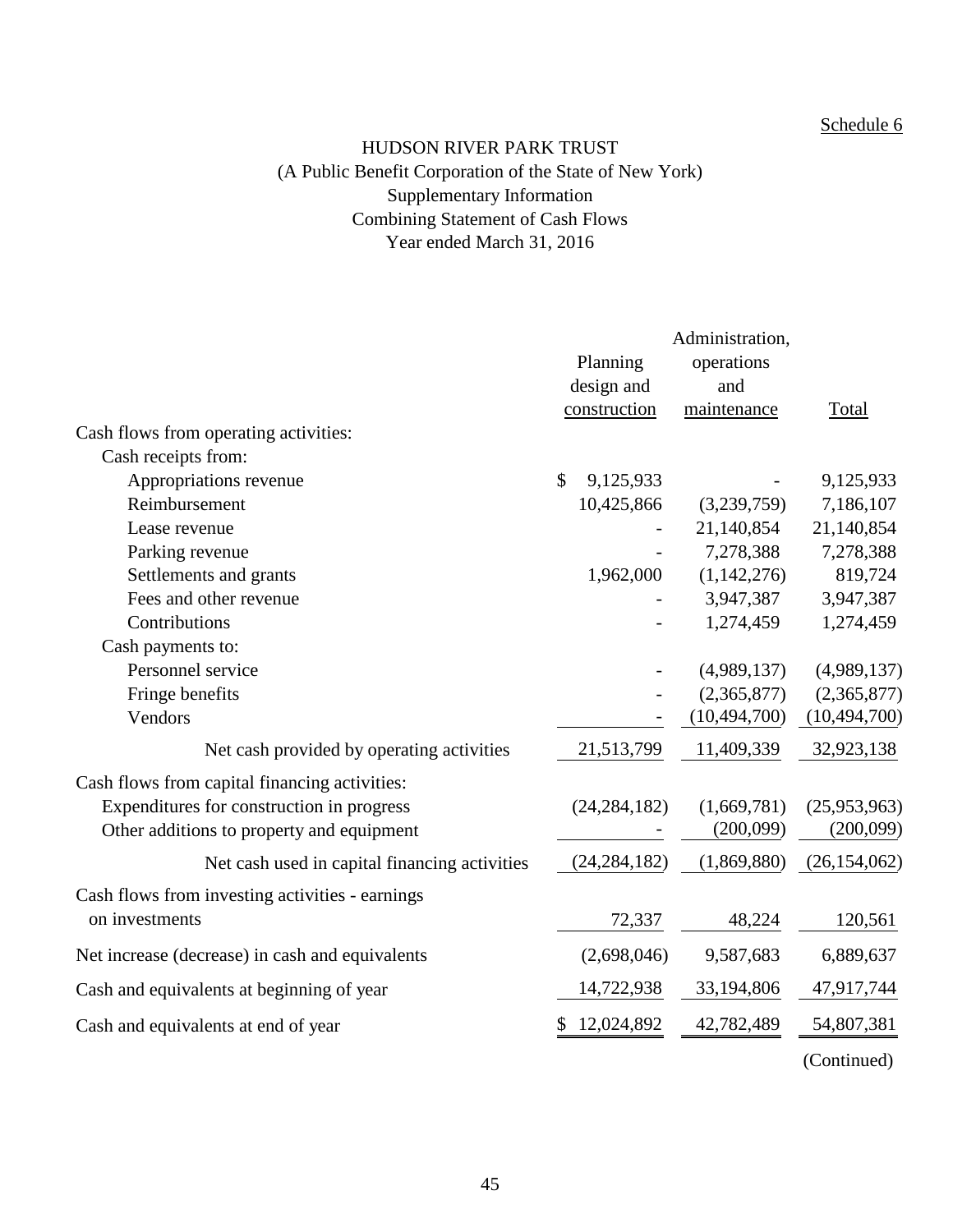Schedule 6

# HUDSON RIVER PARK TRUST
## (A Public Benefit Corporation of the State of New York)
## Supplementary Information
## Combining Statement of Cash Flows
## Year ended March 31, 2016

| | Planning design and construction | Administration, operations and maintenance | Total |
|---|---|---|---|
| Cash flows from operating activities: | | | |
| Cash receipts from: | | | |
| Appropriations revenue | $ 9,125,933 | - | 9,125,933 |
| Reimbursement | 10,425,866 | (3,239,759) | 7,186,107 |
| Lease revenue | - | 21,140,854 | 21,140,854 |
| Parking revenue | - | 7,278,388 | 7,278,388 |
| Settlements and grants | 1,962,000 | (1,142,276) | 819,724 |
| Fees and other revenue | - | 3,947,387 | 3,947,387 |
| Contributions | - | 1,274,459 | 1,274,459 |
| Cash payments to: | | | |
| Personnel service | - | (4,989,137) | (4,989,137) |
| Fringe benefits | - | (2,365,877) | (2,365,877) |
| Vendors | - | (10,494,700) | (10,494,700) |
| Net cash provided by operating activities | 21,513,799 | 11,409,339 | 32,923,138 |
| Cash flows from capital financing activities: | | | |
| Expenditures for construction in progress | (24,284,182) | (1,669,781) | (25,953,963) |
| Other additions to property and equipment | - | (200,099) | (200,099) |
| Net cash used in capital financing activities | (24,284,182) | (1,869,880) | (26,154,062) |
| Cash flows from investing activities - earnings on investments | 72,337 | 48,224 | 120,561 |
| Net increase (decrease) in cash and equivalents | (2,698,046) | 9,587,683 | 6,889,637 |
| Cash and equivalents at beginning of year | 14,722,938 | 33,194,806 | 47,917,744 |
| Cash and equivalents at end of year | $ 12,024,892 | 42,782,489 | 54,807,381 |

(Continued)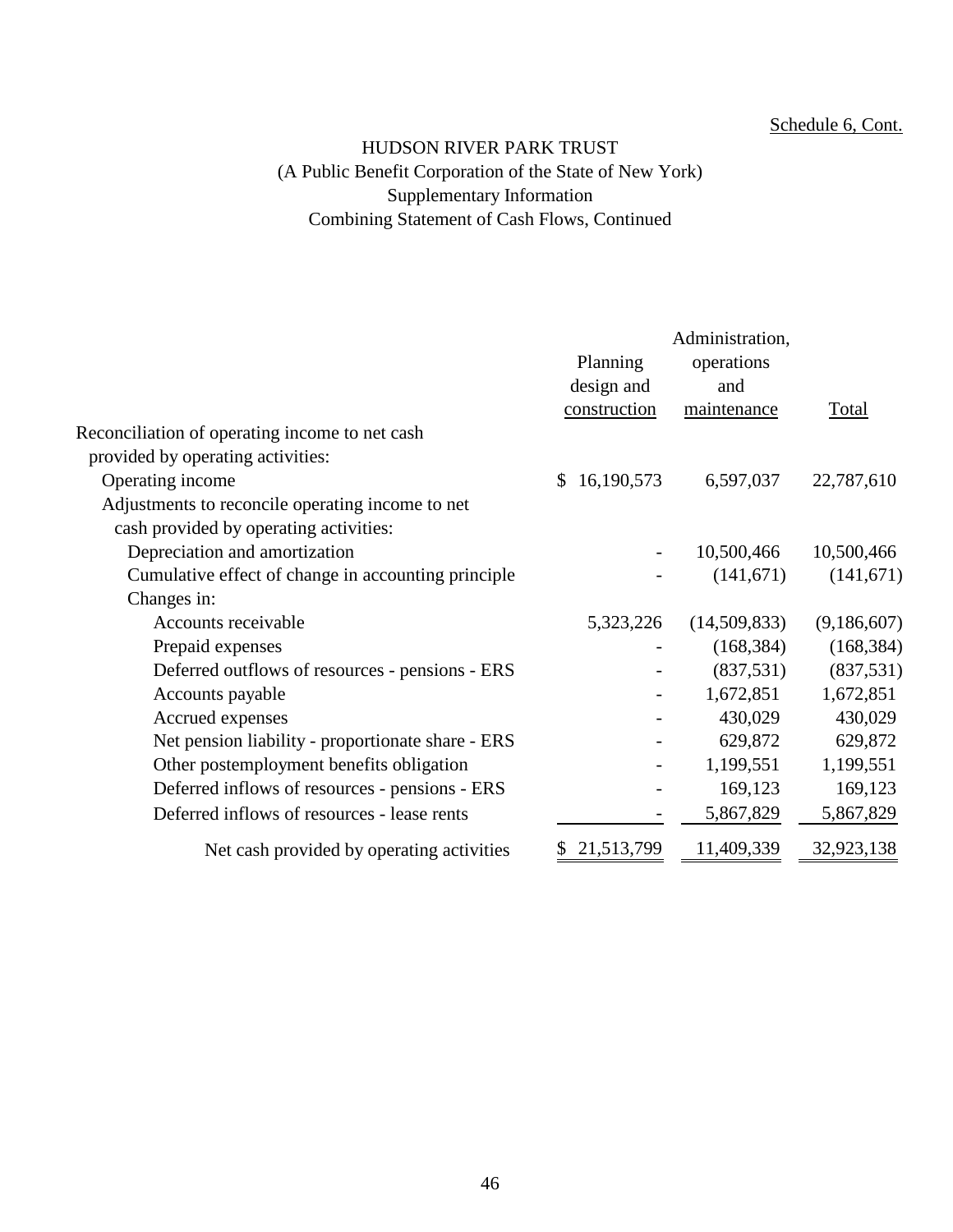Schedule 6, Cont.

# HUDSON RIVER PARK TRUST

(A Public Benefit Corporation of the State of New York)

Supplementary Information

Combining Statement of Cash Flows, Continued

| | Planning design and construction | Administration, operations and maintenance | Total |
|---|---|---|---|
| Reconciliation of operating income to net cash provided by operating activities: | | | |
| Operating income | $ 16,190,573 | 6,597,037 | 22,787,610 |
| Adjustments to reconcile operating income to net cash provided by operating activities: | | | |
| Depreciation and amortization | - | 10,500,466 | 10,500,466 |
| Cumulative effect of change in accounting principle | - | (141,671) | (141,671) |
| Changes in: | | | |
| Accounts receivable | 5,323,226 | (14,509,833) | (9,186,607) |
| Prepaid expenses | - | (168,384) | (168,384) |
| Deferred outflows of resources - pensions - ERS | - | (837,531) | (837,531) |
| Accounts payable | - | 1,672,851 | 1,672,851 |
| Accrued expenses | - | 430,029 | 430,029 |
| Net pension liability - proportionate share - ERS | - | 629,872 | 629,872 |
| Other postemployment benefits obligation | - | 1,199,551 | 1,199,551 |
| Deferred inflows of resources - pensions - ERS | - | 169,123 | 169,123 |
| Deferred inflows of resources - lease rents | - | 5,867,829 | 5,867,829 |
| Net cash provided by operating activities | $ 21,513,799 | 11,409,339 | 32,923,138 |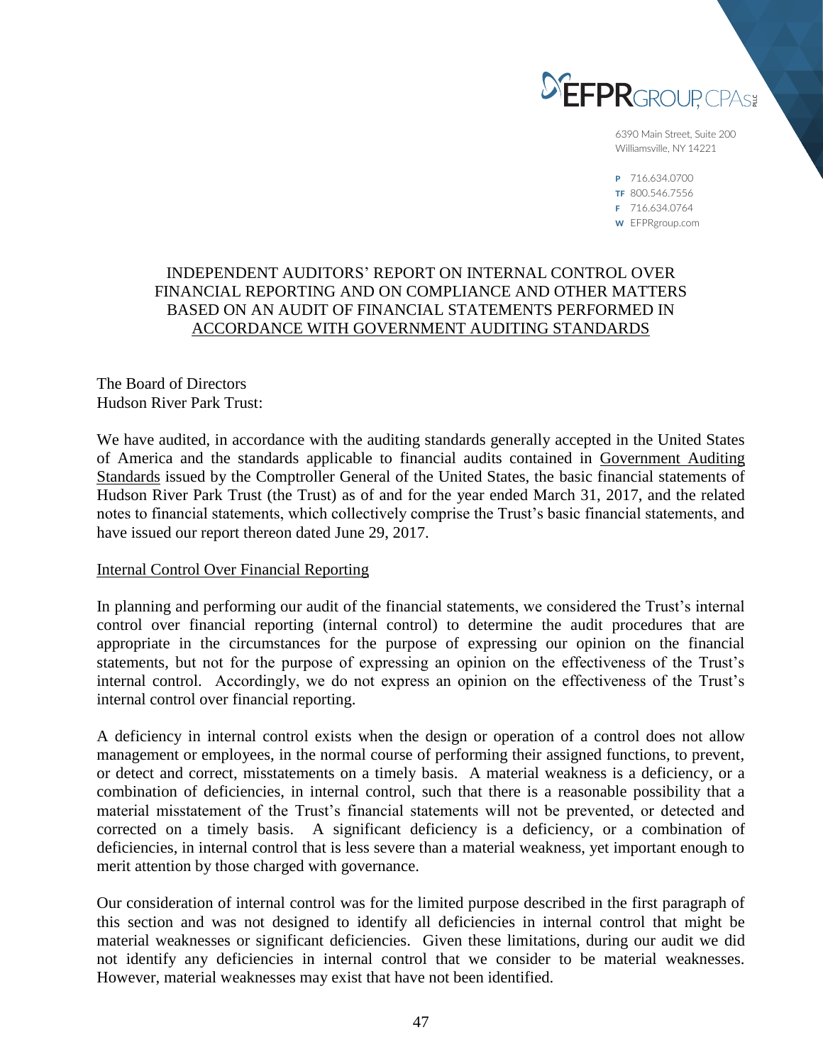EFPR GROUP, CPAs PLLC

6390 Main Street, Suite 200
Williamsville, NY 14221

P 716.634.0700
TF 800.546.7556
F 716.634.0764
W EFPRgroup.com

# INDEPENDENT AUDITORS' REPORT ON INTERNAL CONTROL OVER FINANCIAL REPORTING AND ON COMPLIANCE AND OTHER MATTERS BASED ON AN AUDIT OF FINANCIAL STATEMENTS PERFORMED IN ACCORDANCE WITH GOVERNMENT AUDITING STANDARDS

The Board of Directors
Hudson River Park Trust:

We have audited, in accordance with the auditing standards generally accepted in the United States of America and the standards applicable to financial audits contained in Government Auditing Standards issued by the Comptroller General of the United States, the basic financial statements of Hudson River Park Trust (the Trust) as of and for the year ended March 31, 2017, and the related notes to financial statements, which collectively comprise the Trust's basic financial statements, and have issued our report thereon dated June 29, 2017.

## Internal Control Over Financial Reporting

In planning and performing our audit of the financial statements, we considered the Trust's internal control over financial reporting (internal control) to determine the audit procedures that are appropriate in the circumstances for the purpose of expressing our opinion on the financial statements, but not for the purpose of expressing an opinion on the effectiveness of the Trust's internal control. Accordingly, we do not express an opinion on the effectiveness of the Trust's internal control over financial reporting.

A deficiency in internal control exists when the design or operation of a control does not allow management or employees, in the normal course of performing their assigned functions, to prevent, or detect and correct, misstatements on a timely basis. A material weakness is a deficiency, or a combination of deficiencies, in internal control, such that there is a reasonable possibility that a material misstatement of the Trust's financial statements will not be prevented, or detected and corrected on a timely basis. A significant deficiency is a deficiency, or a combination of deficiencies, in internal control that is less severe than a material weakness, yet important enough to merit attention by those charged with governance.

Our consideration of internal control was for the limited purpose described in the first paragraph of this section and was not designed to identify all deficiencies in internal control that might be material weaknesses or significant deficiencies. Given these limitations, during our audit we did not identify any deficiencies in internal control that we consider to be material weaknesses. However, material weaknesses may exist that have not been identified.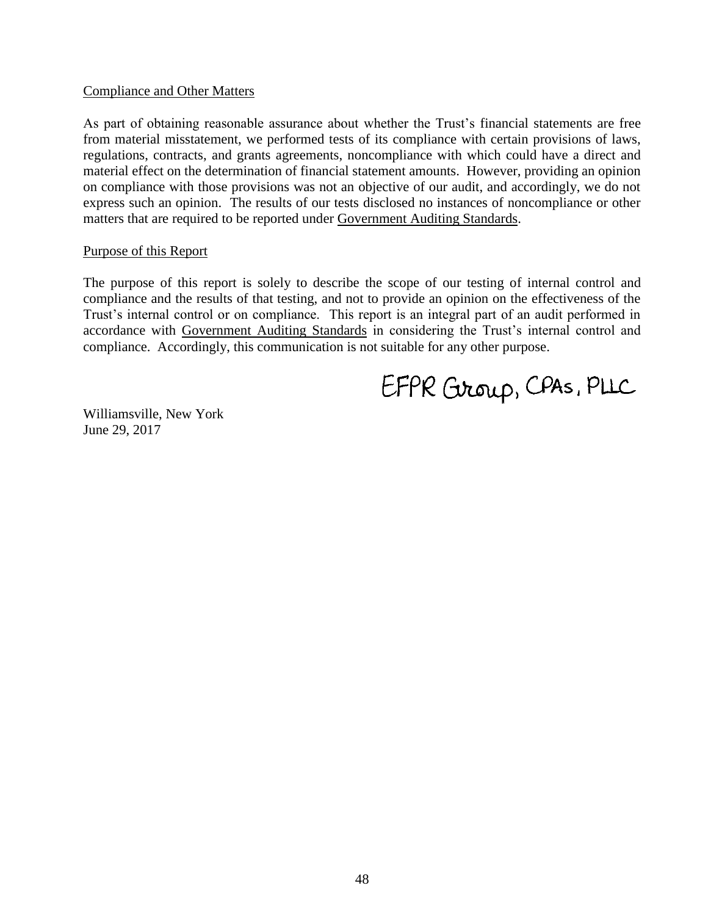Compliance and Other Matters

As part of obtaining reasonable assurance about whether the Trust's financial statements are free from material misstatement, we performed tests of its compliance with certain provisions of laws, regulations, contracts, and grants agreements, noncompliance with which could have a direct and material effect on the determination of financial statement amounts. However, providing an opinion on compliance with those provisions was not an objective of our audit, and accordingly, we do not express such an opinion. The results of our tests disclosed no instances of noncompliance or other matters that are required to be reported under Government Auditing Standards.

Purpose of this Report

The purpose of this report is solely to describe the scope of our testing of internal control and compliance and the results of that testing, and not to provide an opinion on the effectiveness of the Trust's internal control or on compliance. This report is an integral part of an audit performed in accordance with Government Auditing Standards in considering the Trust's internal control and compliance. Accordingly, this communication is not suitable for any other purpose.

EFPR Group, CPAs, PLLC

Williamsville, New York
June 29, 2017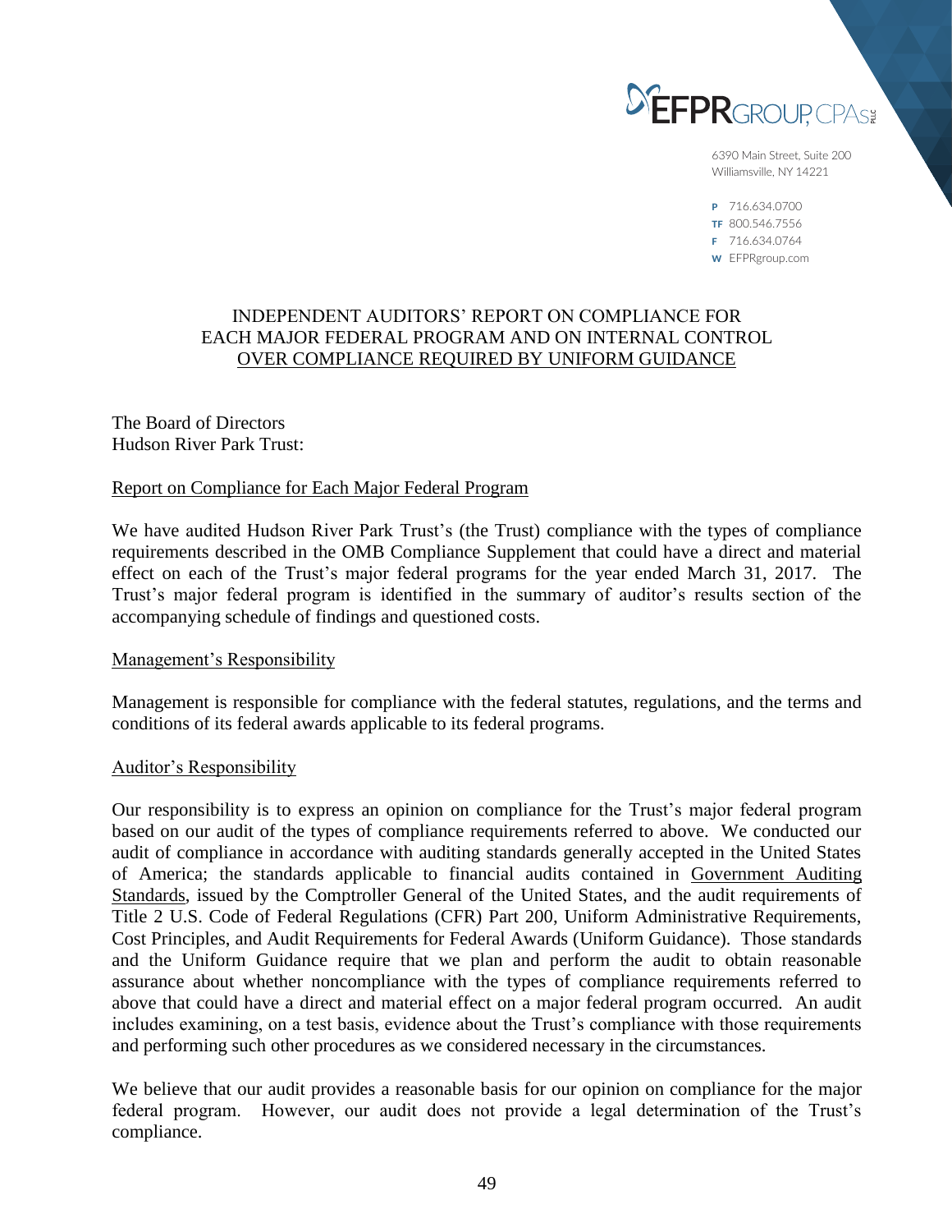EFPR GROUP, CPAs PLLC

6390 Main Street, Suite 200
Williamsville, NY 14221

P 716.634.0700
TF 800.546.7556
F 716.634.0764
W EFPRgroup.com

# INDEPENDENT AUDITORS' REPORT ON COMPLIANCE FOR EACH MAJOR FEDERAL PROGRAM AND ON INTERNAL CONTROL OVER COMPLIANCE REQUIRED BY UNIFORM GUIDANCE

The Board of Directors
Hudson River Park Trust:

## Report on Compliance for Each Major Federal Program

We have audited Hudson River Park Trust's (the Trust) compliance with the types of compliance requirements described in the OMB Compliance Supplement that could have a direct and material effect on each of the Trust's major federal programs for the year ended March 31, 2017. The Trust's major federal program is identified in the summary of auditor's results section of the accompanying schedule of findings and questioned costs.

## Management's Responsibility

Management is responsible for compliance with the federal statutes, regulations, and the terms and conditions of its federal awards applicable to its federal programs.

## Auditor's Responsibility

Our responsibility is to express an opinion on compliance for the Trust's major federal program based on our audit of the types of compliance requirements referred to above. We conducted our audit of compliance in accordance with auditing standards generally accepted in the United States of America; the standards applicable to financial audits contained in Government Auditing Standards, issued by the Comptroller General of the United States, and the audit requirements of Title 2 U.S. Code of Federal Regulations (CFR) Part 200, Uniform Administrative Requirements, Cost Principles, and Audit Requirements for Federal Awards (Uniform Guidance). Those standards and the Uniform Guidance require that we plan and perform the audit to obtain reasonable assurance about whether noncompliance with the types of compliance requirements referred to above that could have a direct and material effect on a major federal program occurred. An audit includes examining, on a test basis, evidence about the Trust's compliance with those requirements and performing such other procedures as we considered necessary in the circumstances.

We believe that our audit provides a reasonable basis for our opinion on compliance for the major federal program. However, our audit does not provide a legal determination of the Trust's compliance.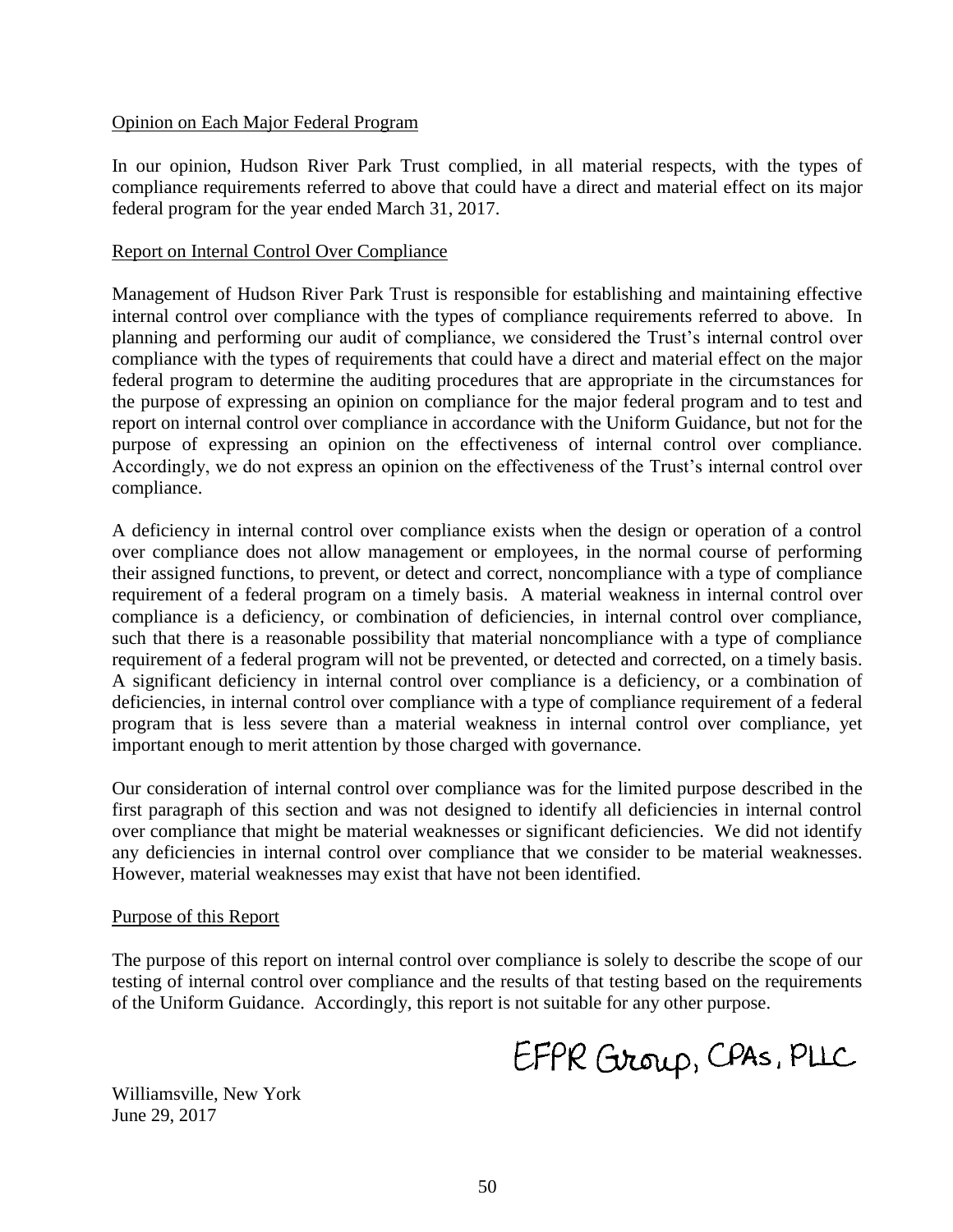Opinion on Each Major Federal Program

In our opinion, Hudson River Park Trust complied, in all material respects, with the types of compliance requirements referred to above that could have a direct and material effect on its major federal program for the year ended March 31, 2017.

Report on Internal Control Over Compliance

Management of Hudson River Park Trust is responsible for establishing and maintaining effective internal control over compliance with the types of compliance requirements referred to above. In planning and performing our audit of compliance, we considered the Trust's internal control over compliance with the types of requirements that could have a direct and material effect on the major federal program to determine the auditing procedures that are appropriate in the circumstances for the purpose of expressing an opinion on compliance for the major federal program and to test and report on internal control over compliance in accordance with the Uniform Guidance, but not for the purpose of expressing an opinion on the effectiveness of internal control over compliance. Accordingly, we do not express an opinion on the effectiveness of the Trust's internal control over compliance.

A deficiency in internal control over compliance exists when the design or operation of a control over compliance does not allow management or employees, in the normal course of performing their assigned functions, to prevent, or detect and correct, noncompliance with a type of compliance requirement of a federal program on a timely basis. A material weakness in internal control over compliance is a deficiency, or combination of deficiencies, in internal control over compliance, such that there is a reasonable possibility that material noncompliance with a type of compliance requirement of a federal program will not be prevented, or detected and corrected, on a timely basis. A significant deficiency in internal control over compliance is a deficiency, or a combination of deficiencies, in internal control over compliance with a type of compliance requirement of a federal program that is less severe than a material weakness in internal control over compliance, yet important enough to merit attention by those charged with governance.

Our consideration of internal control over compliance was for the limited purpose described in the first paragraph of this section and was not designed to identify all deficiencies in internal control over compliance that might be material weaknesses or significant deficiencies. We did not identify any deficiencies in internal control over compliance that we consider to be material weaknesses. However, material weaknesses may exist that have not been identified.

Purpose of this Report

The purpose of this report on internal control over compliance is solely to describe the scope of our testing of internal control over compliance and the results of that testing based on the requirements of the Uniform Guidance. Accordingly, this report is not suitable for any other purpose.

EFPR Group, CPAs, PLLC

Williamsville, New York
June 29, 2017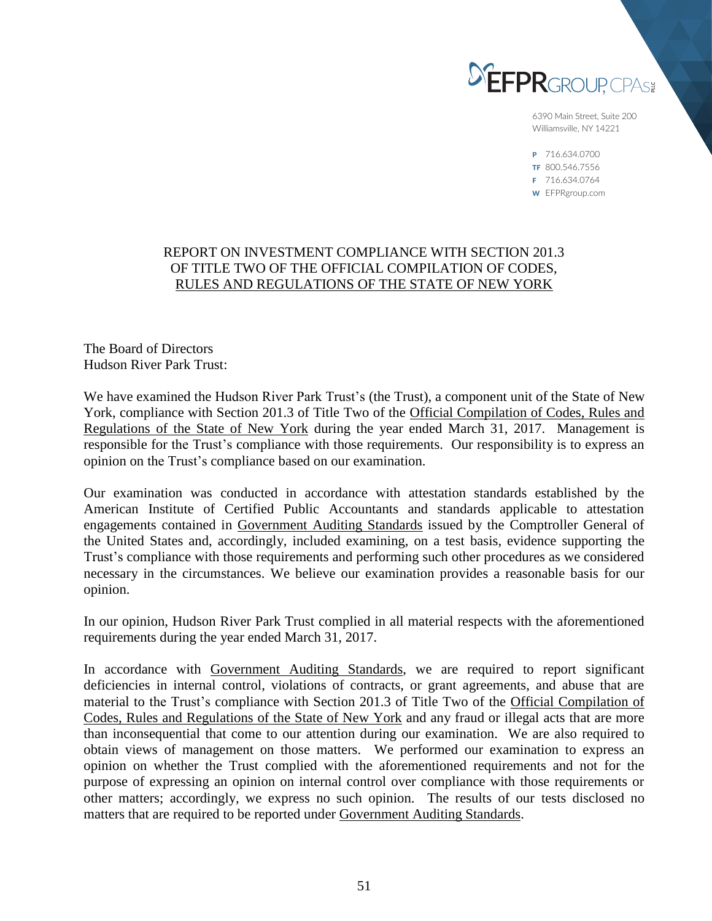EFPR GROUP, CPAs PLLC

6390 Main Street, Suite 200
Williamsville, NY 14221

P 716.634.0700
TF 800.546.7556
F 716.634.0764
W EFPRgroup.com

# REPORT ON INVESTMENT COMPLIANCE WITH SECTION 201.3 OF TITLE TWO OF THE OFFICIAL COMPILATION OF CODES, RULES AND REGULATIONS OF THE STATE OF NEW YORK

The Board of Directors
Hudson River Park Trust:

We have examined the Hudson River Park Trust's (the Trust), a component unit of the State of New York, compliance with Section 201.3 of Title Two of the Official Compilation of Codes, Rules and Regulations of the State of New York during the year ended March 31, 2017. Management is responsible for the Trust's compliance with those requirements. Our responsibility is to express an opinion on the Trust's compliance based on our examination.

Our examination was conducted in accordance with attestation standards established by the American Institute of Certified Public Accountants and standards applicable to attestation engagements contained in Government Auditing Standards issued by the Comptroller General of the United States and, accordingly, included examining, on a test basis, evidence supporting the Trust's compliance with those requirements and performing such other procedures as we considered necessary in the circumstances. We believe our examination provides a reasonable basis for our opinion.

In our opinion, Hudson River Park Trust complied in all material respects with the aforementioned requirements during the year ended March 31, 2017.

In accordance with Government Auditing Standards, we are required to report significant deficiencies in internal control, violations of contracts, or grant agreements, and abuse that are material to the Trust's compliance with Section 201.3 of Title Two of the Official Compilation of Codes, Rules and Regulations of the State of New York and any fraud or illegal acts that are more than inconsequential that come to our attention during our examination. We are also required to obtain views of management on those matters. We performed our examination to express an opinion on whether the Trust complied with the aforementioned requirements and not for the purpose of expressing an opinion on internal control over compliance with those requirements or other matters; accordingly, we express no such opinion. The results of our tests disclosed no matters that are required to be reported under Government Auditing Standards.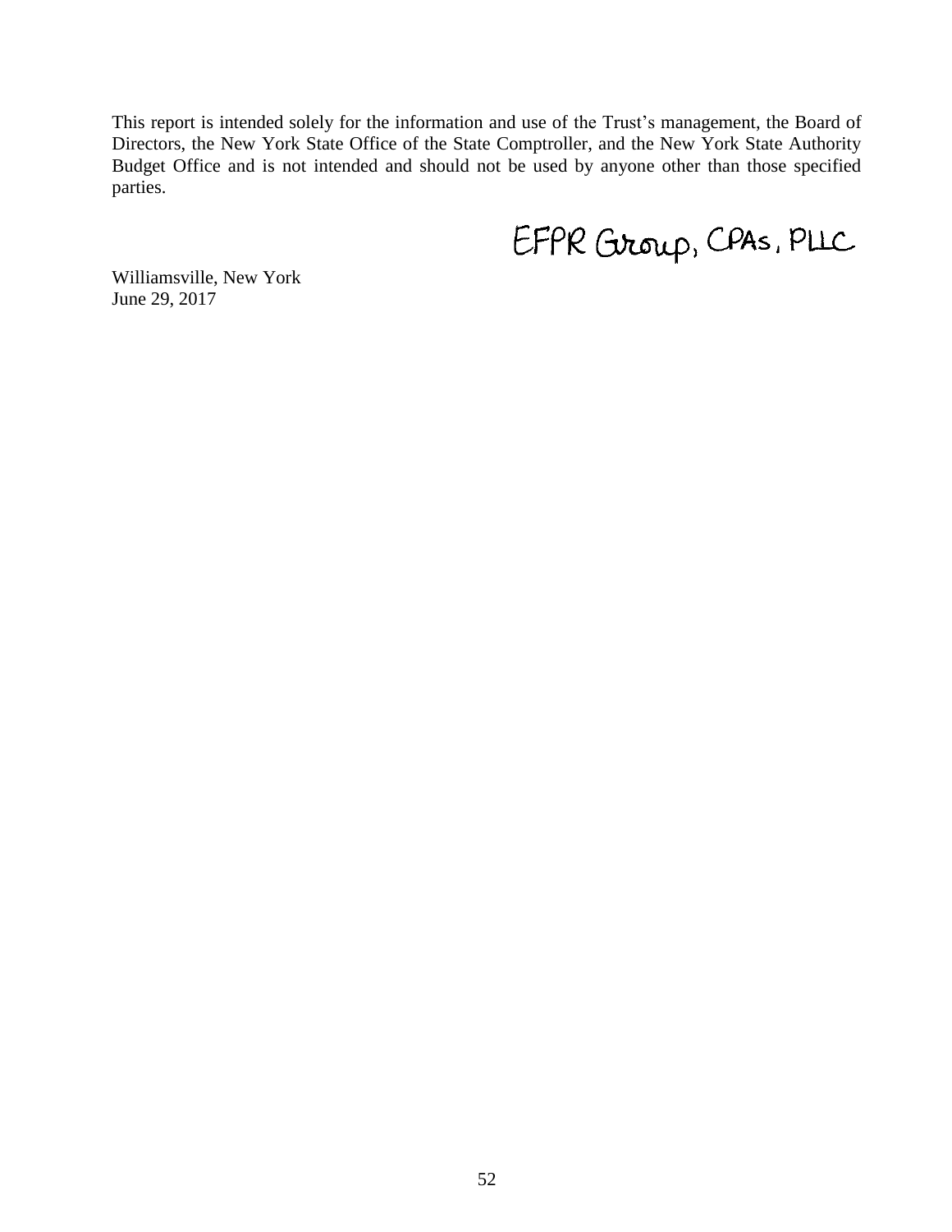This report is intended solely for the information and use of the Trust's management, the Board of Directors, the New York State Office of the State Comptroller, and the New York State Authority Budget Office and is not intended and should not be used by anyone other than those specified parties.

EFPR Group, CPAs, PLLC

Williamsville, New York
June 29, 2017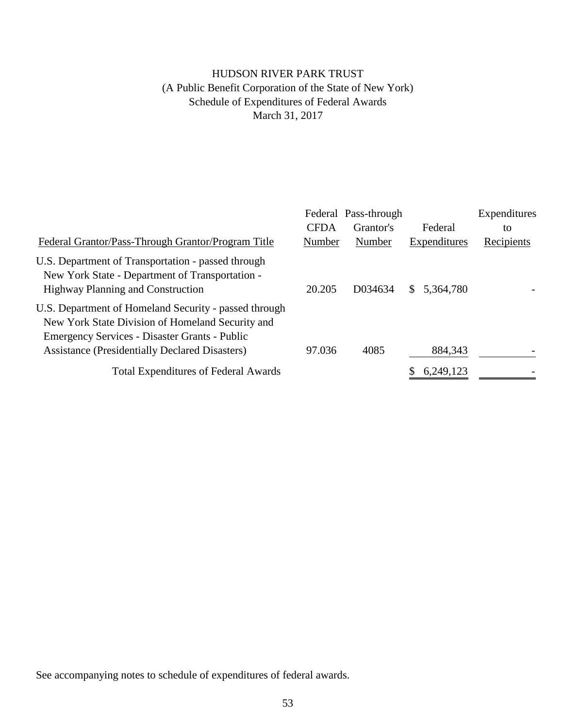# HUDSON RIVER PARK TRUST

(A Public Benefit Corporation of the State of New York)

Schedule of Expenditures of Federal Awards

March 31, 2017

| Federal Grantor/Pass-Through Grantor/Program Title | Federal CFDA Number | Pass-through Grantor's Number | Federal Expenditures | Expenditures to Recipients |
|---|---|---|---|---|
| U.S. Department of Transportation - passed through New York State - Department of Transportation - Highway Planning and Construction | 20.205 | D034634 | $ 5,364,780 | - |
| U.S. Department of Homeland Security - passed through New York State Division of Homeland Security and Emergency Services - Disaster Grants - Public Assistance (Presidentially Declared Disasters) | 97.036 | 4085 | 884,343 | - |
| Total Expenditures of Federal Awards | | | $ 6,249,123 | - |

See accompanying notes to schedule of expenditures of federal awards.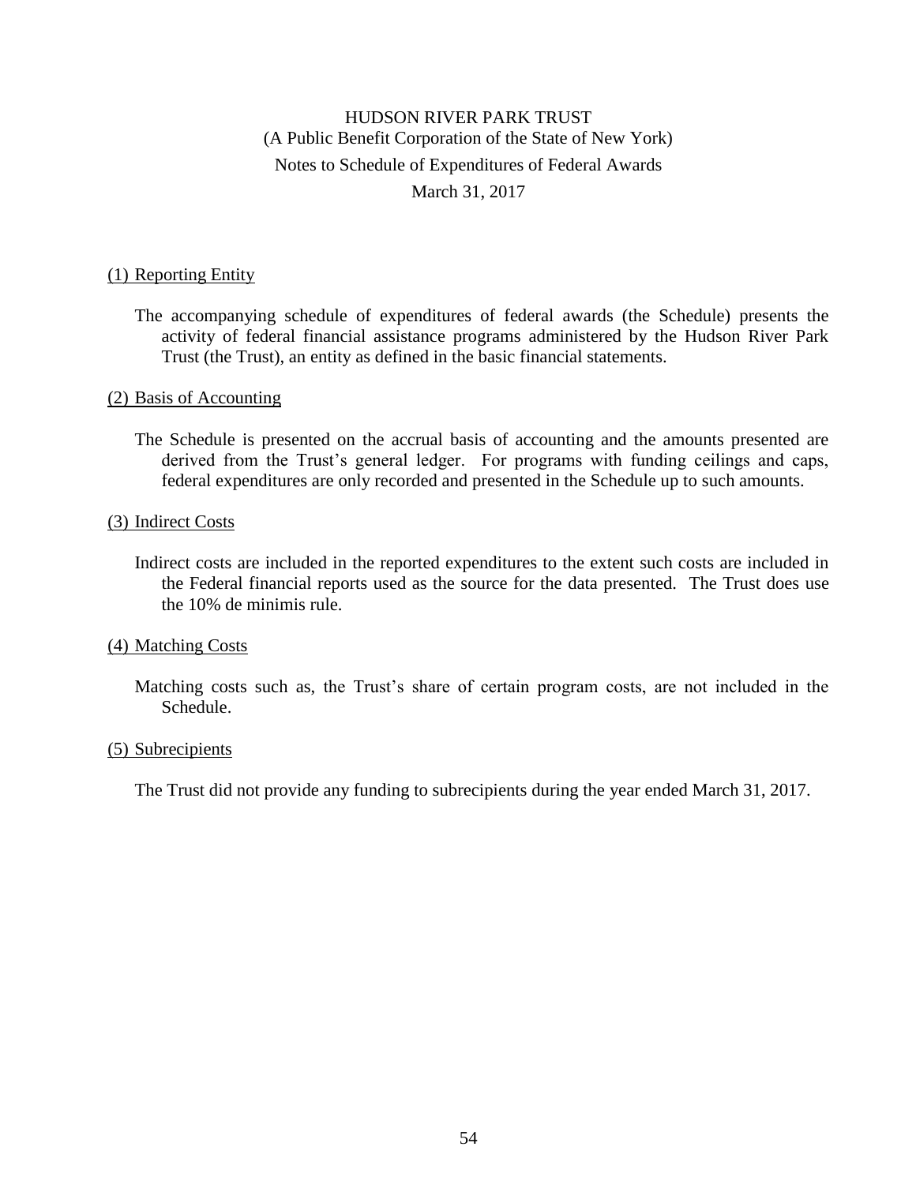# HUDSON RIVER PARK TRUST

(A Public Benefit Corporation of the State of New York)

Notes to Schedule of Expenditures of Federal Awards

March 31, 2017

## (1) Reporting Entity

The accompanying schedule of expenditures of federal awards (the Schedule) presents the activity of federal financial assistance programs administered by the Hudson River Park Trust (the Trust), an entity as defined in the basic financial statements.

## (2) Basis of Accounting

The Schedule is presented on the accrual basis of accounting and the amounts presented are derived from the Trust's general ledger. For programs with funding ceilings and caps, federal expenditures are only recorded and presented in the Schedule up to such amounts.

## (3) Indirect Costs

Indirect costs are included in the reported expenditures to the extent such costs are included in the Federal financial reports used as the source for the data presented. The Trust does use the 10% de minimis rule.

## (4) Matching Costs

Matching costs such as, the Trust's share of certain program costs, are not included in the Schedule.

## (5) Subrecipients

The Trust did not provide any funding to subrecipients during the year ended March 31, 2017.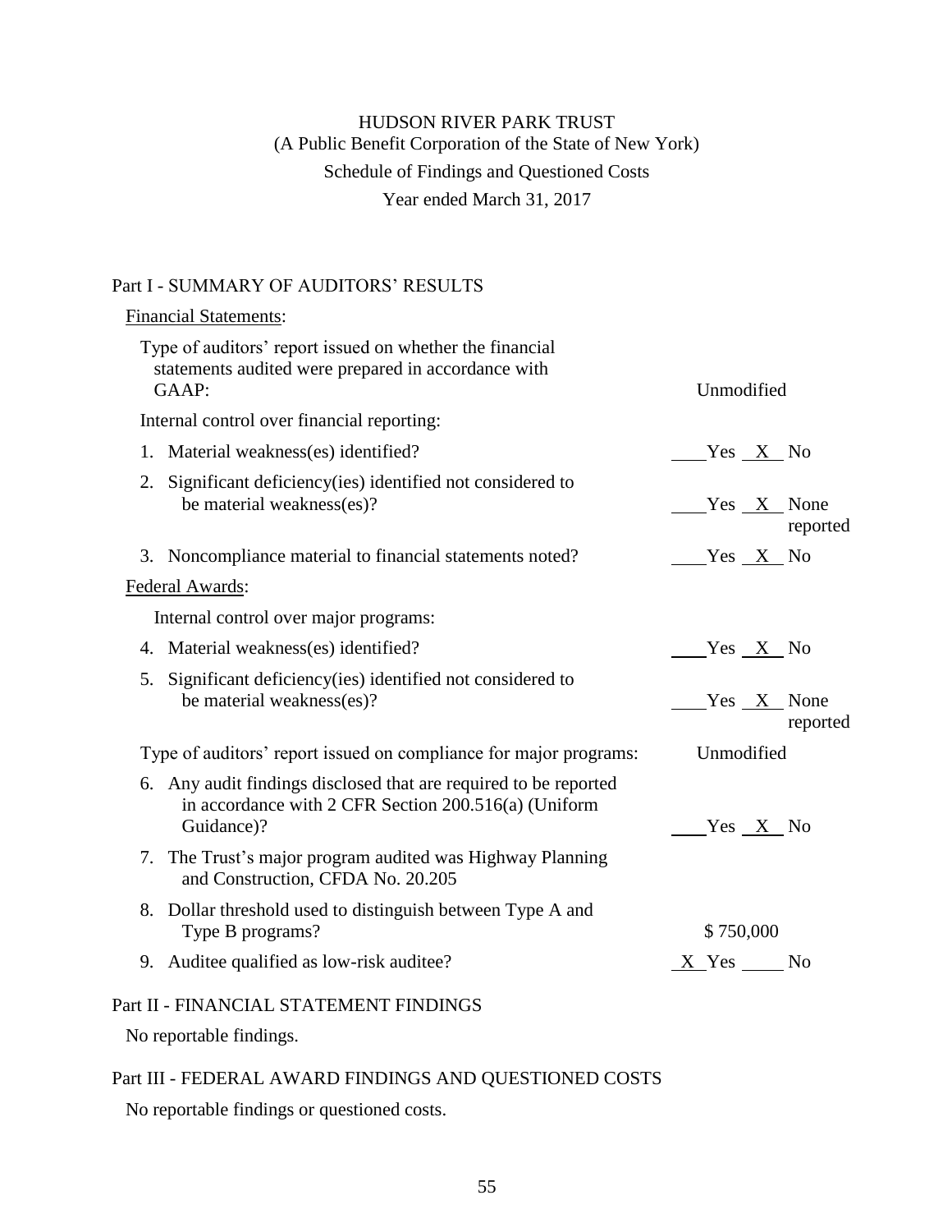# HUDSON RIVER PARK TRUST

(A Public Benefit Corporation of the State of New York)

Schedule of Findings and Questioned Costs

Year ended March 31, 2017

## Part I - SUMMARY OF AUDITORS' RESULTS

Financial Statements:

| | |
|---|---|
| Type of auditors' report issued on whether the financial statements audited were prepared in accordance with GAAP: | Unmodified |
| Internal control over financial reporting: | |
| 1. Material weakness(es) identified? | ___ Yes _X_ No |
| 2. Significant deficiency(ies) identified not considered to be material weakness(es)? | ___ Yes _X_ None reported |
| 3. Noncompliance material to financial statements noted? | ___ Yes _X_ No |

Federal Awards:

| | |
|---|---|
| Internal control over major programs: | |
| 4. Material weakness(es) identified? | ___ Yes _X_ No |
| 5. Significant deficiency(ies) identified not considered to be material weakness(es)? | ___ Yes _X_ None reported |
| Type of auditors' report issued on compliance for major programs: | Unmodified |
| 6. Any audit findings disclosed that are required to be reported in accordance with 2 CFR Section 200.516(a) (Uniform Guidance)? | ___ Yes _X_ No |
| 7. The Trust's major program audited was Highway Planning and Construction, CFDA No. 20.205 | |
| 8. Dollar threshold used to distinguish between Type A and Type B programs? | $ 750,000 |
| 9. Auditee qualified as low-risk auditee? | _X_ Yes ___ No |

## Part II - FINANCIAL STATEMENT FINDINGS

No reportable findings.

## Part III - FEDERAL AWARD FINDINGS AND QUESTIONED COSTS

No reportable findings or questioned costs.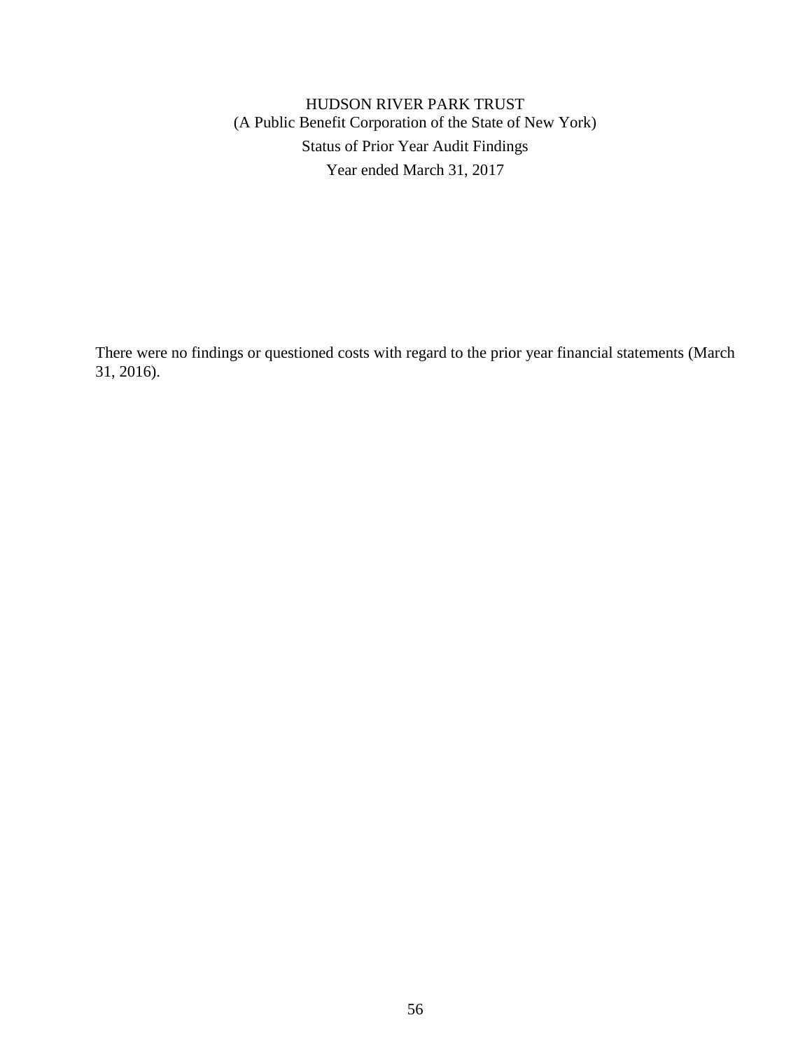# HUDSON RIVER PARK TRUST

(A Public Benefit Corporation of the State of New York)

Status of Prior Year Audit Findings

Year ended March 31, 2017

There were no findings or questioned costs with regard to the prior year financial statements (March 31, 2016).